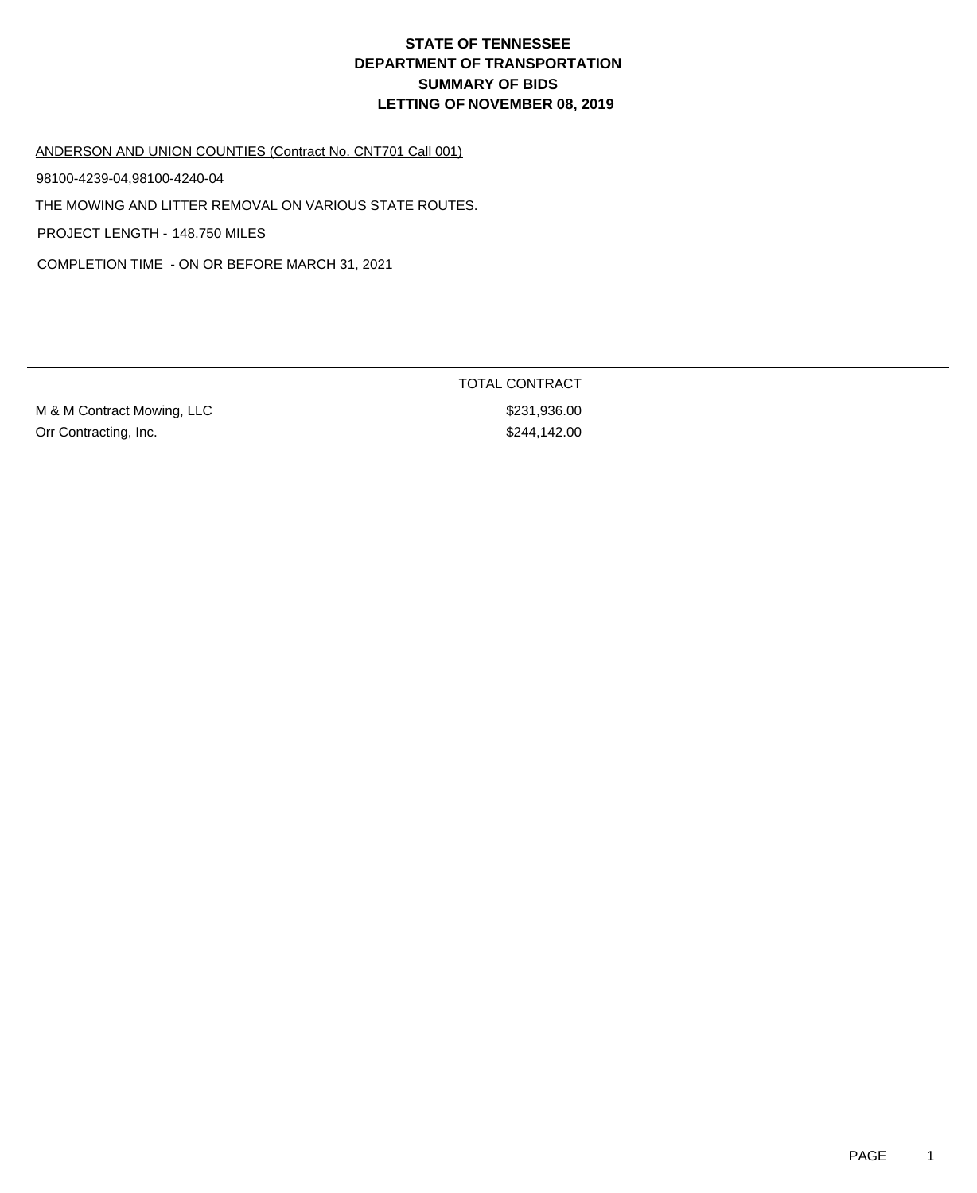# STATE OF TENNESSEE
# DEPARTMENT OF TRANSPORTATION
# SUMMARY OF BIDS
# LETTING OF NOVEMBER 08, 2019

ANDERSON AND UNION COUNTIES (Contract No. CNT701 Call 001)

98100-4239-04,98100-4240-04

THE MOWING AND LITTER REMOVAL ON VARIOUS STATE ROUTES.

PROJECT LENGTH - 148.750 MILES

COMPLETION TIME - ON OR BEFORE MARCH 31, 2021

| | TOTAL CONTRACT |
|---|---|
| M & M Contract Mowing, LLC | $231,936.00 |
| Orr Contracting, Inc. | $244,142.00 |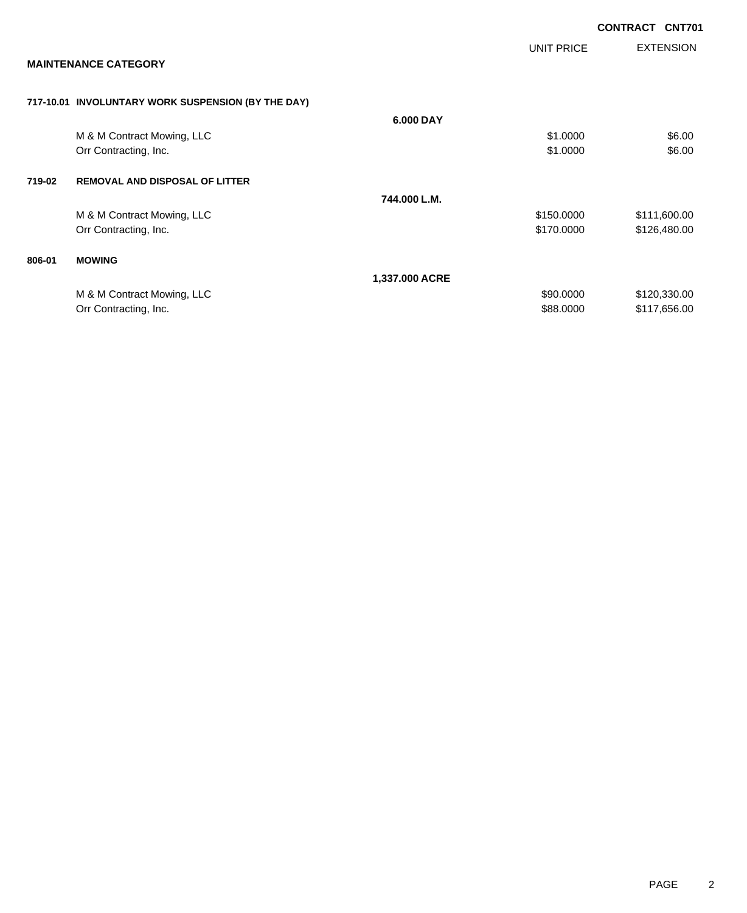**CONTRACT CNT701**

**MAINTENANCE CATEGORY**

| | | | UNIT PRICE | EXTENSION |
|---|---|---|---|---|
| **717-10.01** | **INVOLUNTARY WORK SUSPENSION (BY THE DAY)** | | | |
| | | **6.000 DAY** | | |
| | M & M Contract Mowing, LLC | | $1.0000 | $6.00 |
| | Orr Contracting, Inc. | | $1.0000 | $6.00 |
| **719-02** | **REMOVAL AND DISPOSAL OF LITTER** | | | |
| | | **744.000 L.M.** | | |
| | M & M Contract Mowing, LLC | | $150.0000 | $111,600.00 |
| | Orr Contracting, Inc. | | $170.0000 | $126,480.00 |
| **806-01** | **MOWING** | | | |
| | | **1,337.000 ACRE** | | |
| | M & M Contract Mowing, LLC | | $90.0000 | $120,330.00 |
| | Orr Contracting, Inc. | | $88.0000 | $117,656.00 |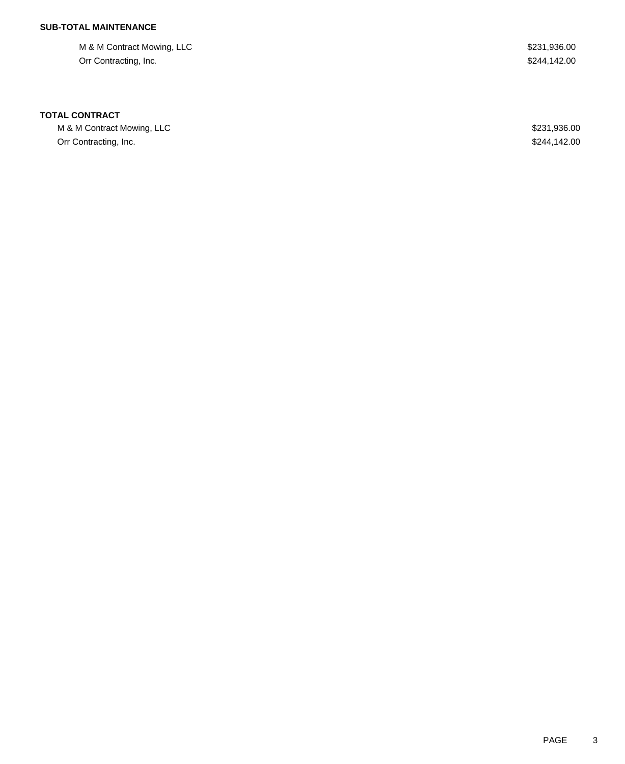**SUB-TOTAL MAINTENANCE**

| | |
|---|---|
| M & M Contract Mowing, LLC | $231,936.00 |
| Orr Contracting, Inc. | $244,142.00 |

**TOTAL CONTRACT**

| | |
|---|---|
| M & M Contract Mowing, LLC | $231,936.00 |
| Orr Contracting, Inc. | $244,142.00 |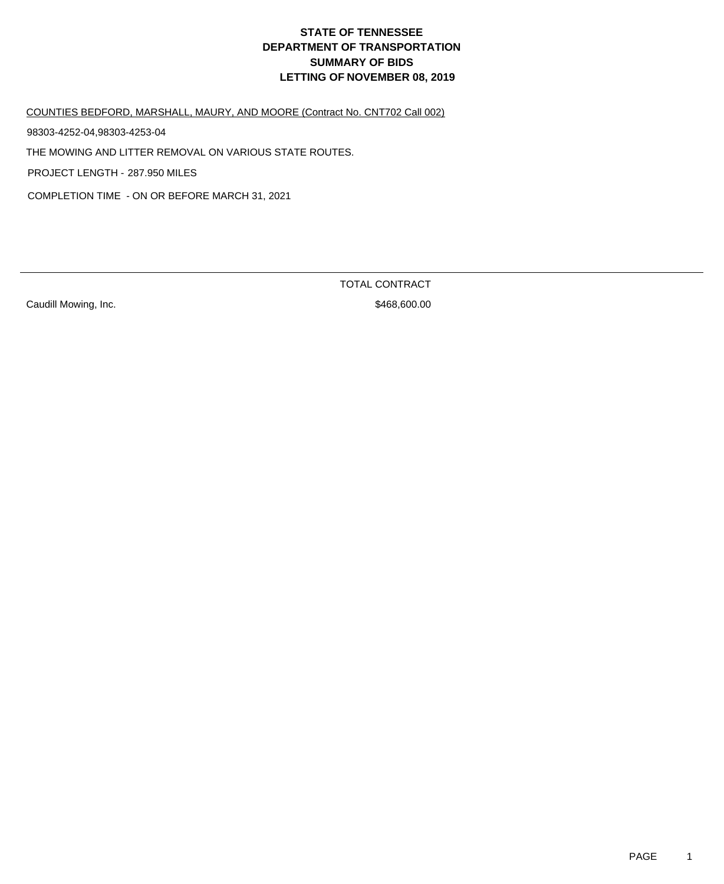# STATE OF TENNESSEE
# DEPARTMENT OF TRANSPORTATION
# SUMMARY OF BIDS
# LETTING OF NOVEMBER 08, 2019

COUNTIES BEDFORD, MARSHALL, MAURY, AND MOORE (Contract No. CNT702 Call 002)

98303-4252-04,98303-4253-04

THE MOWING AND LITTER REMOVAL ON VARIOUS STATE ROUTES.

PROJECT LENGTH - 287.950 MILES

COMPLETION TIME - ON OR BEFORE MARCH 31, 2021

| | TOTAL CONTRACT |
|---|---|
| Caudill Mowing, Inc. | $468,600.00 |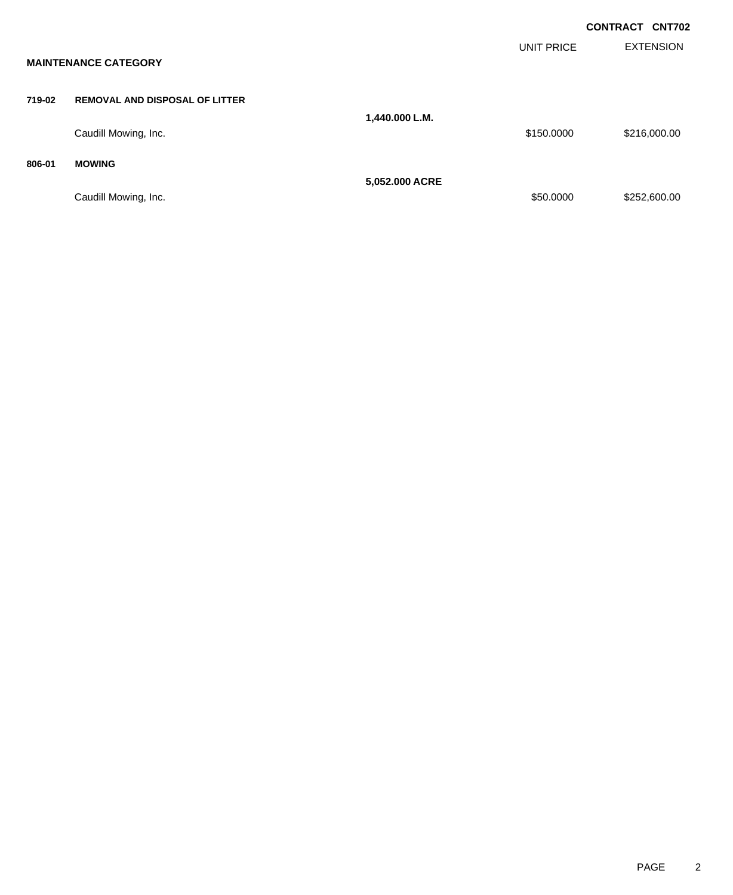**CONTRACT CNT702**

**MAINTENANCE CATEGORY**

| | | | UNIT PRICE | EXTENSION |
|---|---|---|---|---|
| **719-02** | **REMOVAL AND DISPOSAL OF LITTER** | | | |
| | | **1,440.000 L.M.** | | |
| | Caudill Mowing, Inc. | | $150.0000 | $216,000.00 |
| **806-01** | **MOWING** | | | |
| | | **5,052.000 ACRE** | | |
| | Caudill Mowing, Inc. | | $50.0000 | $252,600.00 |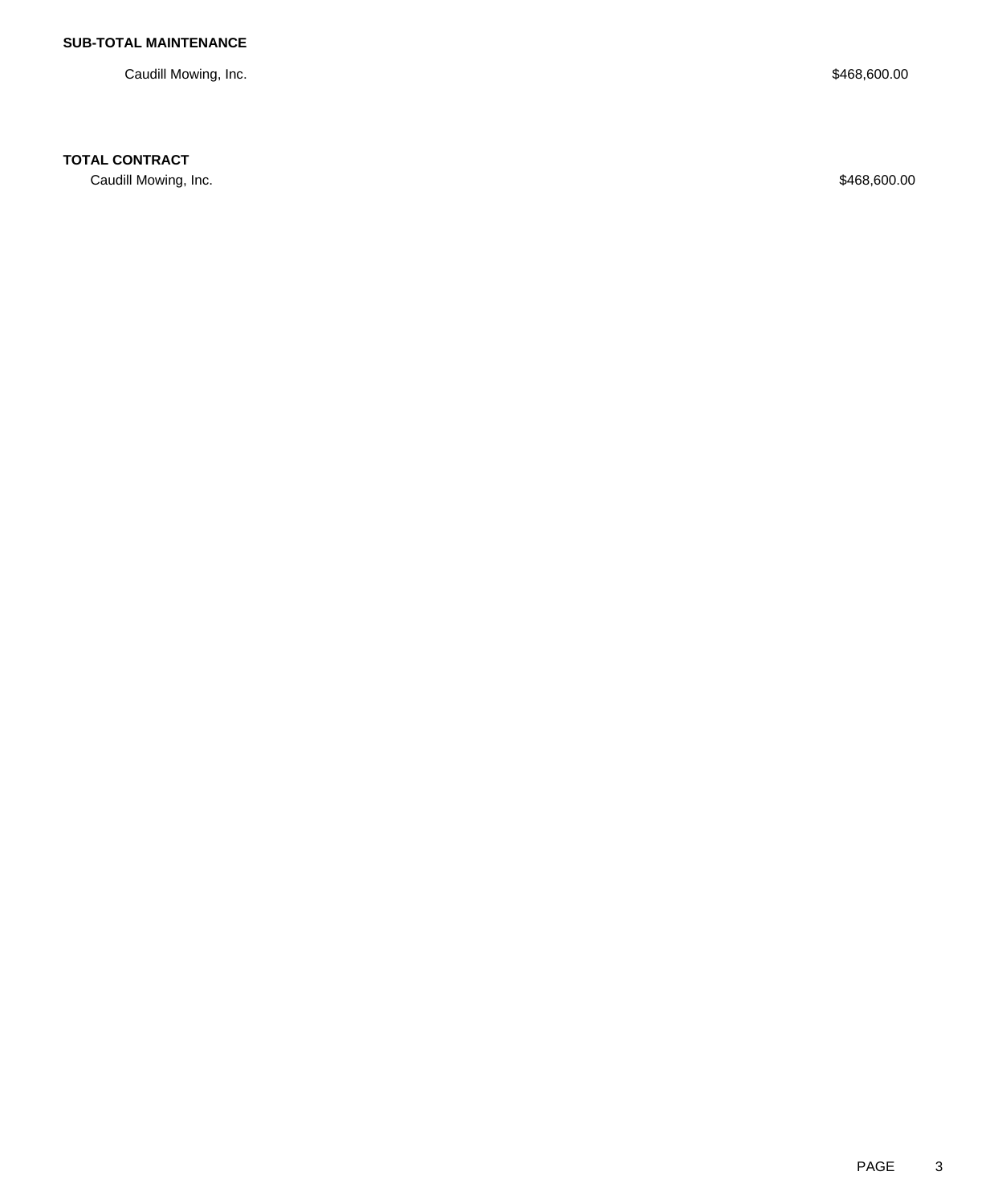**SUB-TOTAL MAINTENANCE**

| | |
|---|---|
| Caudill Mowing, Inc. | $468,600.00 |

**TOTAL CONTRACT**

| | |
|---|---|
| Caudill Mowing, Inc. | $468,600.00 |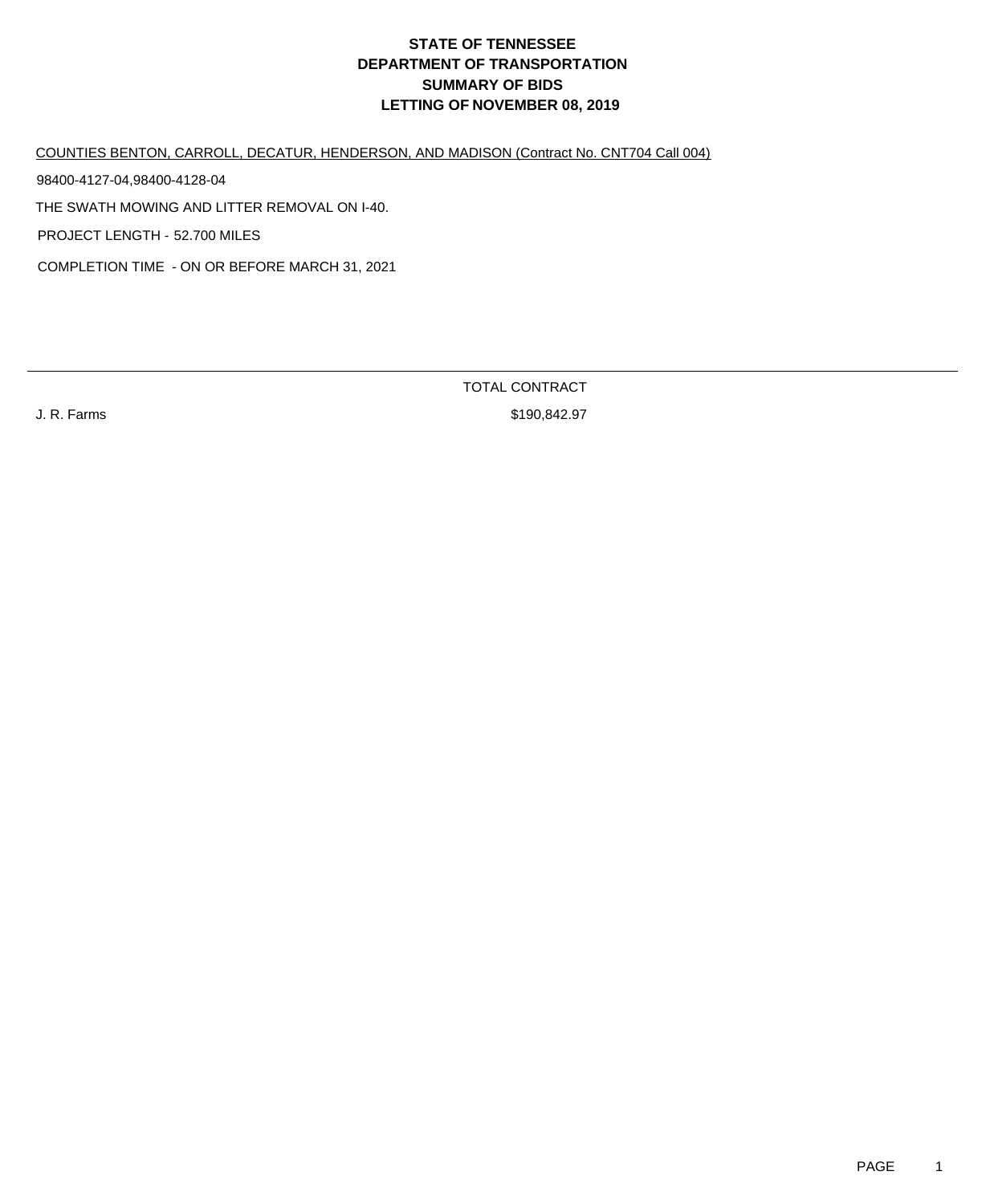# STATE OF TENNESSEE
# DEPARTMENT OF TRANSPORTATION
# SUMMARY OF BIDS
# LETTING OF NOVEMBER 08, 2019

COUNTIES BENTON, CARROLL, DECATUR, HENDERSON, AND MADISON (Contract No. CNT704 Call 004)

98400-4127-04,98400-4128-04

THE SWATH MOWING AND LITTER REMOVAL ON I-40.

PROJECT LENGTH - 52.700 MILES

COMPLETION TIME - ON OR BEFORE MARCH 31, 2021

| | TOTAL CONTRACT |
|---|---|
| J. R. Farms | $190,842.97 |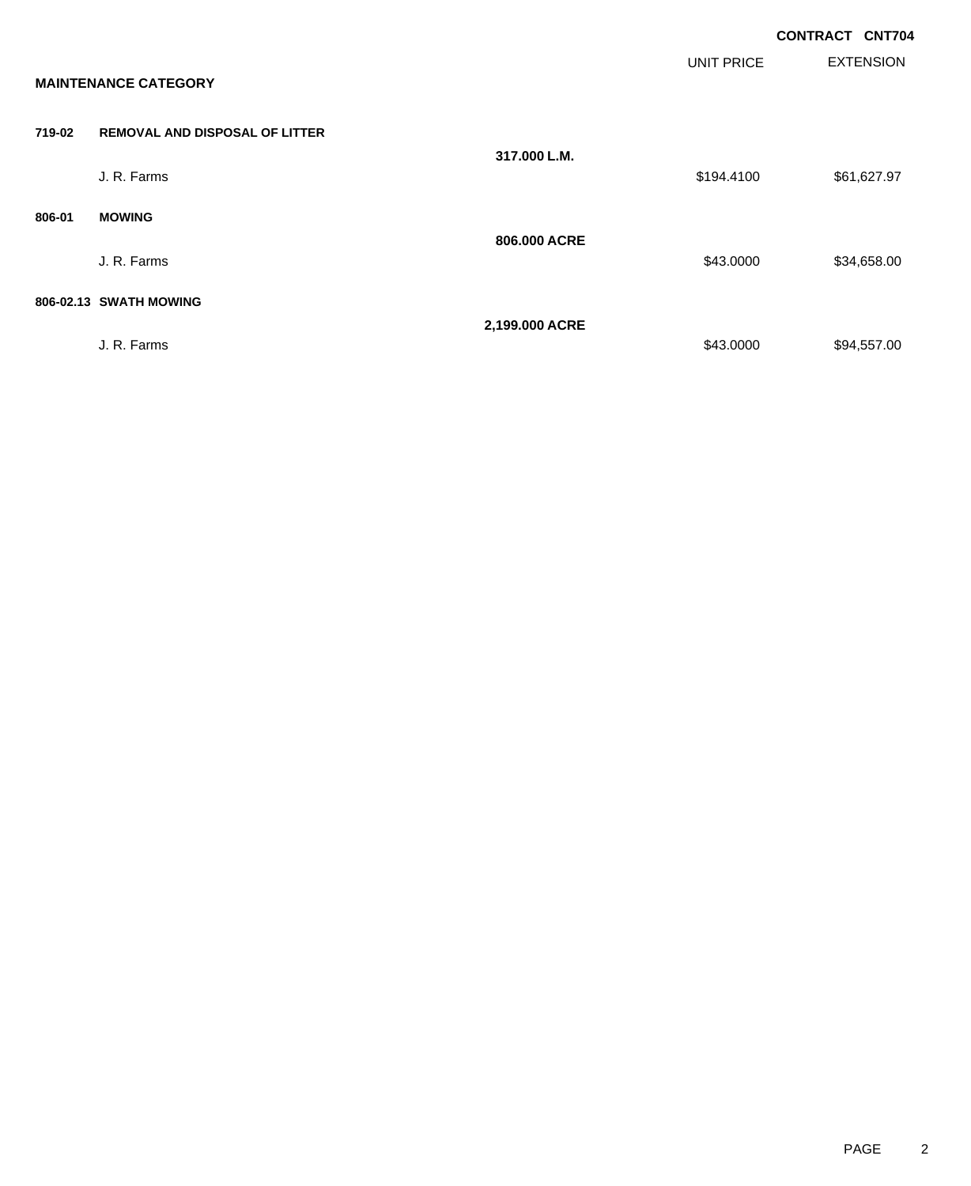**CONTRACT CNT704**

**MAINTENANCE CATEGORY**

| | | | UNIT PRICE | EXTENSION |
|---|---|---|---|---|
| **719-02** | **REMOVAL AND DISPOSAL OF LITTER** | **317.000 L.M.** | | |
| | J. R. Farms | | $194.4100 | $61,627.97 |
| **806-01** | **MOWING** | **806.000 ACRE** | | |
| | J. R. Farms | | $43.0000 | $34,658.00 |
| **806-02.13** | **SWATH MOWING** | **2,199.000 ACRE** | | |
| | J. R. Farms | | $43.0000 | $94,557.00 |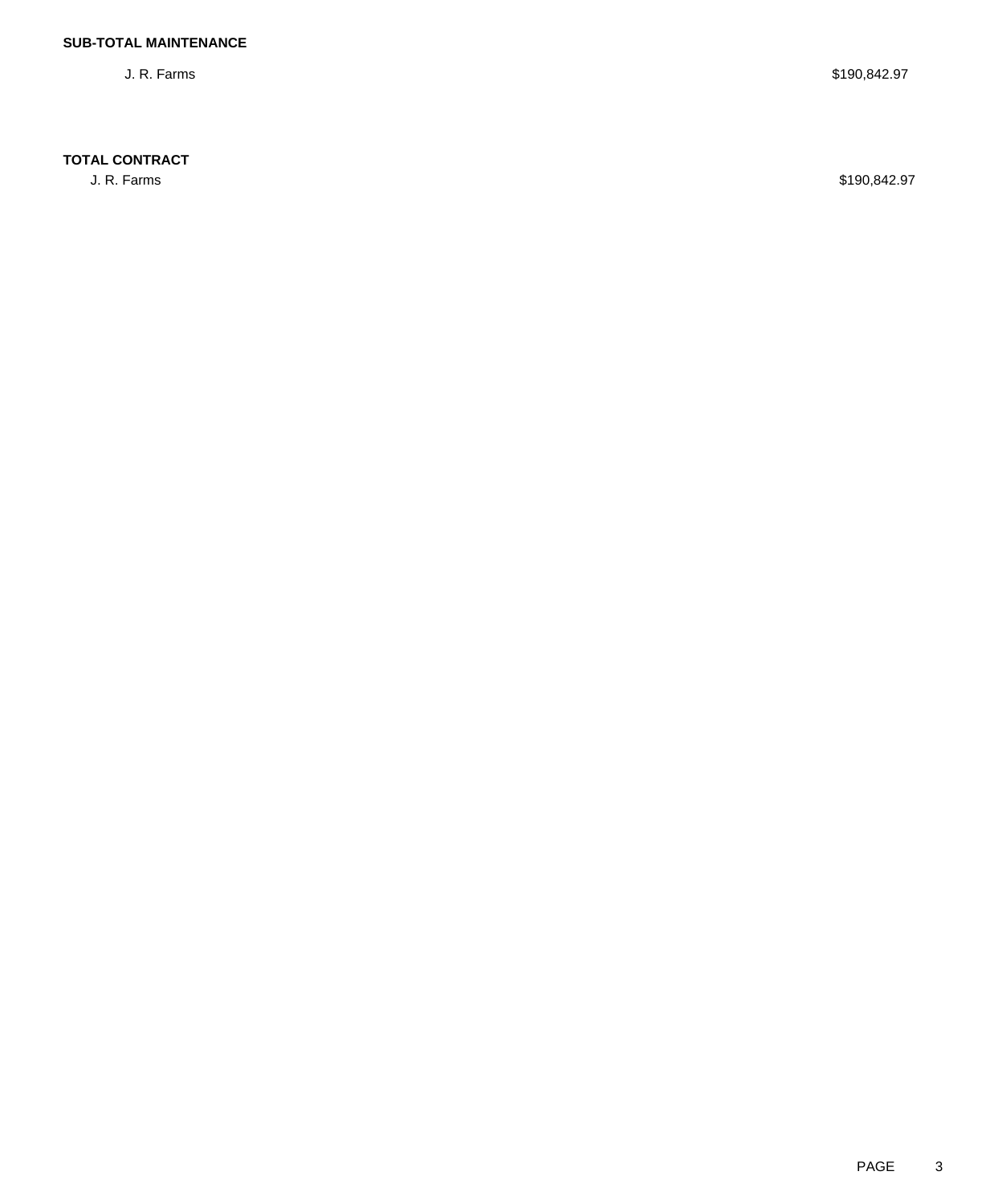**SUB-TOTAL MAINTENANCE**

| | |
|---|---|
| J. R. Farms | $190,842.97 |

**TOTAL CONTRACT**

| | |
|---|---|
| J. R. Farms | $190,842.97 |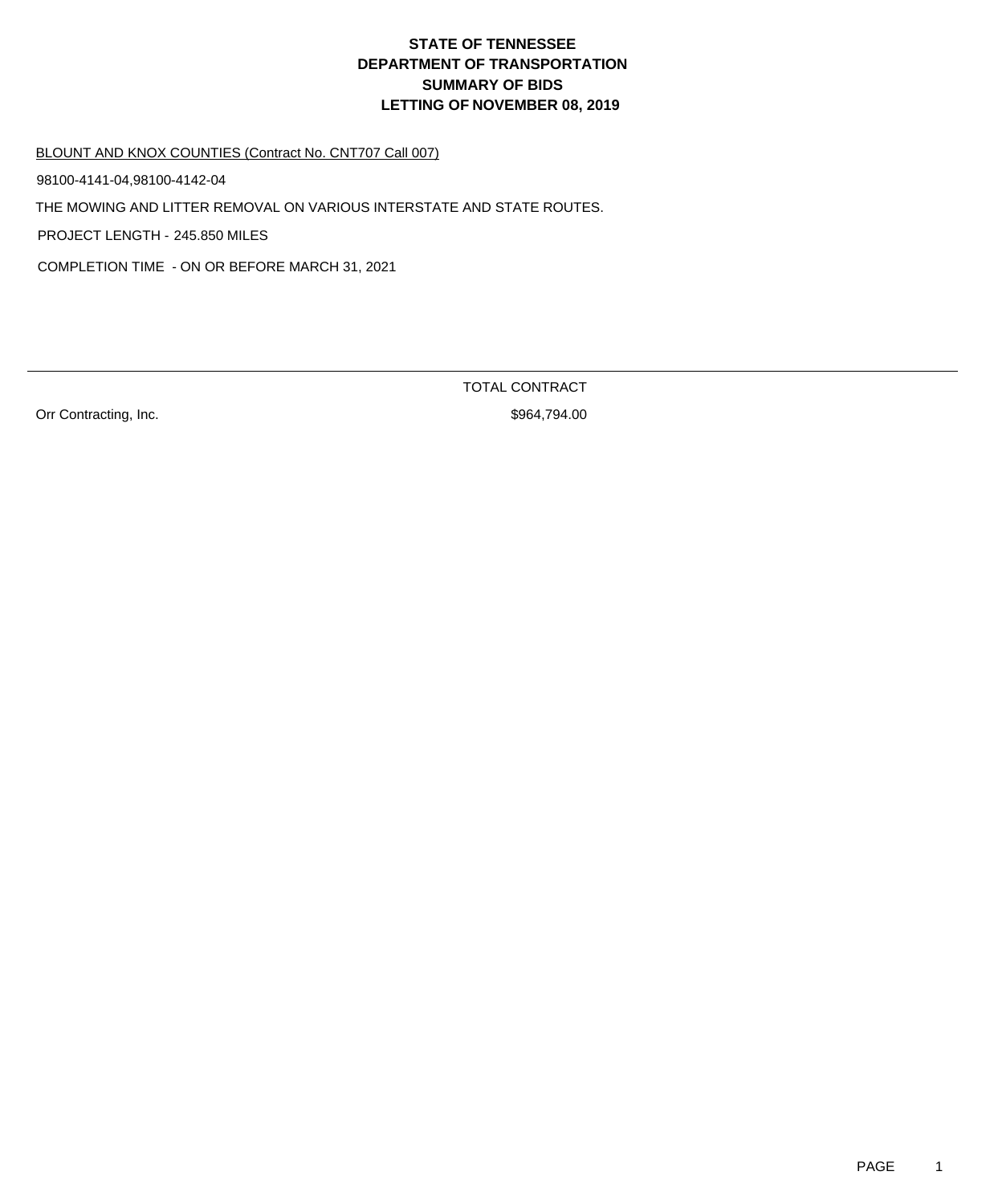# STATE OF TENNESSEE
# DEPARTMENT OF TRANSPORTATION
# SUMMARY OF BIDS
# LETTING OF NOVEMBER 08, 2019

BLOUNT AND KNOX COUNTIES (Contract No. CNT707 Call 007)

98100-4141-04,98100-4142-04

THE MOWING AND LITTER REMOVAL ON VARIOUS INTERSTATE AND STATE ROUTES.

PROJECT LENGTH - 245.850 MILES

COMPLETION TIME - ON OR BEFORE MARCH 31, 2021

| | TOTAL CONTRACT |
|---|---|
| Orr Contracting, Inc. | $964,794.00 |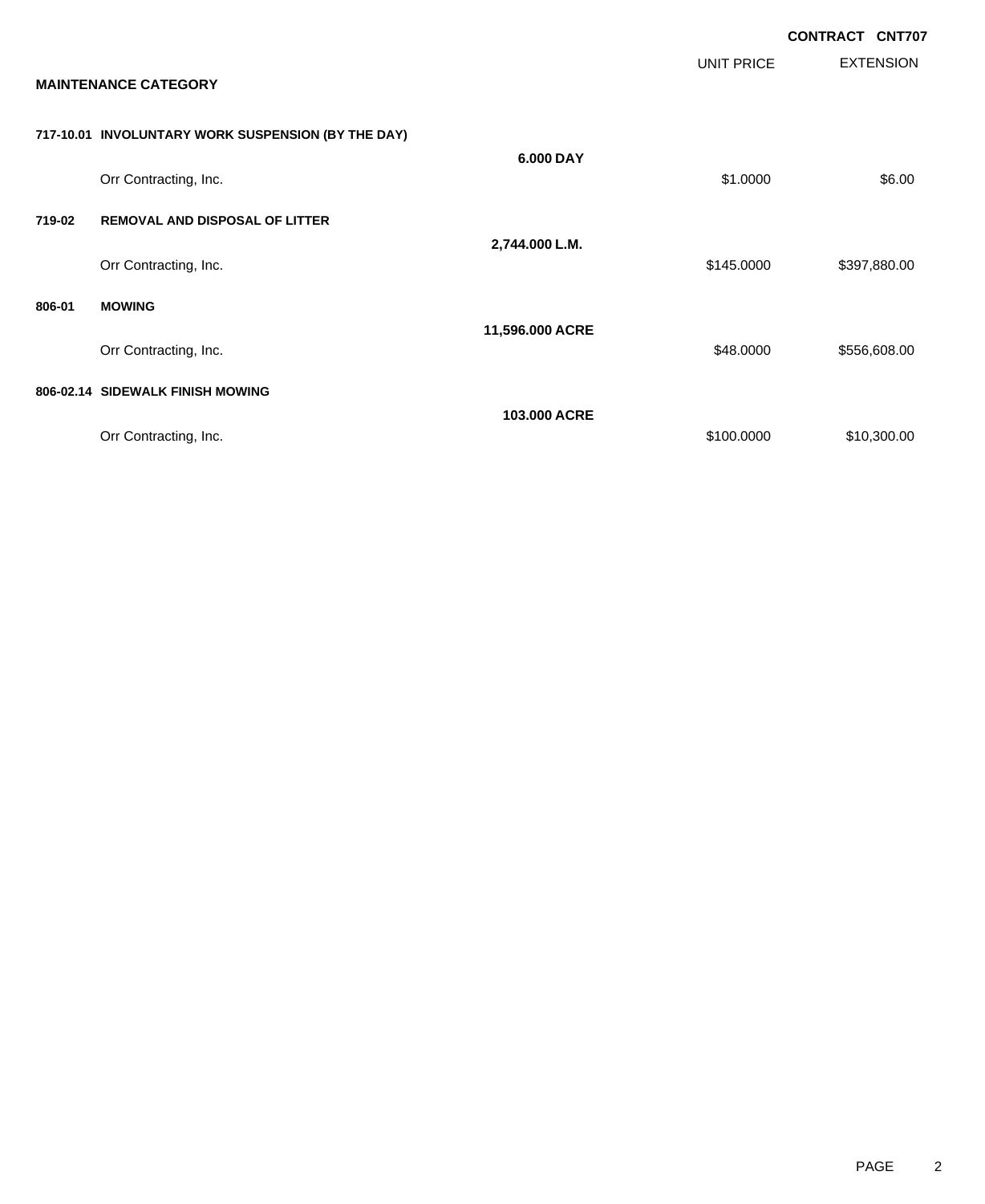**CONTRACT CNT707**

## MAINTENANCE CATEGORY

| | | | UNIT PRICE | EXTENSION |
|---|---|---|---|---|
| **717-10.01** | **INVOLUNTARY WORK SUSPENSION (BY THE DAY)** | | | |
| | | **6.000 DAY** | | |
| | Orr Contracting, Inc. | | $1.0000 | $6.00 |
| **719-02** | **REMOVAL AND DISPOSAL OF LITTER** | | | |
| | | **2,744.000 L.M.** | | |
| | Orr Contracting, Inc. | | $145.0000 | $397,880.00 |
| **806-01** | **MOWING** | | | |
| | | **11,596.000 ACRE** | | |
| | Orr Contracting, Inc. | | $48.0000 | $556,608.00 |
| **806-02.14** | **SIDEWALK FINISH MOWING** | | | |
| | | **103.000 ACRE** | | |
| | Orr Contracting, Inc. | | $100.0000 | $10,300.00 |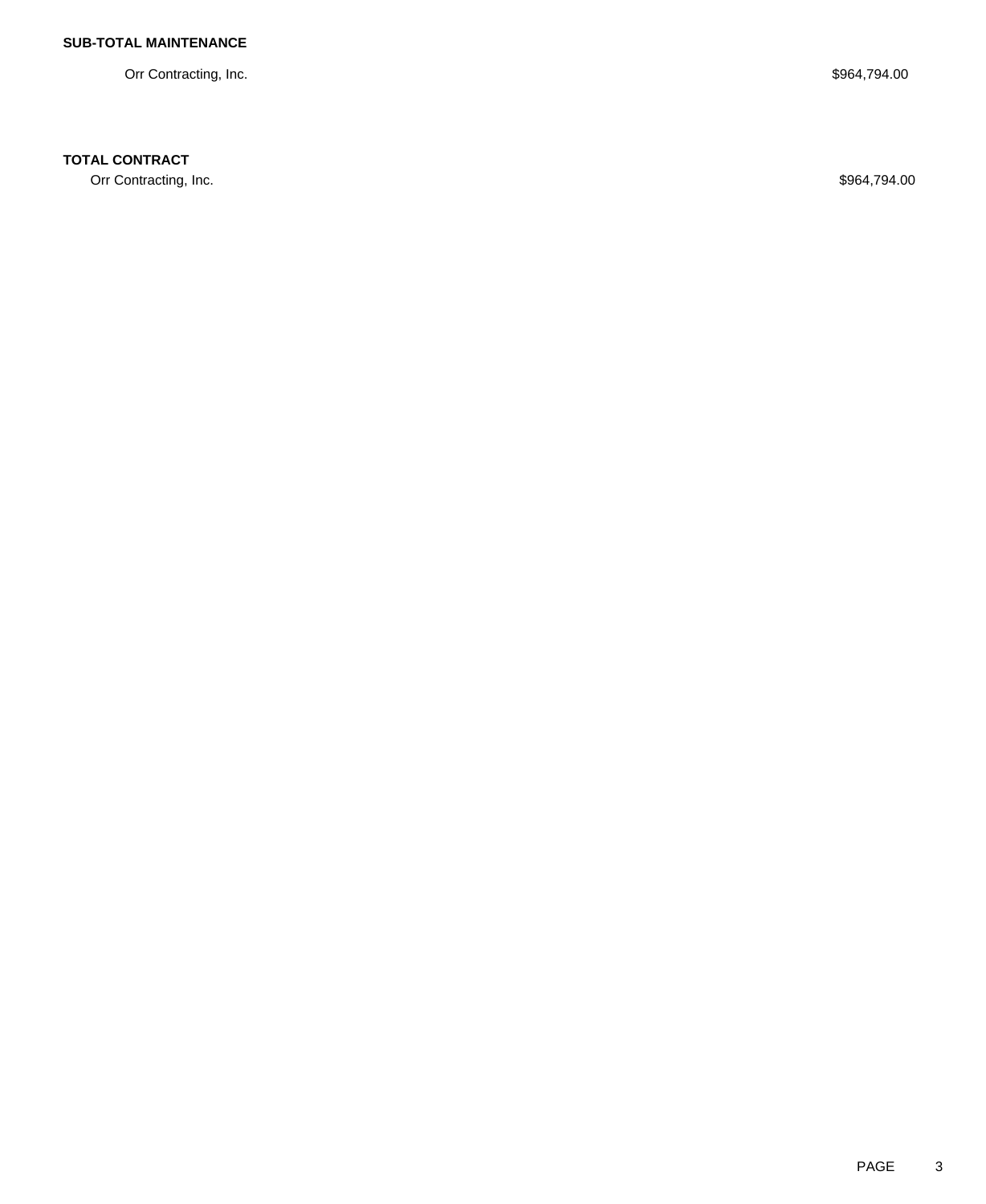**SUB-TOTAL MAINTENANCE**

| | |
|---|---|
| Orr Contracting, Inc. | $964,794.00 |

**TOTAL CONTRACT**

| | |
|---|---|
| Orr Contracting, Inc. | $964,794.00 |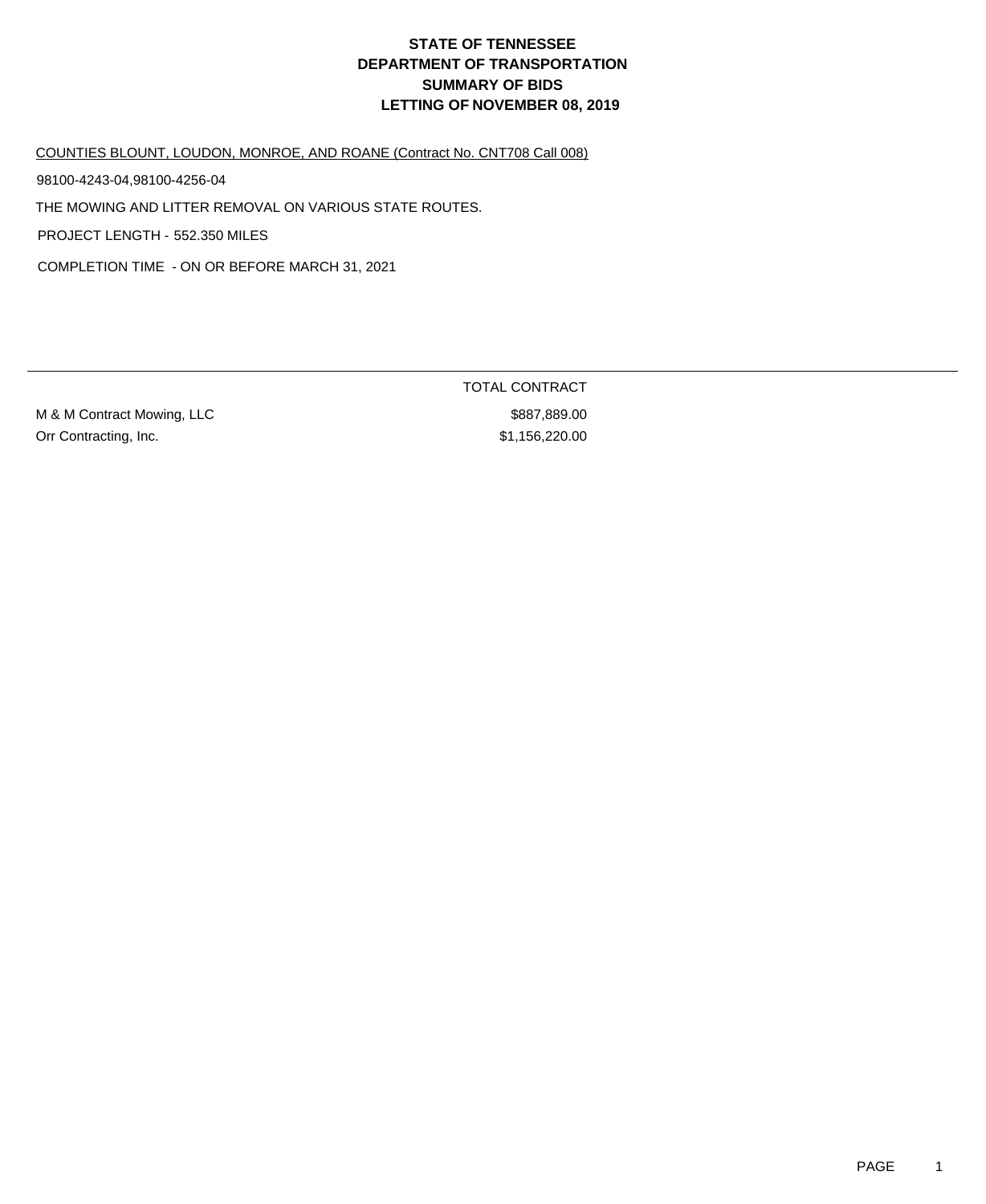# STATE OF TENNESSEE
# DEPARTMENT OF TRANSPORTATION
# SUMMARY OF BIDS
# LETTING OF NOVEMBER 08, 2019

COUNTIES BLOUNT, LOUDON, MONROE, AND ROANE (Contract No. CNT708 Call 008)

98100-4243-04,98100-4256-04

THE MOWING AND LITTER REMOVAL ON VARIOUS STATE ROUTES.

PROJECT LENGTH - 552.350 MILES

COMPLETION TIME - ON OR BEFORE MARCH 31, 2021

| | TOTAL CONTRACT |
|---|---|
| M & M Contract Mowing, LLC | $887,889.00 |
| Orr Contracting, Inc. | $1,156,220.00 |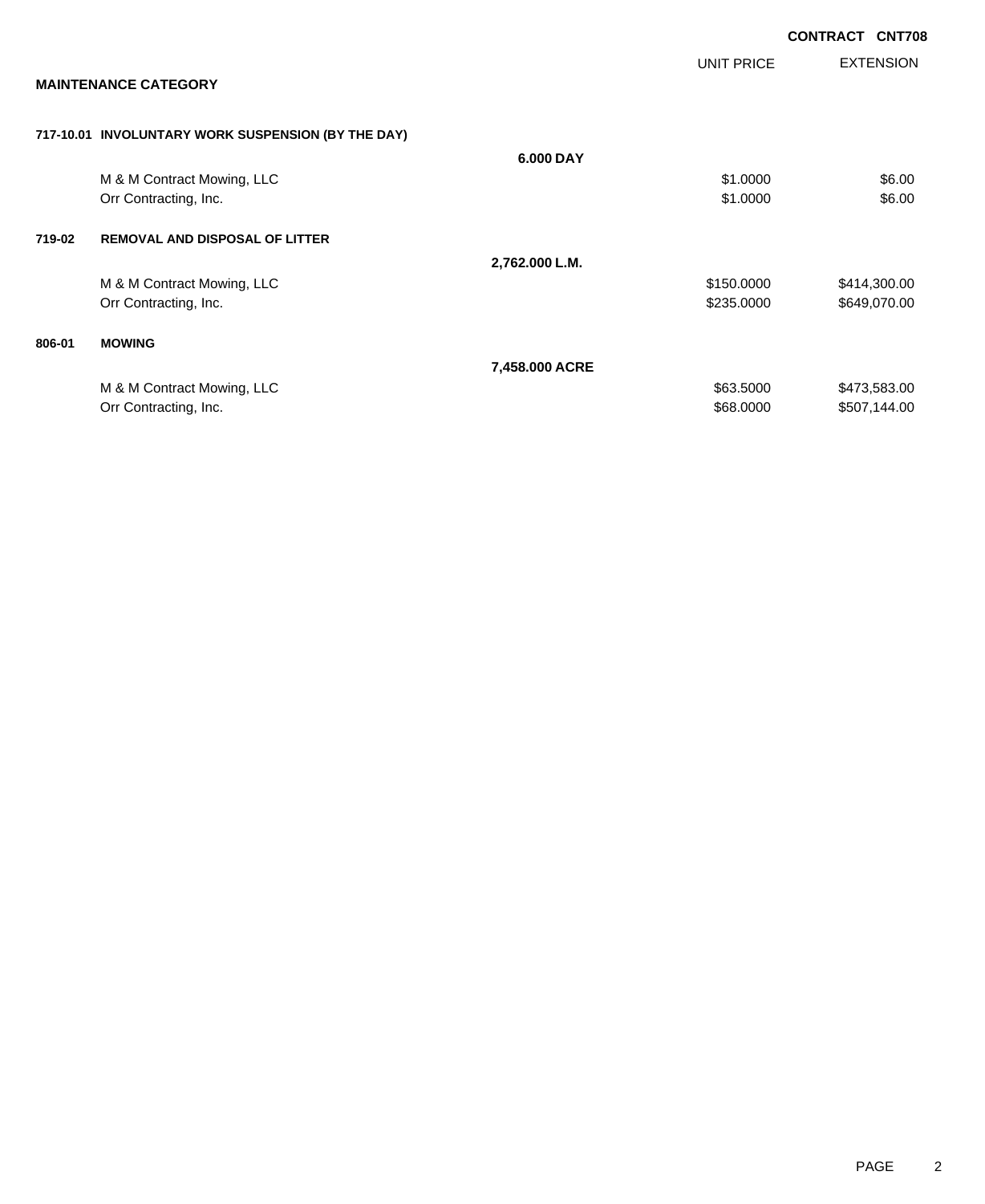CONTRACT CNT708

## MAINTENANCE CATEGORY

| | | | UNIT PRICE | EXTENSION |
|---|---|---|---|---|
| **717-10.01** | **INVOLUNTARY WORK SUSPENSION (BY THE DAY)** | | | |
| | | **6.000 DAY** | | |
| | M & M Contract Mowing, LLC | | $1.0000 | $6.00 |
| | Orr Contracting, Inc. | | $1.0000 | $6.00 |
| **719-02** | **REMOVAL AND DISPOSAL OF LITTER** | | | |
| | | **2,762.000 L.M.** | | |
| | M & M Contract Mowing, LLC | | $150.0000 | $414,300.00 |
| | Orr Contracting, Inc. | | $235.0000 | $649,070.00 |
| **806-01** | **MOWING** | | | |
| | | **7,458.000 ACRE** | | |
| | M & M Contract Mowing, LLC | | $63.5000 | $473,583.00 |
| | Orr Contracting, Inc. | | $68.0000 | $507,144.00 |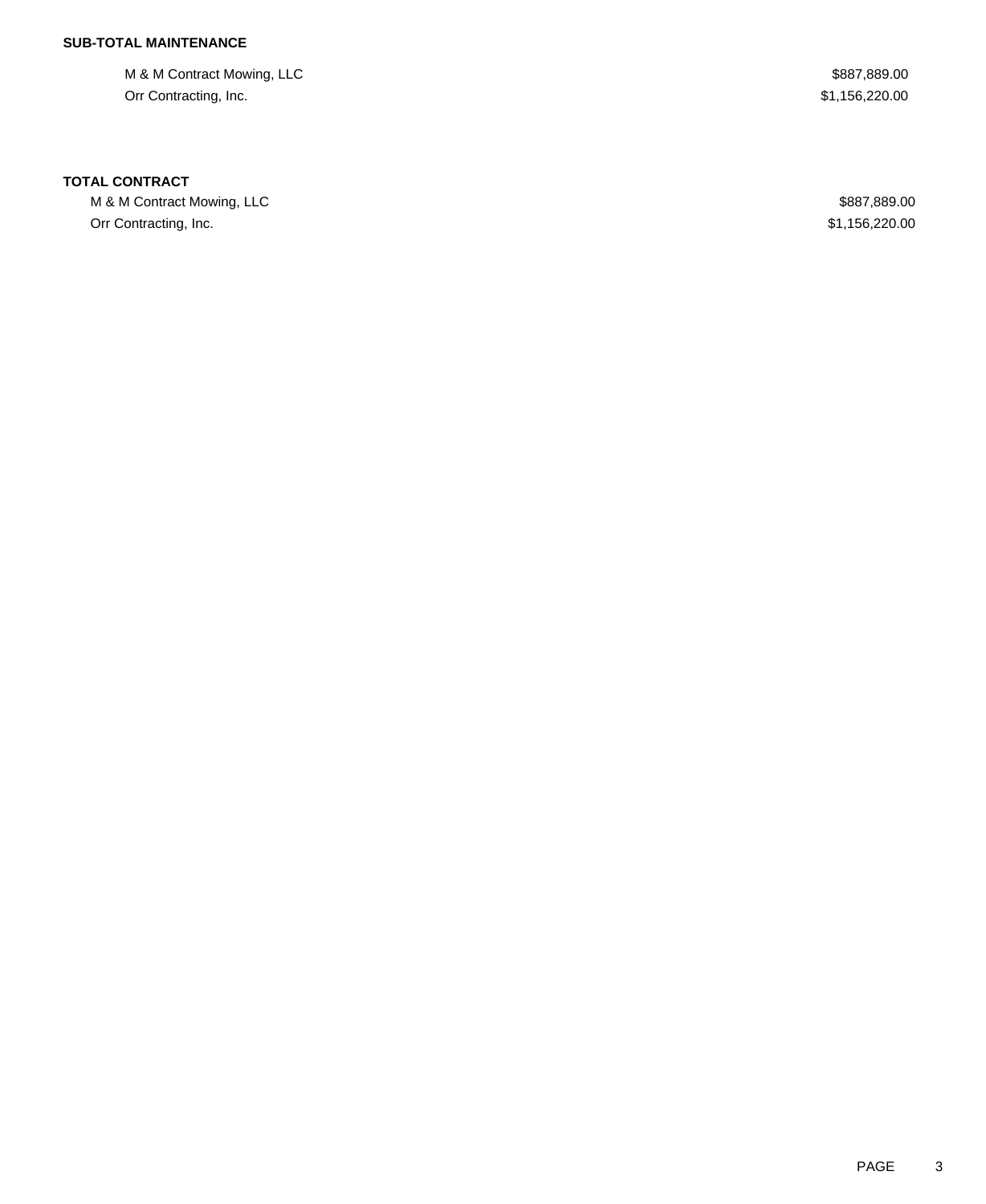**SUB-TOTAL MAINTENANCE**

| | |
|---|---|
| M & M Contract Mowing, LLC | $887,889.00 |
| Orr Contracting, Inc. | $1,156,220.00 |

**TOTAL CONTRACT**

| | |
|---|---|
| M & M Contract Mowing, LLC | $887,889.00 |
| Orr Contracting, Inc. | $1,156,220.00 |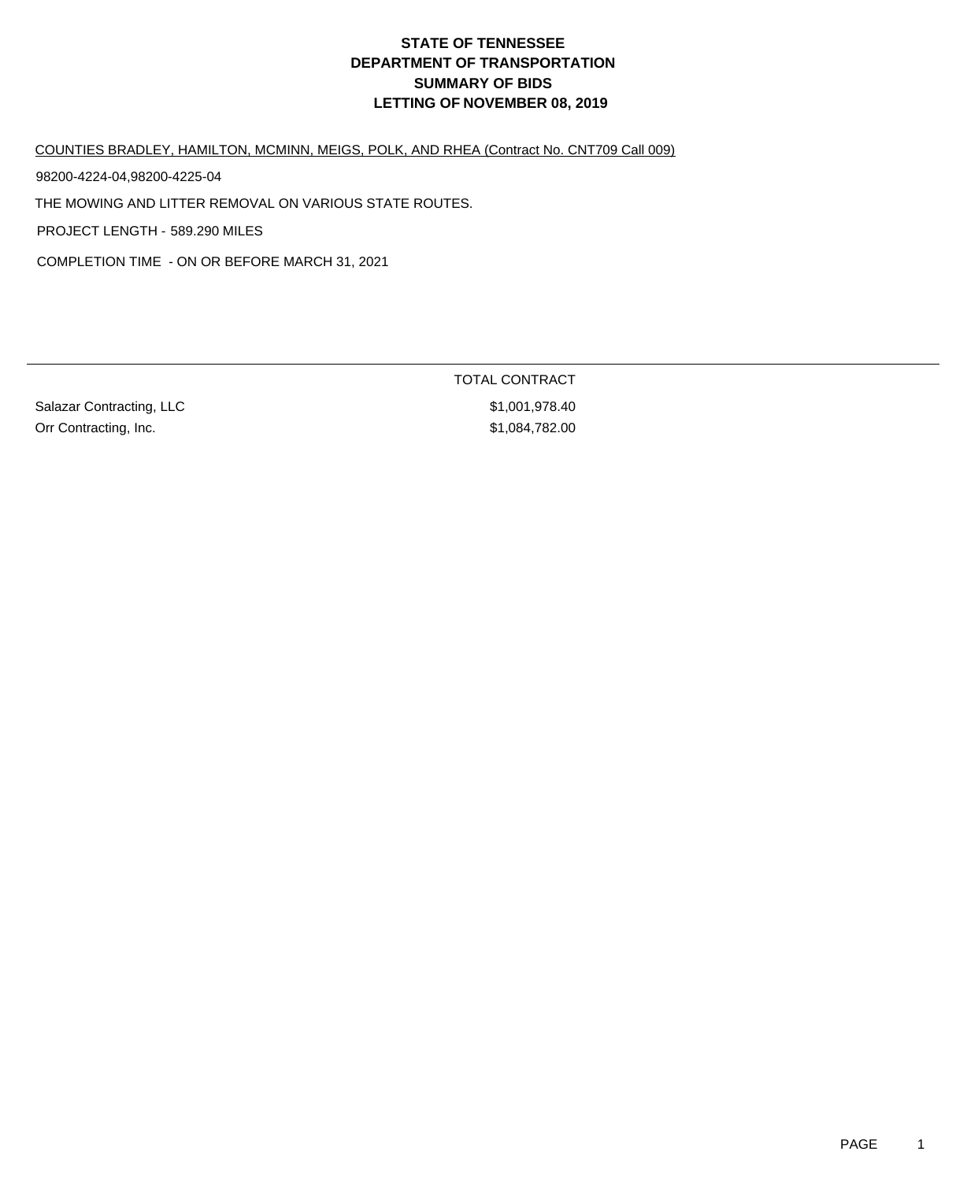# STATE OF TENNESSEE
# DEPARTMENT OF TRANSPORTATION
# SUMMARY OF BIDS
# LETTING OF NOVEMBER 08, 2019

COUNTIES BRADLEY, HAMILTON, MCMINN, MEIGS, POLK, AND RHEA (Contract No. CNT709 Call 009)

98200-4224-04,98200-4225-04

THE MOWING AND LITTER REMOVAL ON VARIOUS STATE ROUTES.

PROJECT LENGTH - 589.290 MILES

COMPLETION TIME - ON OR BEFORE MARCH 31, 2021

| | TOTAL CONTRACT |
|---|---|
| Salazar Contracting, LLC | $1,001,978.40 |
| Orr Contracting, Inc. | $1,084,782.00 |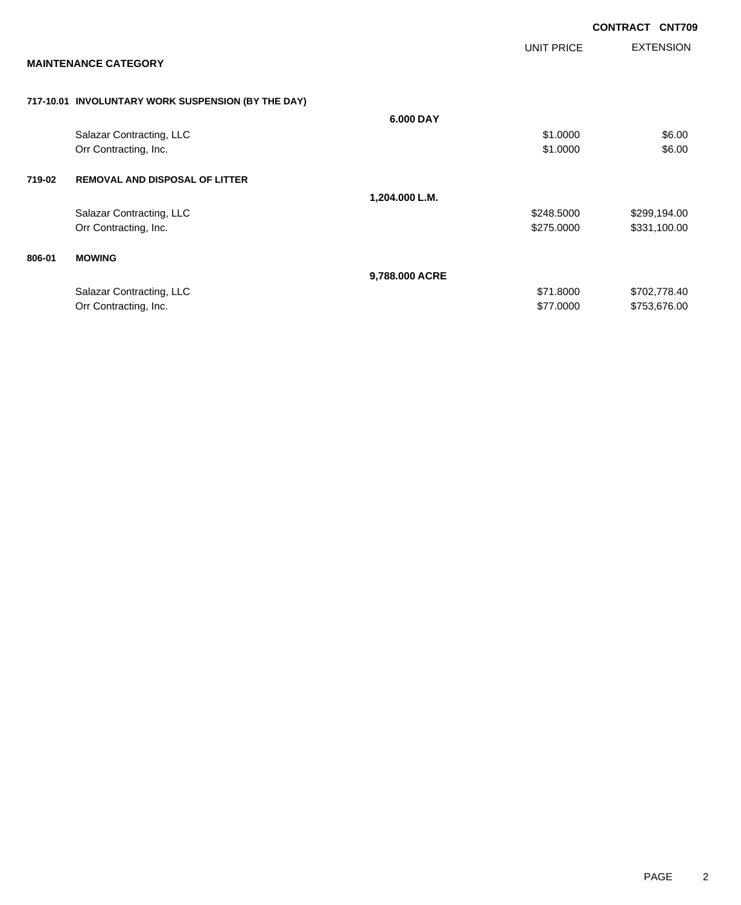**CONTRACT CNT709**

## MAINTENANCE CATEGORY

| | | | UNIT PRICE | EXTENSION |
|---|---|---|---|---|
| **717-10.01** | **INVOLUNTARY WORK SUSPENSION (BY THE DAY)** | | | |
| | | **6.000 DAY** | | |
| | Salazar Contracting, LLC | | $1.0000 | $6.00 |
| | Orr Contracting, Inc. | | $1.0000 | $6.00 |
| **719-02** | **REMOVAL AND DISPOSAL OF LITTER** | | | |
| | | **1,204.000 L.M.** | | |
| | Salazar Contracting, LLC | | $248.5000 | $299,194.00 |
| | Orr Contracting, Inc. | | $275.0000 | $331,100.00 |
| **806-01** | **MOWING** | | | |
| | | **9,788.000 ACRE** | | |
| | Salazar Contracting, LLC | | $71.8000 | $702,778.40 |
| | Orr Contracting, Inc. | | $77.0000 | $753,676.00 |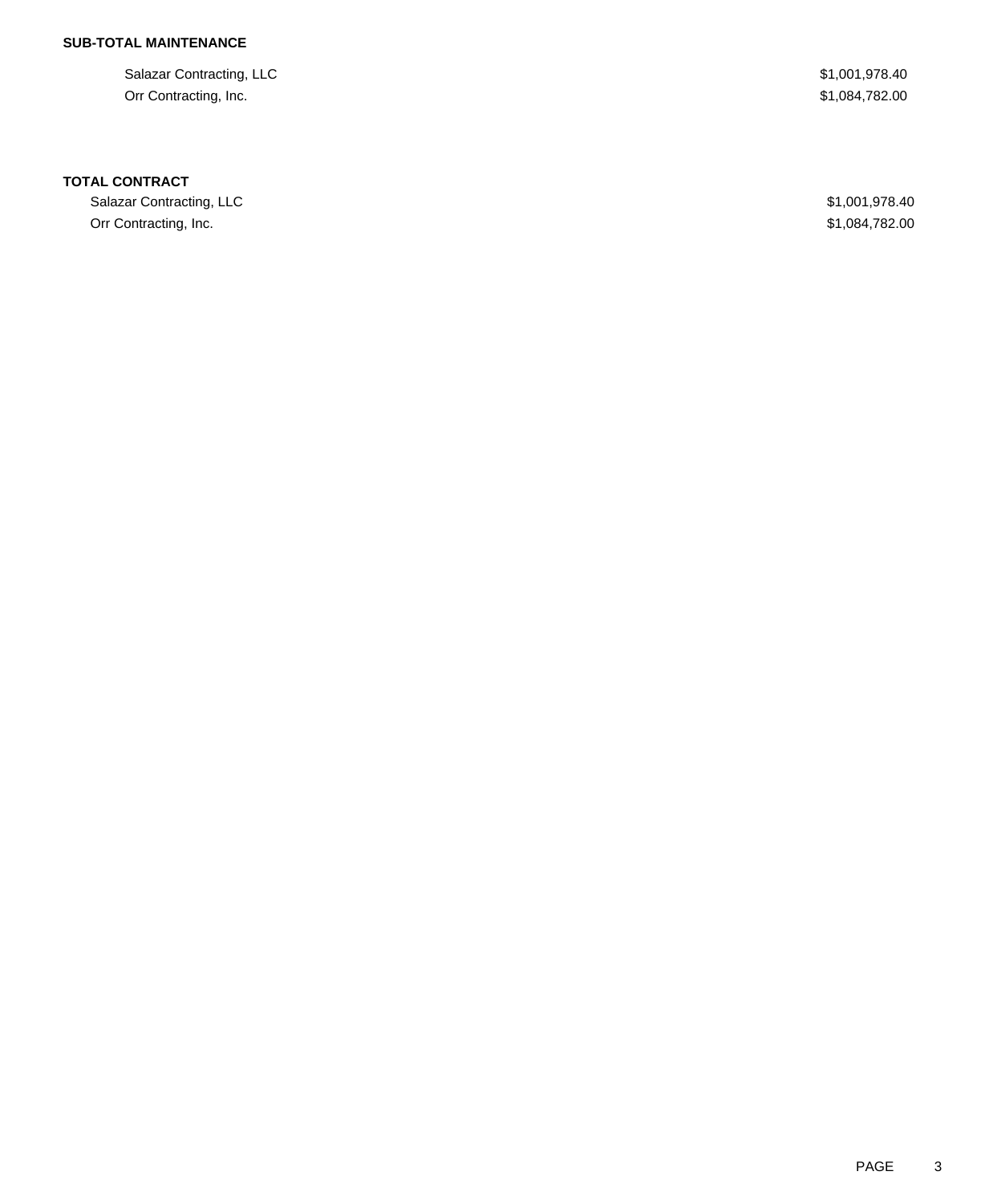**SUB-TOTAL MAINTENANCE**

| | |
|---|---|
| Salazar Contracting, LLC | $1,001,978.40 |
| Orr Contracting, Inc. | $1,084,782.00 |

**TOTAL CONTRACT**

| | |
|---|---|
| Salazar Contracting, LLC | $1,001,978.40 |
| Orr Contracting, Inc. | $1,084,782.00 |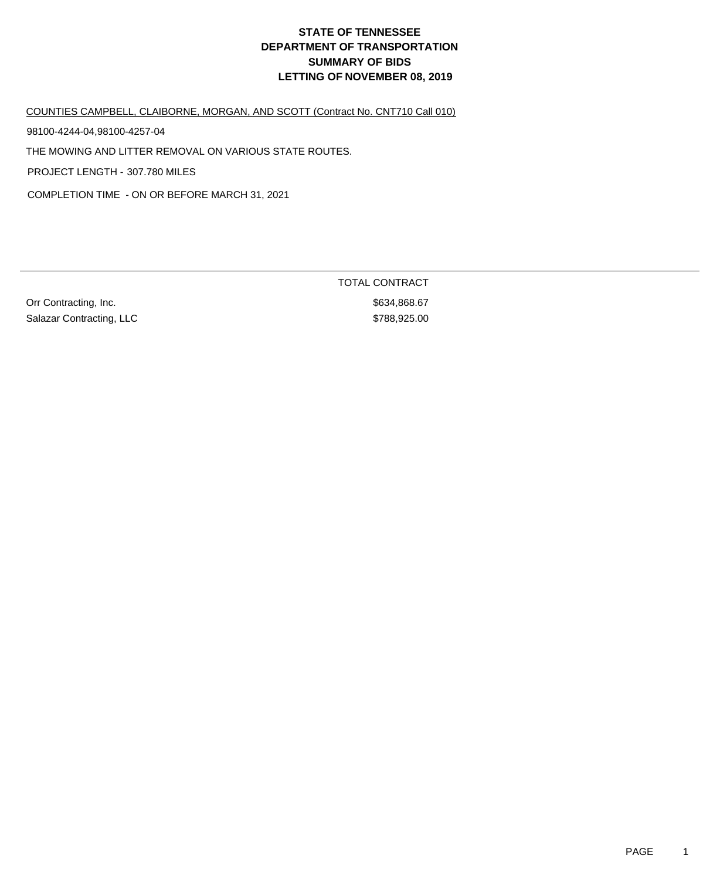# STATE OF TENNESSEE
# DEPARTMENT OF TRANSPORTATION
# SUMMARY OF BIDS
# LETTING OF NOVEMBER 08, 2019

COUNTIES CAMPBELL, CLAIBORNE, MORGAN, AND SCOTT (Contract No. CNT710 Call 010)

98100-4244-04,98100-4257-04

THE MOWING AND LITTER REMOVAL ON VARIOUS STATE ROUTES.

PROJECT LENGTH - 307.780 MILES

COMPLETION TIME - ON OR BEFORE MARCH 31, 2021

| | TOTAL CONTRACT |
|---|---|
| Orr Contracting, Inc. | $634,868.67 |
| Salazar Contracting, LLC | $788,925.00 |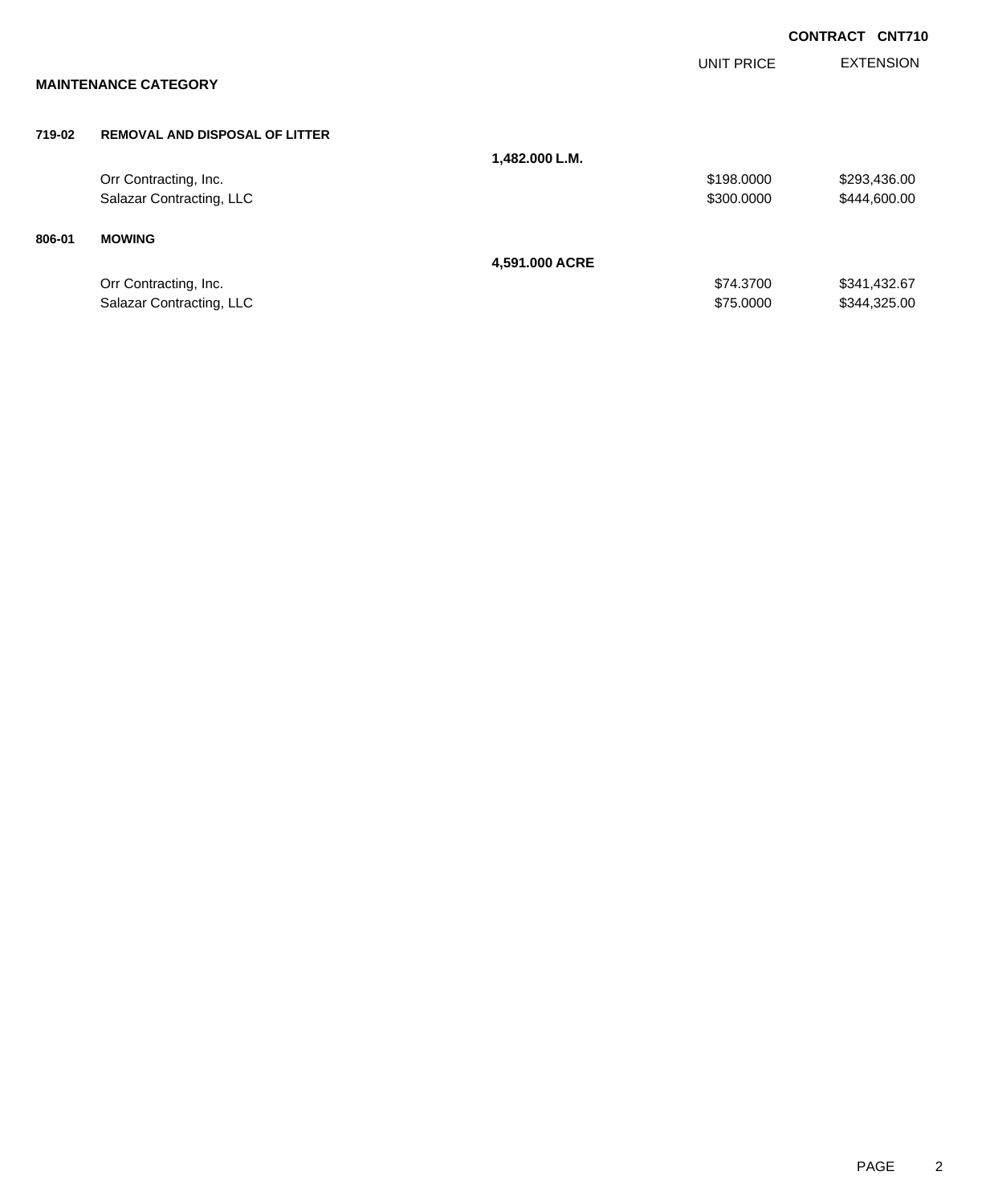**CONTRACT CNT710**

### MAINTENANCE CATEGORY

| | | | UNIT PRICE | EXTENSION |
|---|---|---|---|---|
| **719-02** | **REMOVAL AND DISPOSAL OF LITTER** | | | |
| | | **1,482.000 L.M.** | | |
| | Orr Contracting, Inc. | | $198.0000 | $293,436.00 |
| | Salazar Contracting, LLC | | $300.0000 | $444,600.00 |
| **806-01** | **MOWING** | | | |
| | | **4,591.000 ACRE** | | |
| | Orr Contracting, Inc. | | $74.3700 | $341,432.67 |
| | Salazar Contracting, LLC | | $75.0000 | $344,325.00 |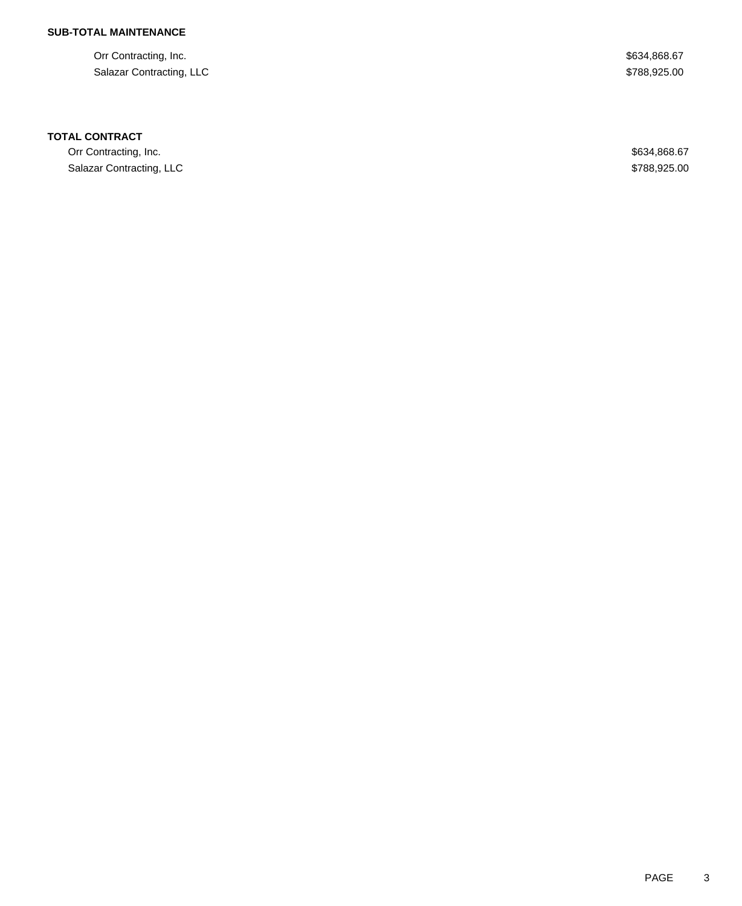**SUB-TOTAL MAINTENANCE**

| | |
|---|---|
| Orr Contracting, Inc. | $634,868.67 |
| Salazar Contracting, LLC | $788,925.00 |

**TOTAL CONTRACT**

| | |
|---|---|
| Orr Contracting, Inc. | $634,868.67 |
| Salazar Contracting, LLC | $788,925.00 |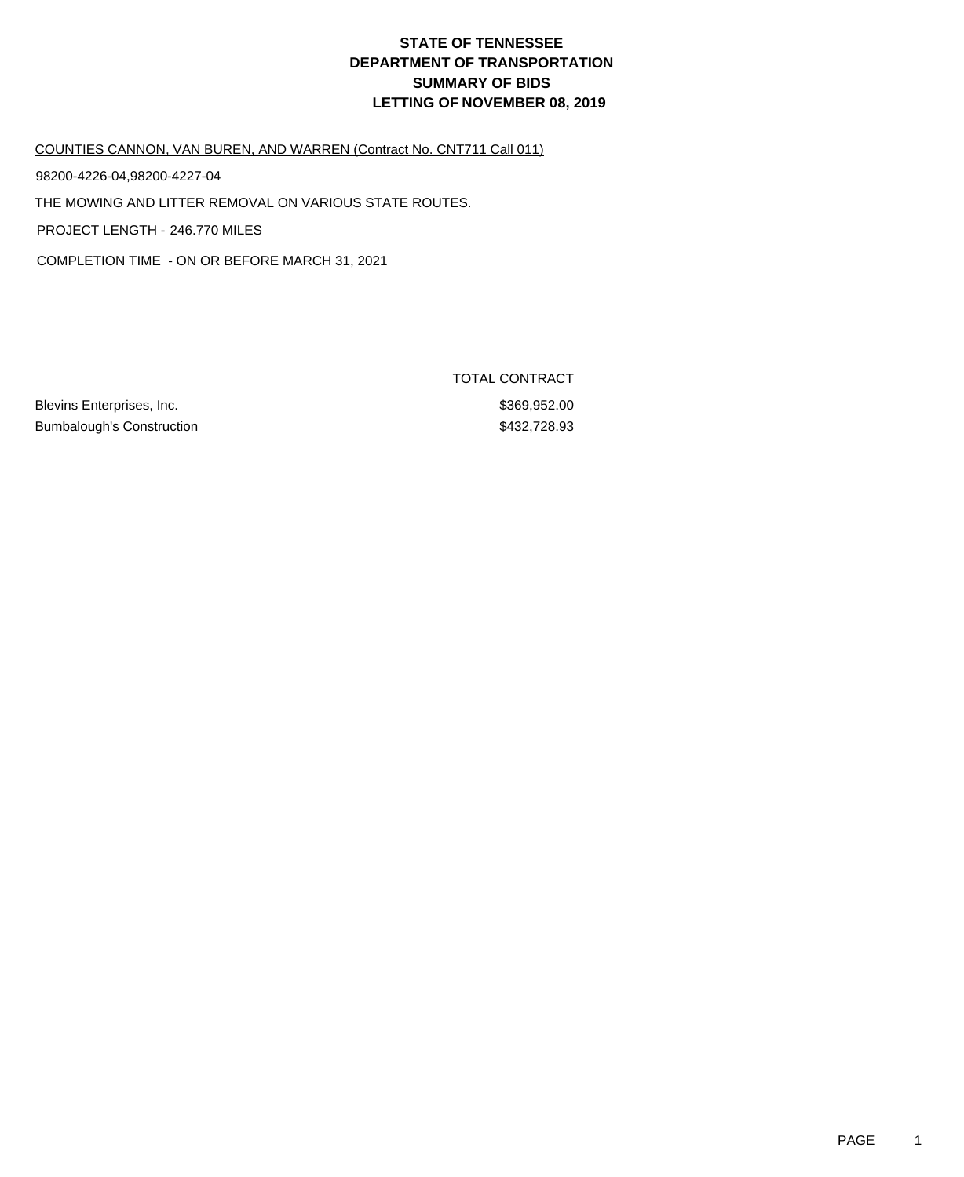# STATE OF TENNESSEE
# DEPARTMENT OF TRANSPORTATION
# SUMMARY OF BIDS
# LETTING OF NOVEMBER 08, 2019

COUNTIES CANNON, VAN BUREN, AND WARREN (Contract No. CNT711 Call 011)

98200-4226-04,98200-4227-04

THE MOWING AND LITTER REMOVAL ON VARIOUS STATE ROUTES.

PROJECT LENGTH - 246.770 MILES

COMPLETION TIME - ON OR BEFORE MARCH 31, 2021

| | TOTAL CONTRACT |
|---|---|
| Blevins Enterprises, Inc. | $369,952.00 |
| Bumbalough's Construction | $432,728.93 |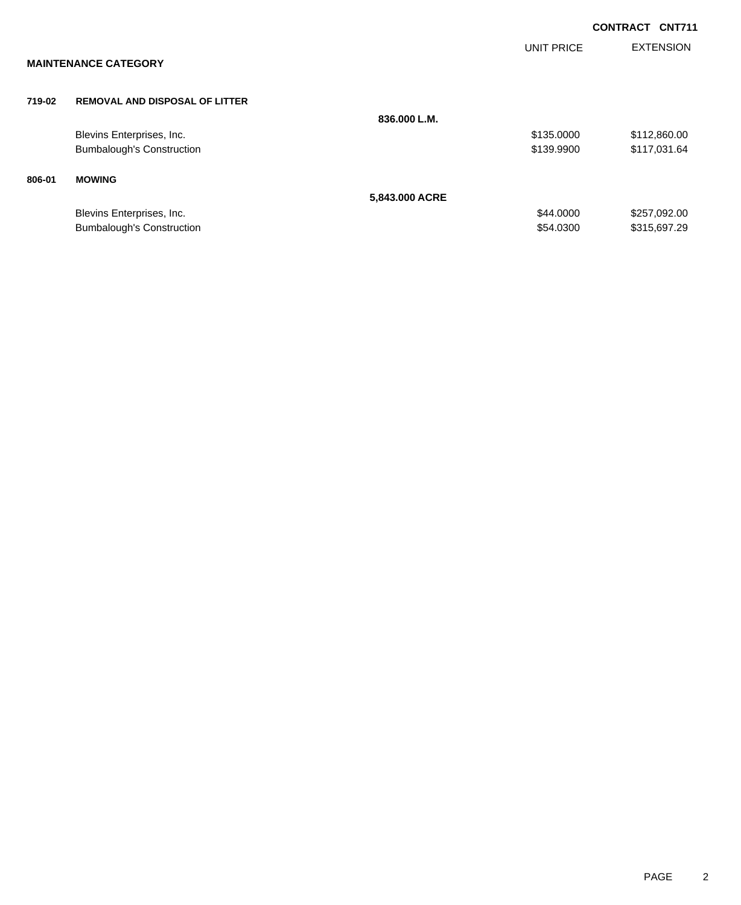**CONTRACT CNT711**

## MAINTENANCE CATEGORY

| | | UNIT PRICE | EXTENSION |
|---|---|---|---|
| **719-02** | **REMOVAL AND DISPOSAL OF LITTER** | | |
| | **836.000 L.M.** | | |
| | Blevins Enterprises, Inc. | $135.0000 | $112,860.00 |
| | Bumbalough's Construction | $139.9900 | $117,031.64 |
| **806-01** | **MOWING** | | |
| | **5,843.000 ACRE** | | |
| | Blevins Enterprises, Inc. | $44.0000 | $257,092.00 |
| | Bumbalough's Construction | $54.0300 | $315,697.29 |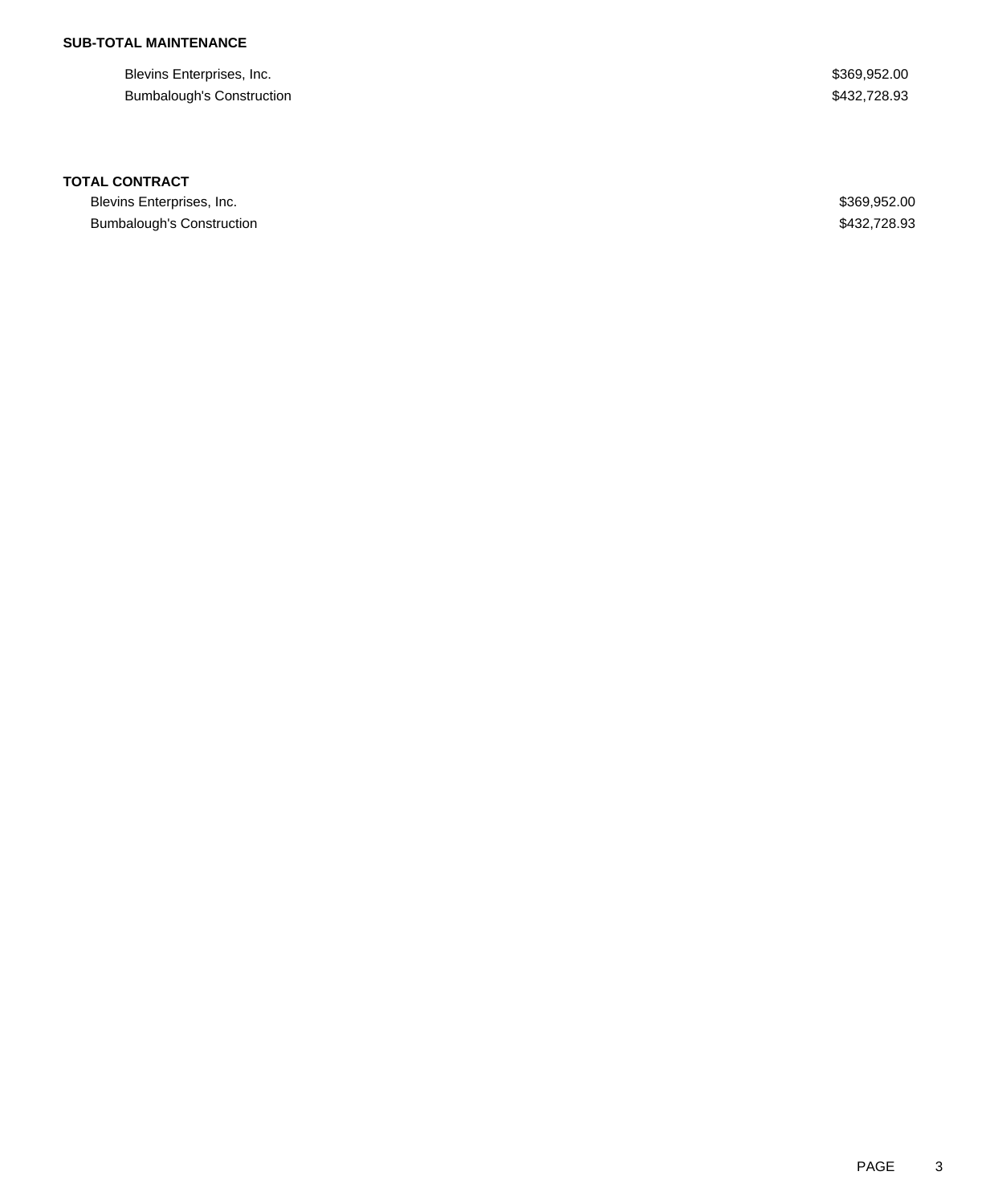**SUB-TOTAL MAINTENANCE**

| | |
|---|---|
| Blevins Enterprises, Inc. | $369,952.00 |
| Bumbalough's Construction | $432,728.93 |

**TOTAL CONTRACT**

| | |
|---|---|
| Blevins Enterprises, Inc. | $369,952.00 |
| Bumbalough's Construction | $432,728.93 |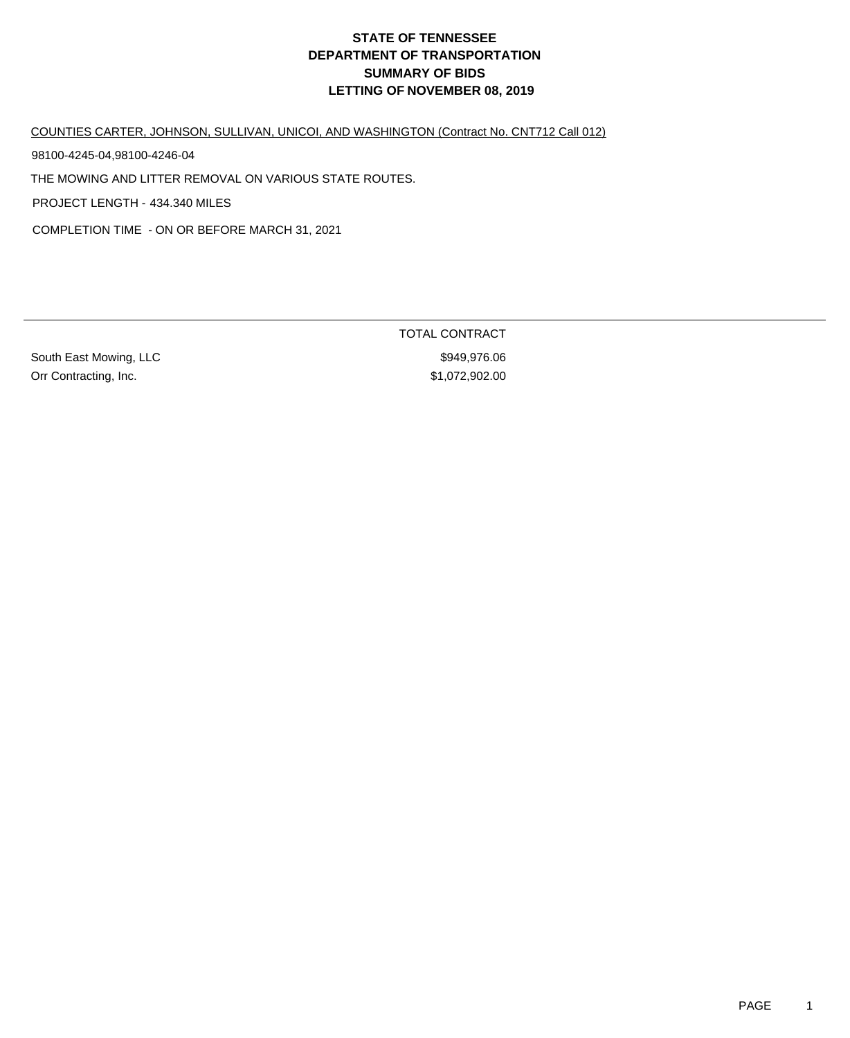# STATE OF TENNESSEE
# DEPARTMENT OF TRANSPORTATION
# SUMMARY OF BIDS
# LETTING OF NOVEMBER 08, 2019

COUNTIES CARTER, JOHNSON, SULLIVAN, UNICOI, AND WASHINGTON (Contract No. CNT712 Call 012)

98100-4245-04,98100-4246-04

THE MOWING AND LITTER REMOVAL ON VARIOUS STATE ROUTES.

PROJECT LENGTH - 434.340 MILES

COMPLETION TIME - ON OR BEFORE MARCH 31, 2021

| | TOTAL CONTRACT |
|---|---|
| South East Mowing, LLC | $949,976.06 |
| Orr Contracting, Inc. | $1,072,902.00 |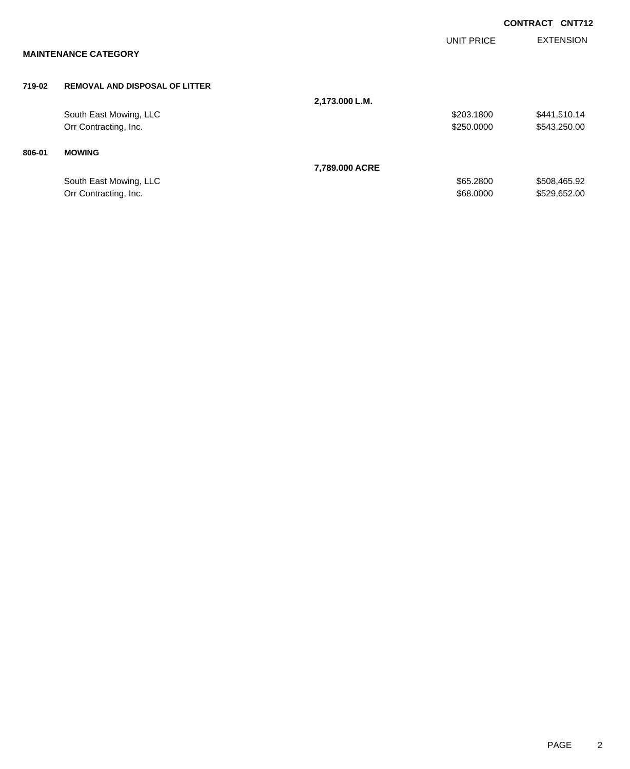**CONTRACT CNT712**

**MAINTENANCE CATEGORY**

| | | | UNIT PRICE | EXTENSION |
|---|---|---|---|---|
| **719-02** | **REMOVAL AND DISPOSAL OF LITTER** | | | |
| | | **2,173.000 L.M.** | | |
| | South East Mowing, LLC | | $203.1800 | $441,510.14 |
| | Orr Contracting, Inc. | | $250.0000 | $543,250.00 |
| **806-01** | **MOWING** | | | |
| | | **7,789.000 ACRE** | | |
| | South East Mowing, LLC | | $65.2800 | $508,465.92 |
| | Orr Contracting, Inc. | | $68.0000 | $529,652.00 |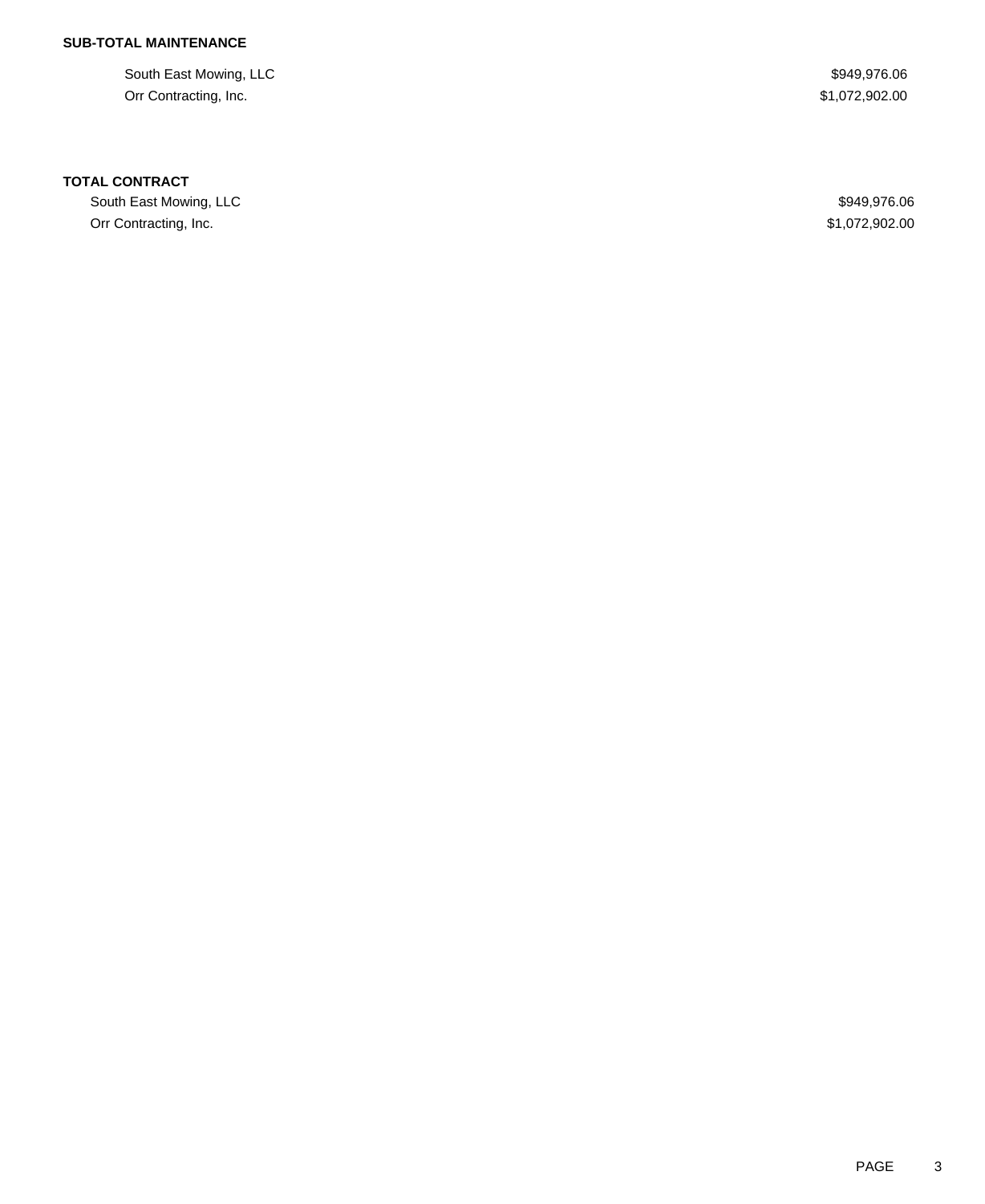**SUB-TOTAL MAINTENANCE**

| | |
|---|---|
| South East Mowing, LLC | $949,976.06 |
| Orr Contracting, Inc. | $1,072,902.00 |

**TOTAL CONTRACT**

| | |
|---|---|
| South East Mowing, LLC | $949,976.06 |
| Orr Contracting, Inc. | $1,072,902.00 |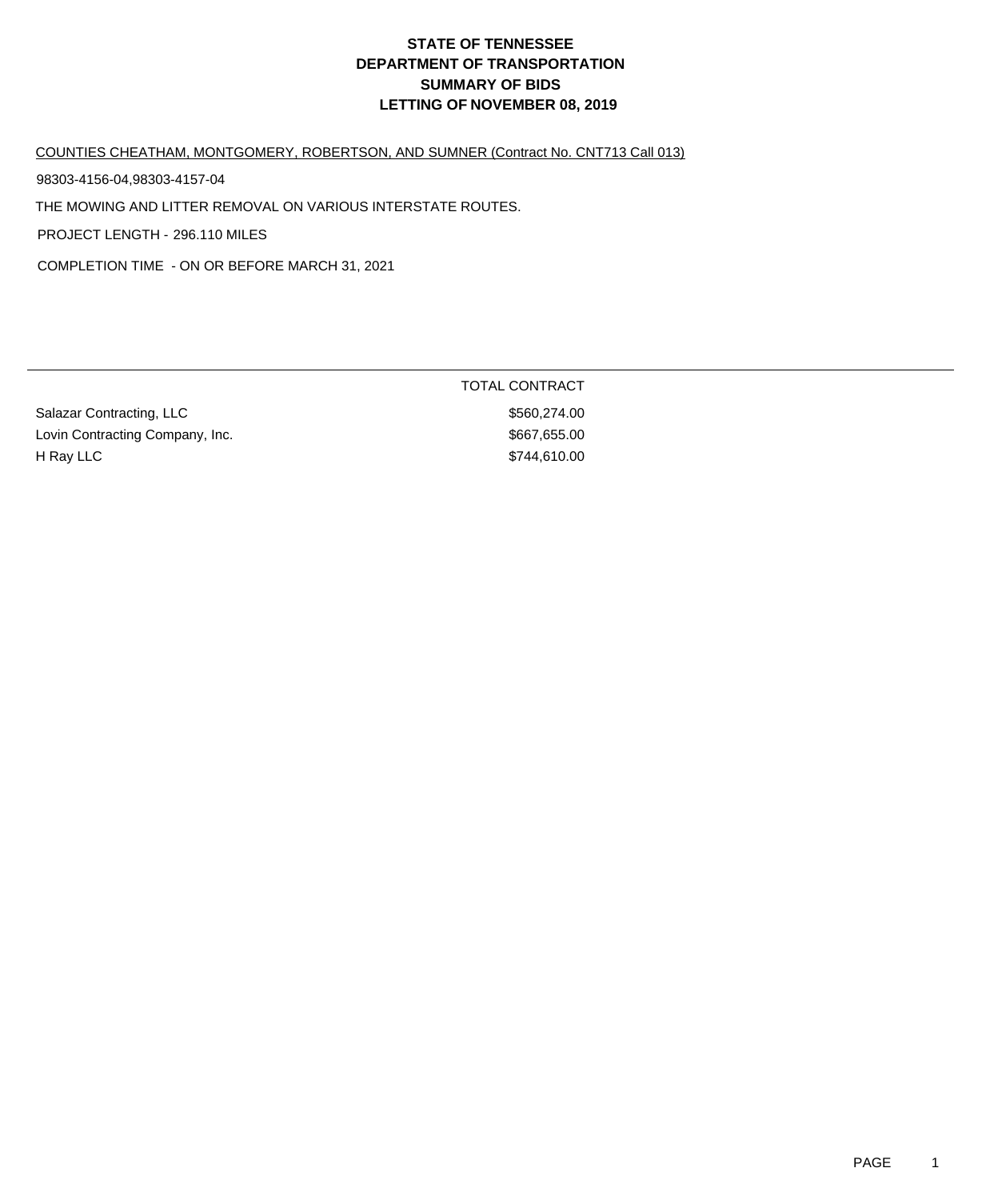# STATE OF TENNESSEE
# DEPARTMENT OF TRANSPORTATION
# SUMMARY OF BIDS
# LETTING OF NOVEMBER 08, 2019

COUNTIES CHEATHAM, MONTGOMERY, ROBERTSON, AND SUMNER (Contract No. CNT713 Call 013)

98303-4156-04,98303-4157-04

THE MOWING AND LITTER REMOVAL ON VARIOUS INTERSTATE ROUTES.

PROJECT LENGTH - 296.110 MILES

COMPLETION TIME - ON OR BEFORE MARCH 31, 2021

| | TOTAL CONTRACT |
|---|---|
| Salazar Contracting, LLC | $560,274.00 |
| Lovin Contracting Company, Inc. | $667,655.00 |
| H Ray LLC | $744,610.00 |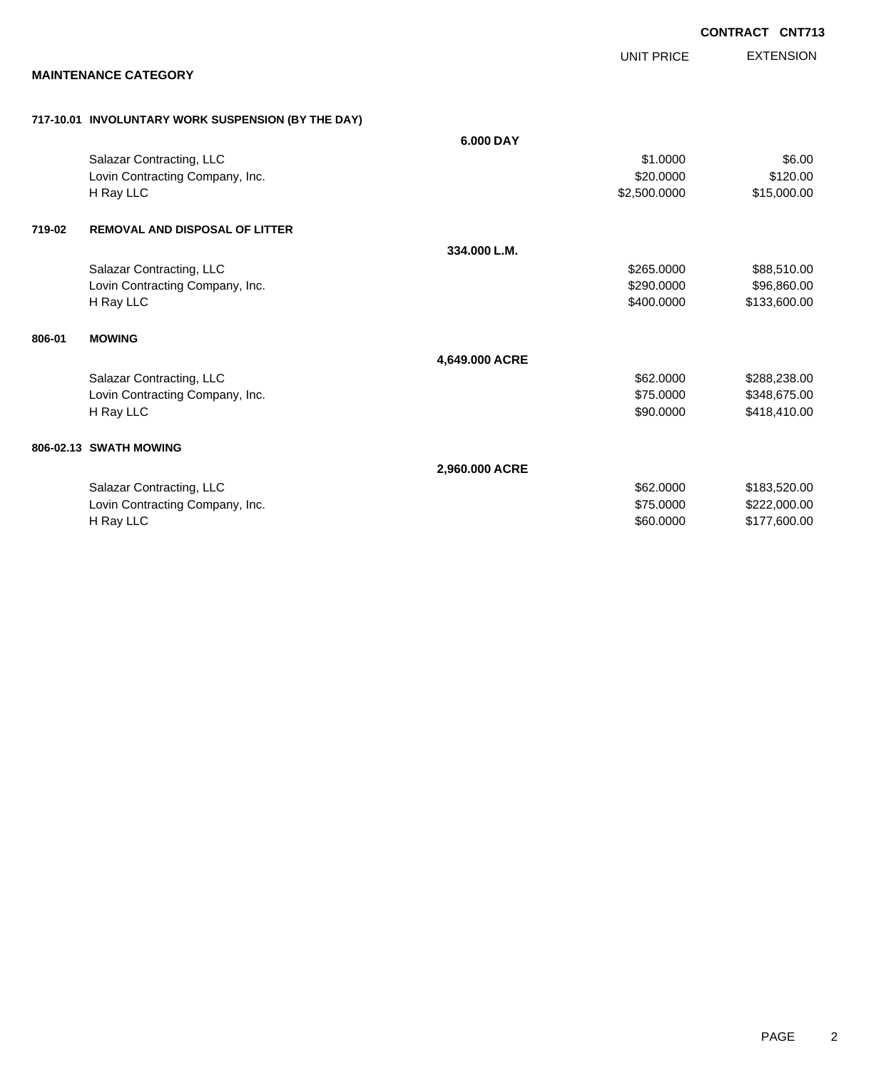**CONTRACT CNT713**

| | | | UNIT PRICE | EXTENSION |
|---|---|---|---|---|
| **MAINTENANCE CATEGORY** | | | | |
| **717-10.01** | **INVOLUNTARY WORK SUSPENSION (BY THE DAY)** | | | |
| | | **6.000 DAY** | | |
| | Salazar Contracting, LLC | | $1.0000 | $6.00 |
| | Lovin Contracting Company, Inc. | | $20.0000 | $120.00 |
| | H Ray LLC | | $2,500.0000 | $15,000.00 |
| **719-02** | **REMOVAL AND DISPOSAL OF LITTER** | | | |
| | | **334.000 L.M.** | | |
| | Salazar Contracting, LLC | | $265.0000 | $88,510.00 |
| | Lovin Contracting Company, Inc. | | $290.0000 | $96,860.00 |
| | H Ray LLC | | $400.0000 | $133,600.00 |
| **806-01** | **MOWING** | | | |
| | | **4,649.000 ACRE** | | |
| | Salazar Contracting, LLC | | $62.0000 | $288,238.00 |
| | Lovin Contracting Company, Inc. | | $75.0000 | $348,675.00 |
| | H Ray LLC | | $90.0000 | $418,410.00 |
| **806-02.13** | **SWATH MOWING** | | | |
| | | **2,960.000 ACRE** | | |
| | Salazar Contracting, LLC | | $62.0000 | $183,520.00 |
| | Lovin Contracting Company, Inc. | | $75.0000 | $222,000.00 |
| | H Ray LLC | | $60.0000 | $177,600.00 |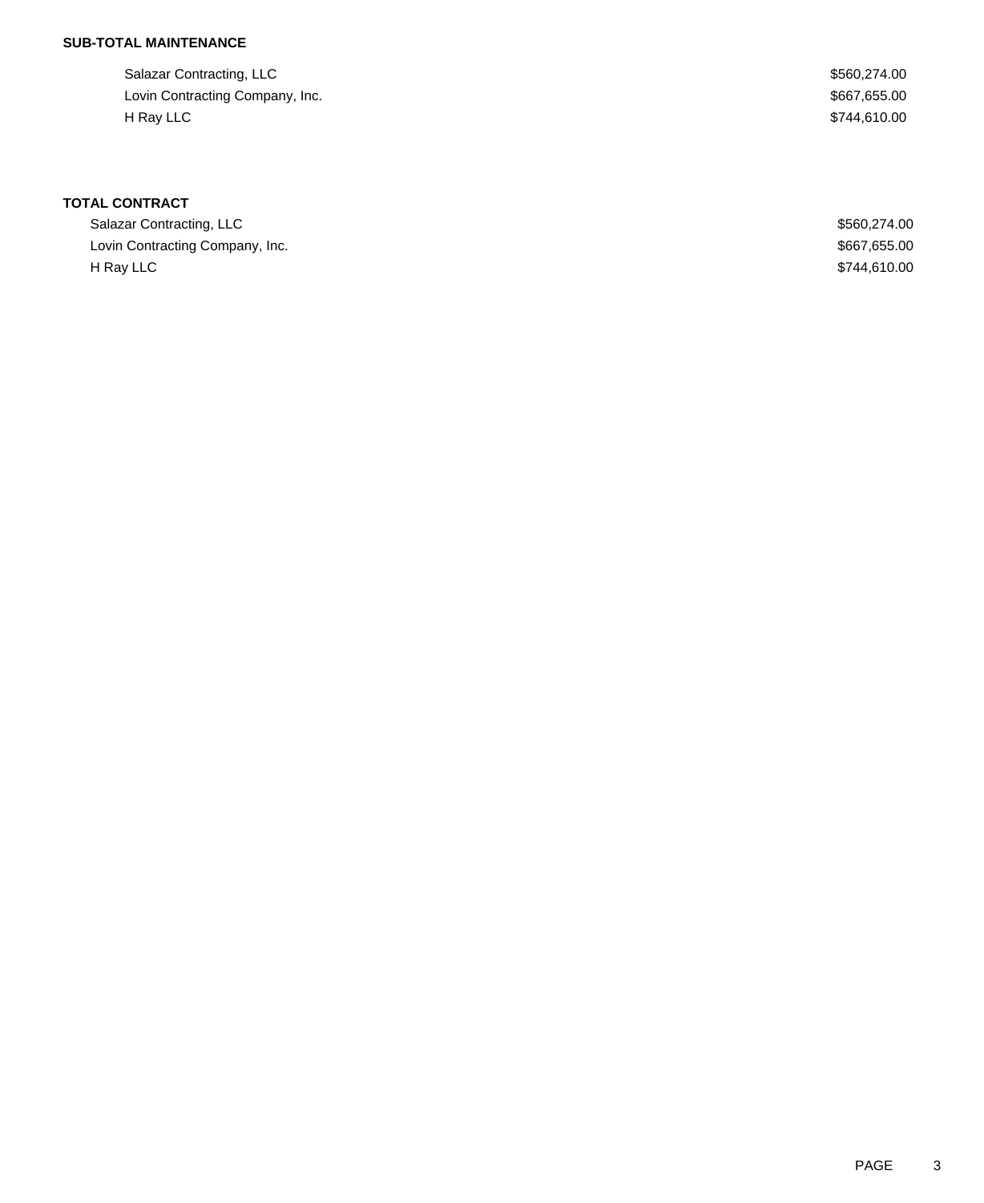**SUB-TOTAL MAINTENANCE**

| | |
|---|---|
| Salazar Contracting, LLC | $560,274.00 |
| Lovin Contracting Company, Inc. | $667,655.00 |
| H Ray LLC | $744,610.00 |

**TOTAL CONTRACT**

| | |
|---|---|
| Salazar Contracting, LLC | $560,274.00 |
| Lovin Contracting Company, Inc. | $667,655.00 |
| H Ray LLC | $744,610.00 |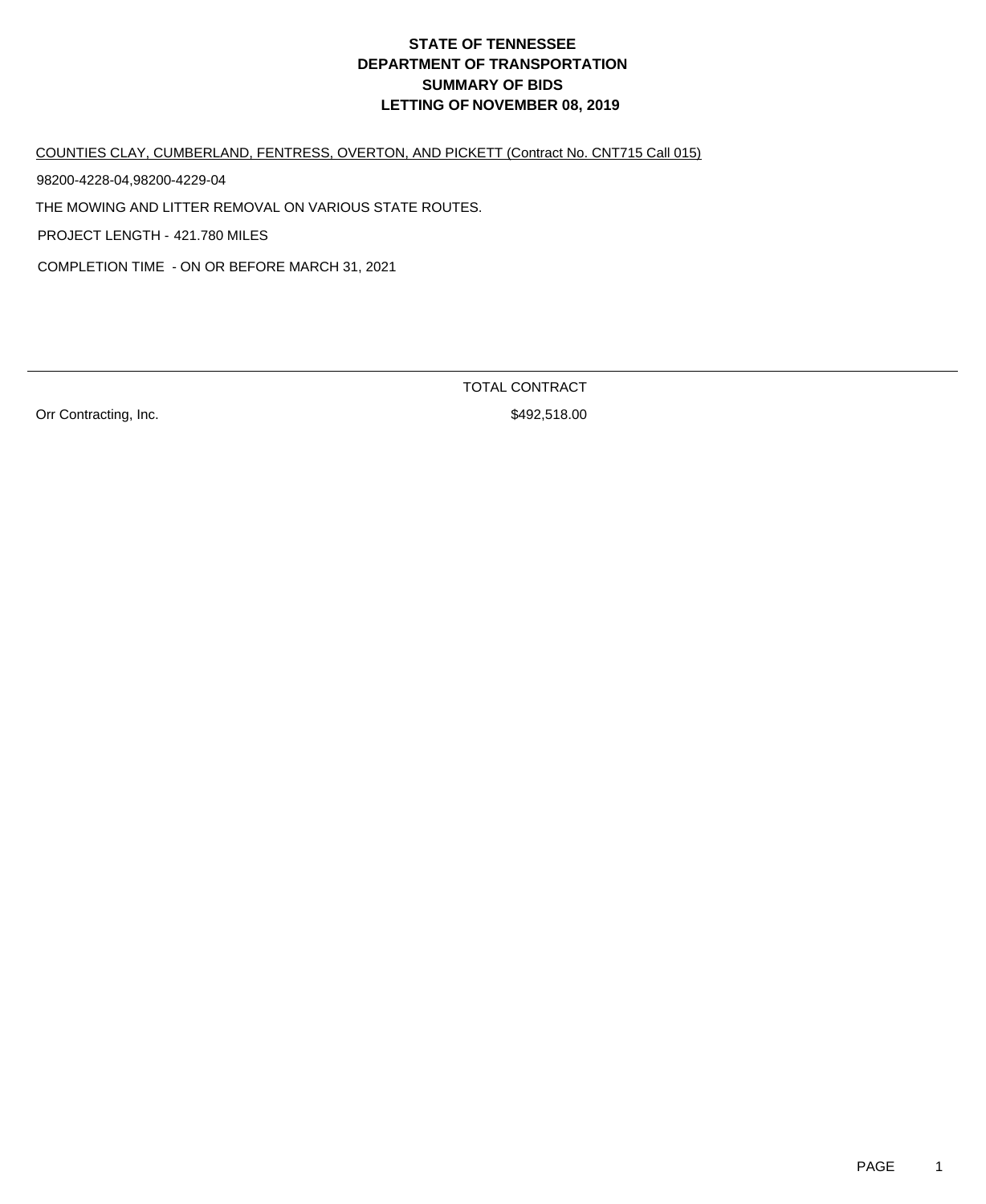# STATE OF TENNESSEE
# DEPARTMENT OF TRANSPORTATION
# SUMMARY OF BIDS
# LETTING OF NOVEMBER 08, 2019

COUNTIES CLAY, CUMBERLAND, FENTRESS, OVERTON, AND PICKETT (Contract No. CNT715 Call 015)

98200-4228-04,98200-4229-04

THE MOWING AND LITTER REMOVAL ON VARIOUS STATE ROUTES.

PROJECT LENGTH - 421.780 MILES

COMPLETION TIME - ON OR BEFORE MARCH 31, 2021

| | TOTAL CONTRACT |
|---|---|
| Orr Contracting, Inc. | $492,518.00 |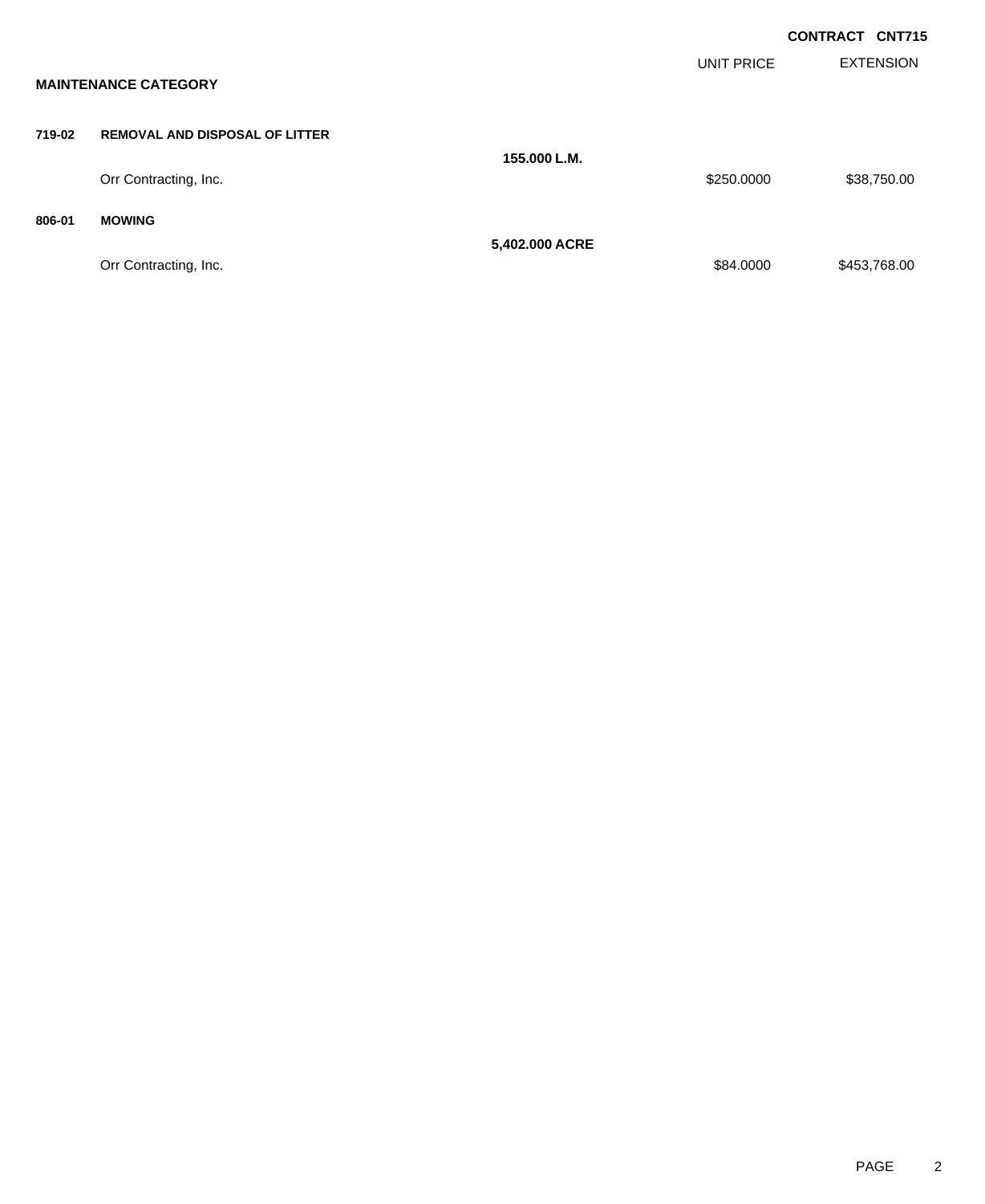**CONTRACT CNT715**

| | | | UNIT PRICE | EXTENSION |
|---|---|---|---|---|
| **MAINTENANCE CATEGORY** | | | | |
| **719-02** | **REMOVAL AND DISPOSAL OF LITTER** | | | |
| | | **155.000 L.M.** | | |
| | Orr Contracting, Inc. | | $250.0000 | $38,750.00 |
| **806-01** | **MOWING** | | | |
| | | **5,402.000 ACRE** | | |
| | Orr Contracting, Inc. | | $84.0000 | $453,768.00 |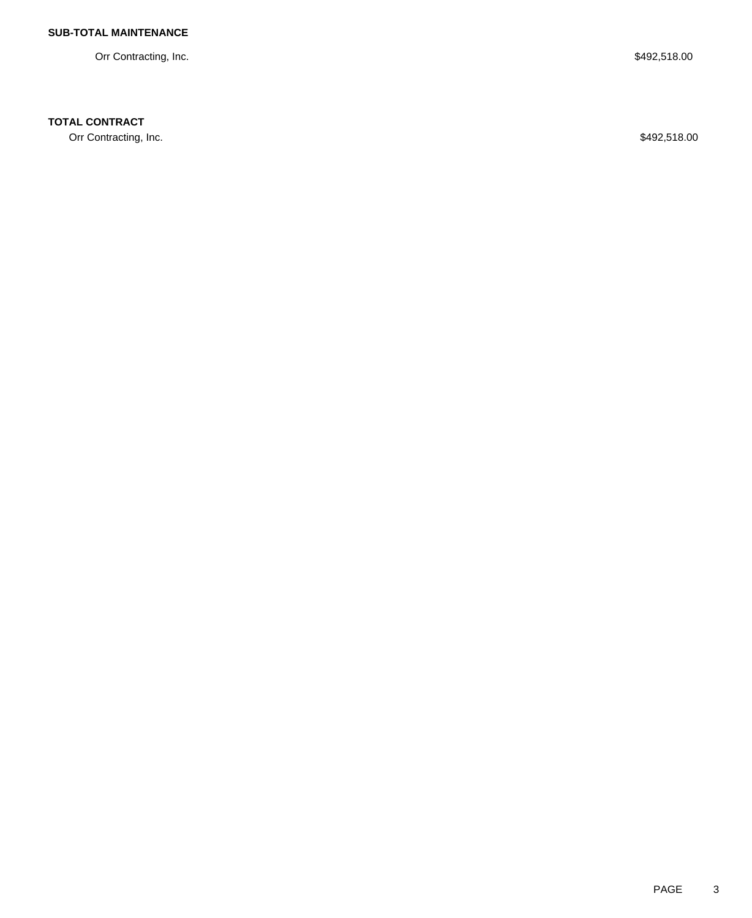**SUB-TOTAL MAINTENANCE**

| | |
|---|---|
| Orr Contracting, Inc. | $492,518.00 |

**TOTAL CONTRACT**

| | |
|---|---|
| Orr Contracting, Inc. | $492,518.00 |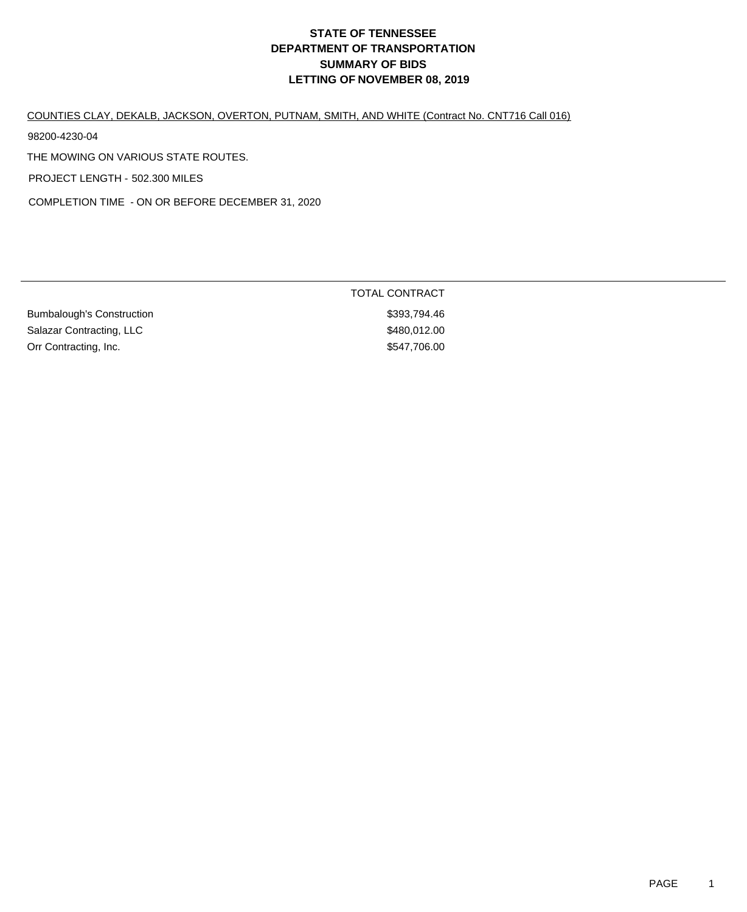# STATE OF TENNESSEE
# DEPARTMENT OF TRANSPORTATION
# SUMMARY OF BIDS
# LETTING OF NOVEMBER 08, 2019

COUNTIES CLAY, DEKALB, JACKSON, OVERTON, PUTNAM, SMITH, AND WHITE (Contract No. CNT716 Call 016)

98200-4230-04

THE MOWING ON VARIOUS STATE ROUTES.

PROJECT LENGTH - 502.300 MILES

COMPLETION TIME - ON OR BEFORE DECEMBER 31, 2020

| | TOTAL CONTRACT |
|---|---|
| Bumbalough's Construction | $393,794.46 |
| Salazar Contracting, LLC | $480,012.00 |
| Orr Contracting, Inc. | $547,706.00 |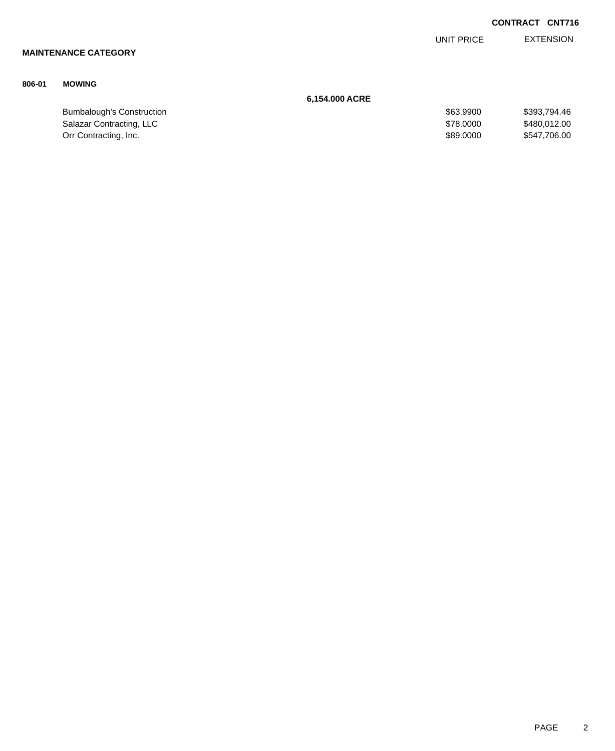**CONTRACT CNT716**

| | | | UNIT PRICE | EXTENSION |
|---|---|---|---|---|
| **MAINTENANCE CATEGORY** | | | | |
| **806-01** | **MOWING** | | | |
| | | **6,154.000 ACRE** | | |
| | Bumbalough's Construction | | $63.9900 | $393,794.46 |
| | Salazar Contracting, LLC | | $78.0000 | $480,012.00 |
| | Orr Contracting, Inc. | | $89.0000 | $547,706.00 |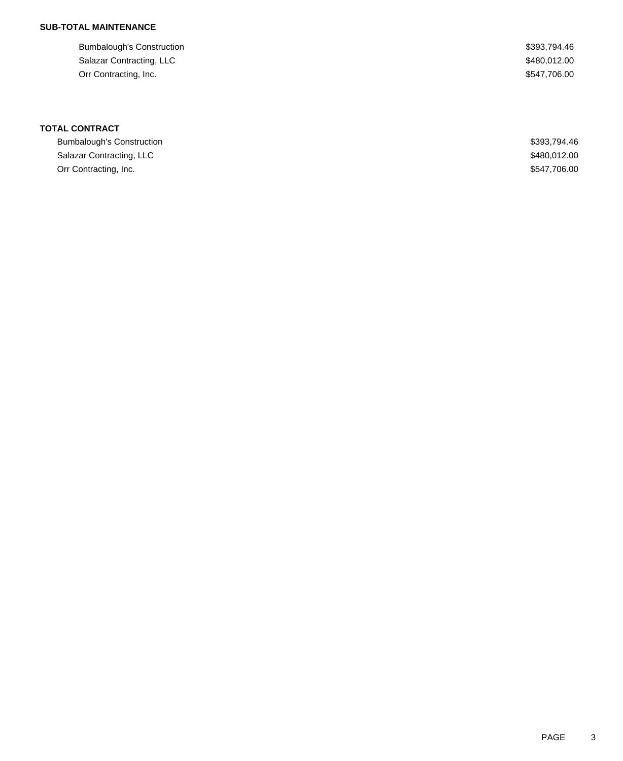**SUB-TOTAL MAINTENANCE**

| | |
|---|---|
| Bumbalough's Construction | $393,794.46 |
| Salazar Contracting, LLC | $480,012.00 |
| Orr Contracting, Inc. | $547,706.00 |

**TOTAL CONTRACT**

| | |
|---|---|
| Bumbalough's Construction | $393,794.46 |
| Salazar Contracting, LLC | $480,012.00 |
| Orr Contracting, Inc. | $547,706.00 |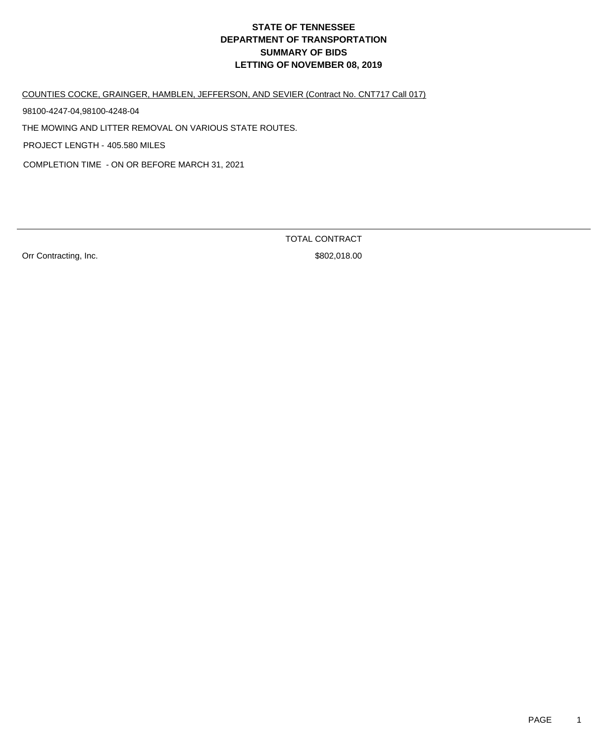# STATE OF TENNESSEE
# DEPARTMENT OF TRANSPORTATION
# SUMMARY OF BIDS
# LETTING OF NOVEMBER 08, 2019

COUNTIES COCKE, GRAINGER, HAMBLEN, JEFFERSON, AND SEVIER (Contract No. CNT717 Call 017)

98100-4247-04,98100-4248-04

THE MOWING AND LITTER REMOVAL ON VARIOUS STATE ROUTES.

PROJECT LENGTH - 405.580 MILES

COMPLETION TIME - ON OR BEFORE MARCH 31, 2021

| | TOTAL CONTRACT |
|---|---|
| Orr Contracting, Inc. | $802,018.00 |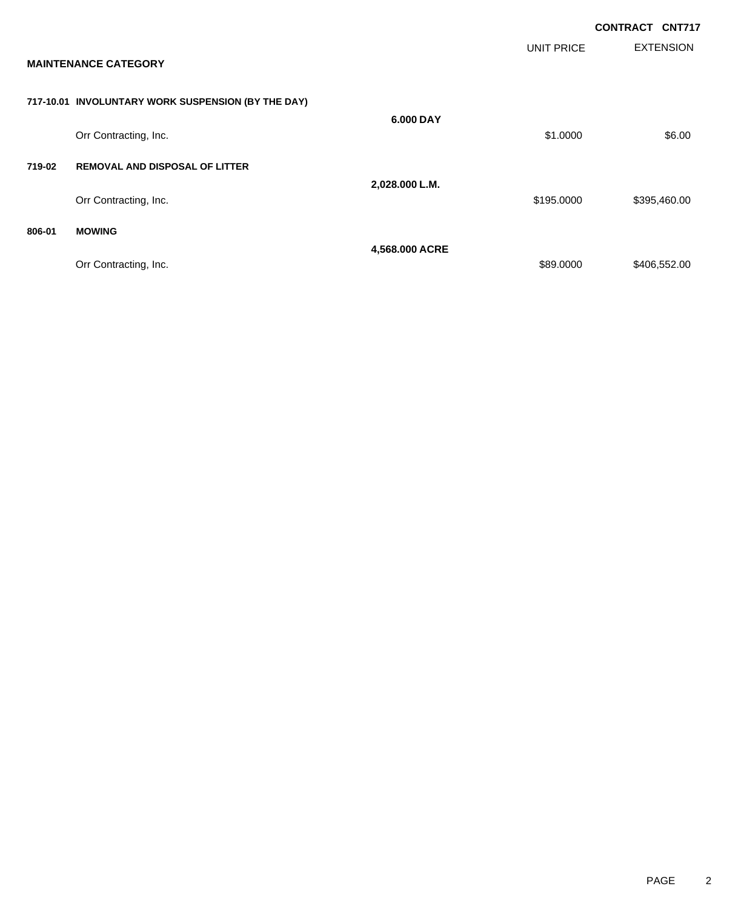**CONTRACT CNT717**

| | | UNIT PRICE | EXTENSION |
|---|---|---|---|
| **MAINTENANCE CATEGORY** | | | |
| **717-10.01 INVOLUNTARY WORK SUSPENSION (BY THE DAY)** | **6.000 DAY** | | |
| Orr Contracting, Inc. | | $1.0000 | $6.00 |
| **719-02 REMOVAL AND DISPOSAL OF LITTER** | **2,028.000 L.M.** | | |
| Orr Contracting, Inc. | | $195.0000 | $395,460.00 |
| **806-01 MOWING** | **4,568.000 ACRE** | | |
| Orr Contracting, Inc. | | $89.0000 | $406,552.00 |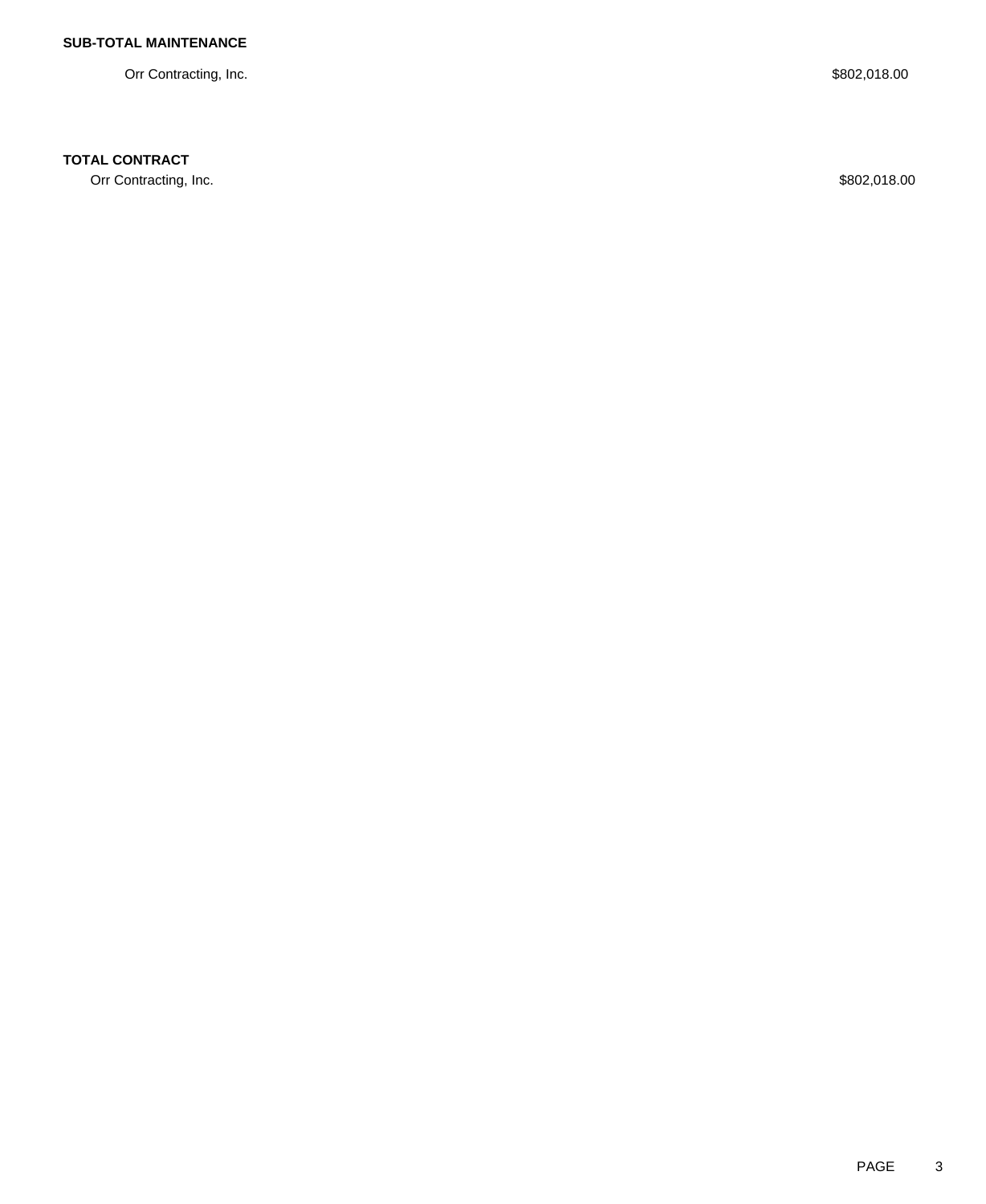**SUB-TOTAL MAINTENANCE**

| | |
|---|---|
| Orr Contracting, Inc. | $802,018.00 |

**TOTAL CONTRACT**

| | |
|---|---|
| Orr Contracting, Inc. | $802,018.00 |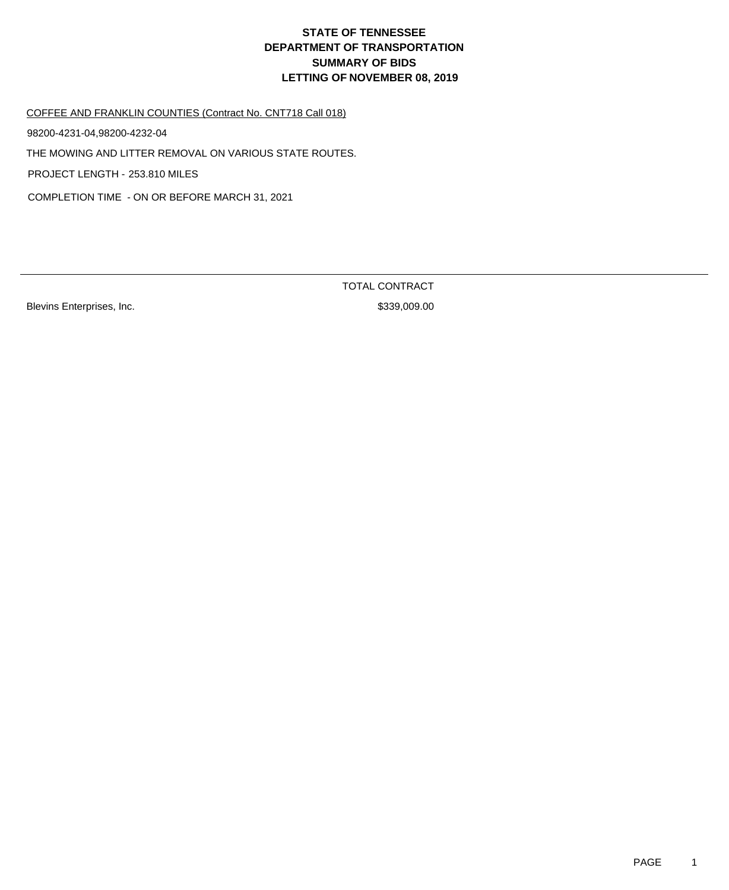# STATE OF TENNESSEE
# DEPARTMENT OF TRANSPORTATION
# SUMMARY OF BIDS
# LETTING OF NOVEMBER 08, 2019

COFFEE AND FRANKLIN COUNTIES (Contract No. CNT718 Call 018)

98200-4231-04,98200-4232-04

THE MOWING AND LITTER REMOVAL ON VARIOUS STATE ROUTES.

PROJECT LENGTH - 253.810 MILES

COMPLETION TIME - ON OR BEFORE MARCH 31, 2021

| | TOTAL CONTRACT |
|---|---|
| Blevins Enterprises, Inc. | $339,009.00 |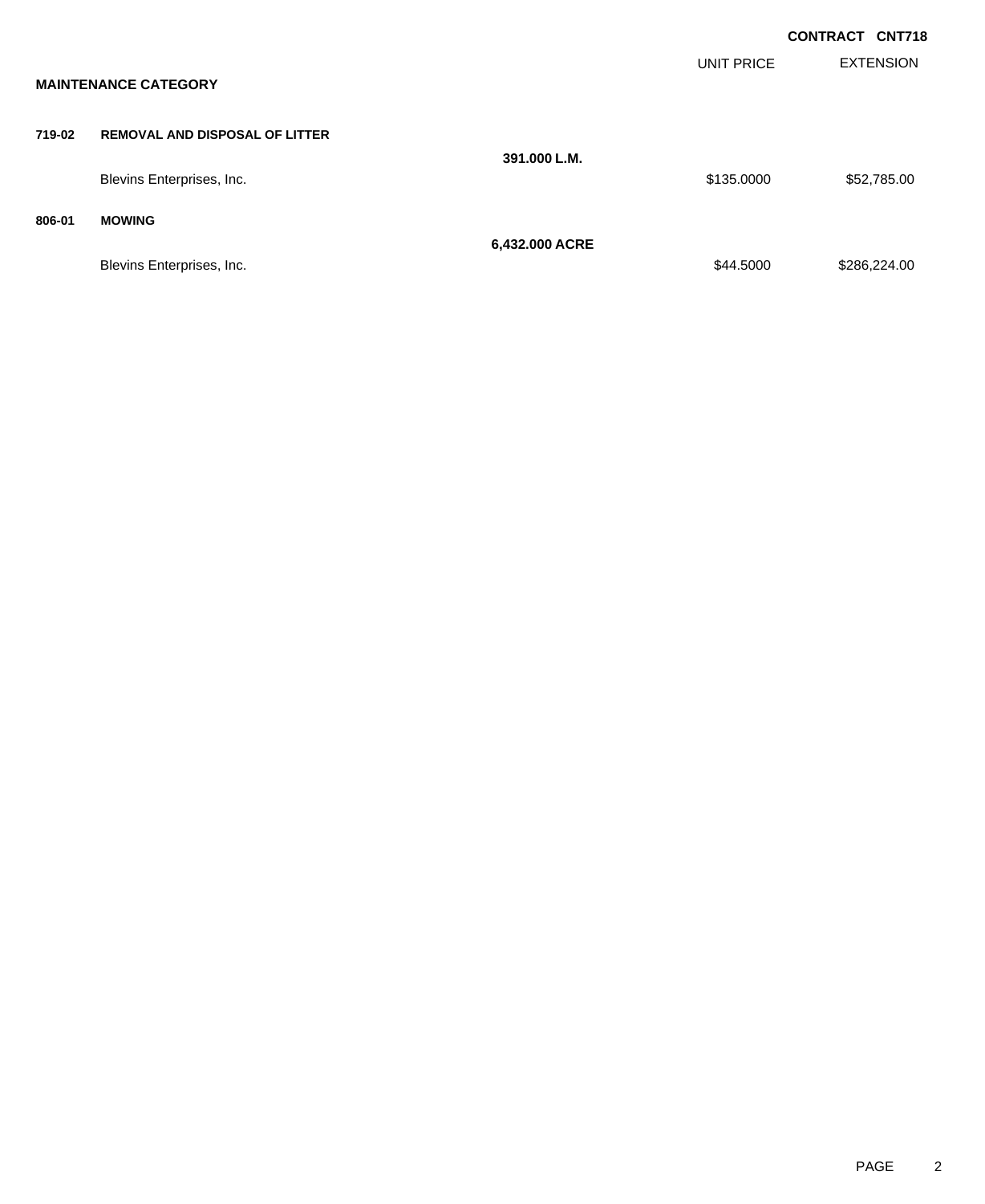**CONTRACT CNT718**

**MAINTENANCE CATEGORY**

| | | | UNIT PRICE | EXTENSION |
|---|---|---|---|---|
| **719-02** | **REMOVAL AND DISPOSAL OF LITTER** | | | |
| | | **391.000 L.M.** | | |
| | Blevins Enterprises, Inc. | | $135.0000 | $52,785.00 |
| **806-01** | **MOWING** | | | |
| | | **6,432.000 ACRE** | | |
| | Blevins Enterprises, Inc. | | $44.5000 | $286,224.00 |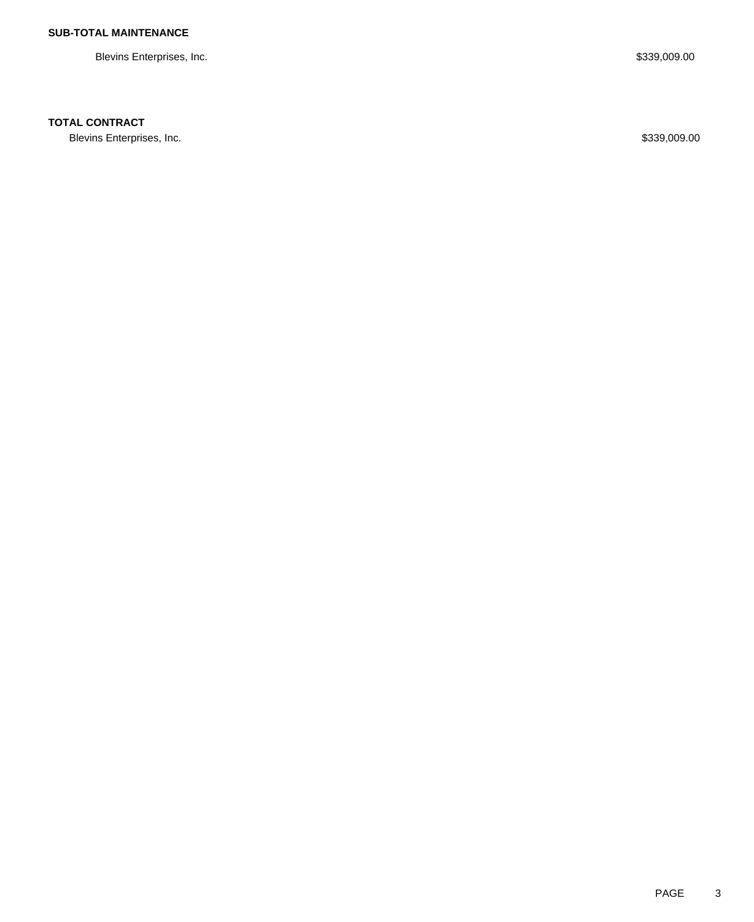**SUB-TOTAL MAINTENANCE**

| | |
|---|---|
| Blevins Enterprises, Inc. | $339,009.00 |

**TOTAL CONTRACT**

| | |
|---|---|
| Blevins Enterprises, Inc. | $339,009.00 |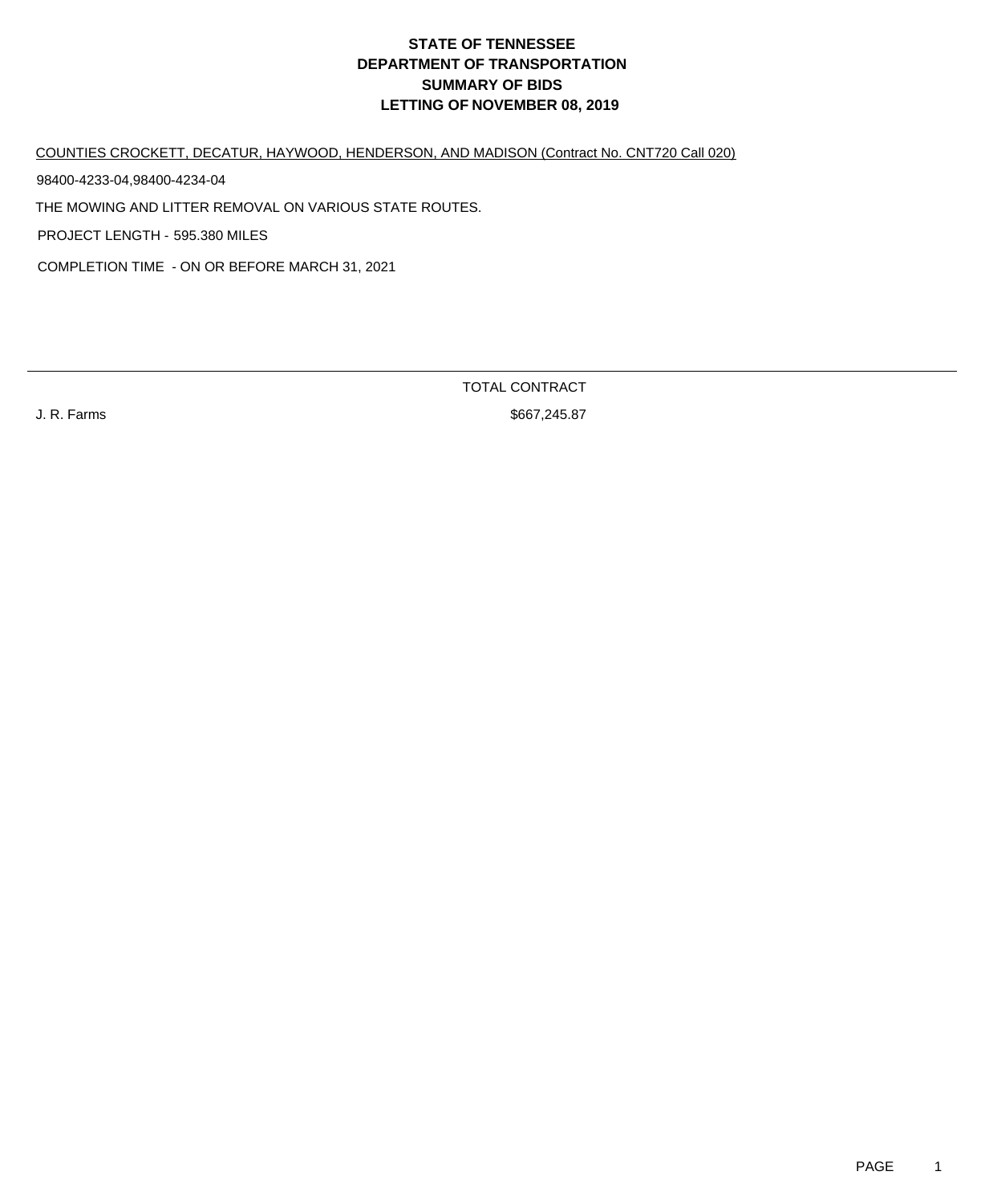# STATE OF TENNESSEE
# DEPARTMENT OF TRANSPORTATION
# SUMMARY OF BIDS
# LETTING OF NOVEMBER 08, 2019

COUNTIES CROCKETT, DECATUR, HAYWOOD, HENDERSON, AND MADISON (Contract No. CNT720 Call 020)

98400-4233-04,98400-4234-04

THE MOWING AND LITTER REMOVAL ON VARIOUS STATE ROUTES.

PROJECT LENGTH - 595.380 MILES

COMPLETION TIME - ON OR BEFORE MARCH 31, 2021

| | TOTAL CONTRACT |
|---|---|
| J. R. Farms | $667,245.87 |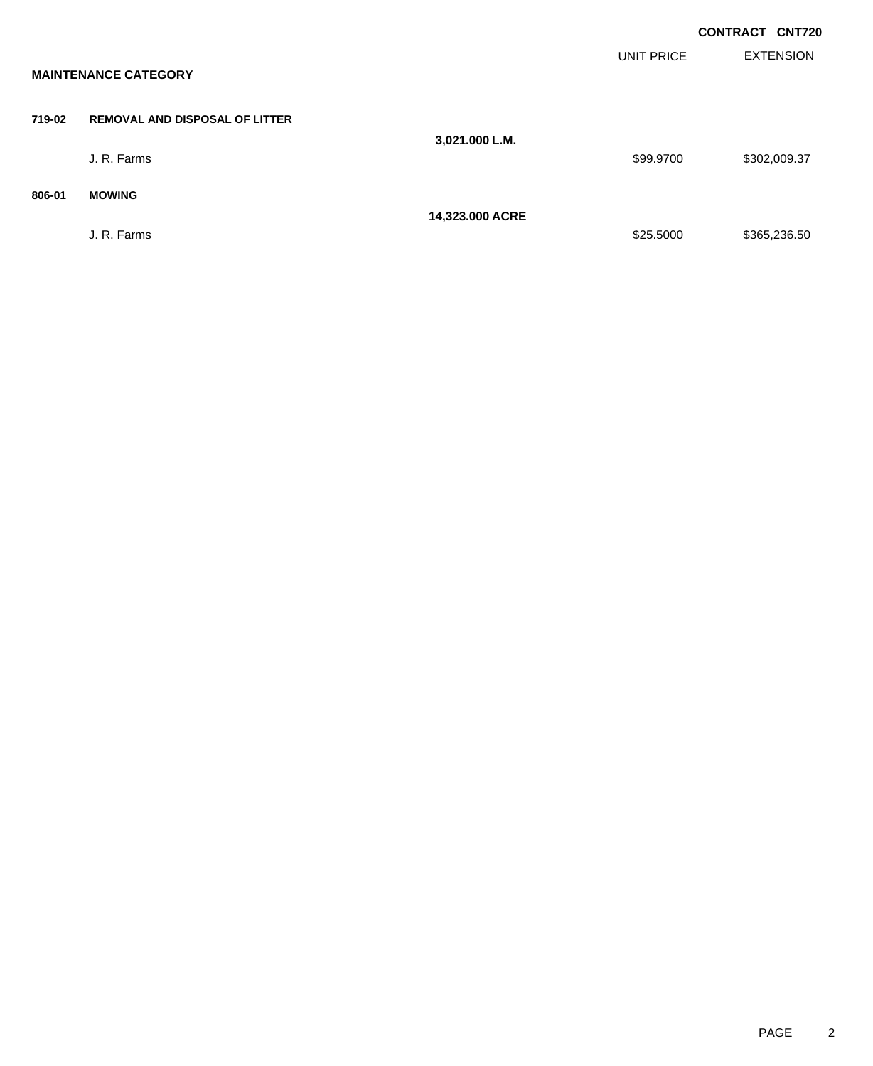**CONTRACT CNT720**

| | | | UNIT PRICE | EXTENSION |
|---|---|---|---|---|
| **MAINTENANCE CATEGORY** | | | | |
| **719-02** | **REMOVAL AND DISPOSAL OF LITTER** | | | |
| | | **3,021.000 L.M.** | | |
| | J. R. Farms | | $99.9700 | $302,009.37 |
| **806-01** | **MOWING** | | | |
| | | **14,323.000 ACRE** | | |
| | J. R. Farms | | $25.5000 | $365,236.50 |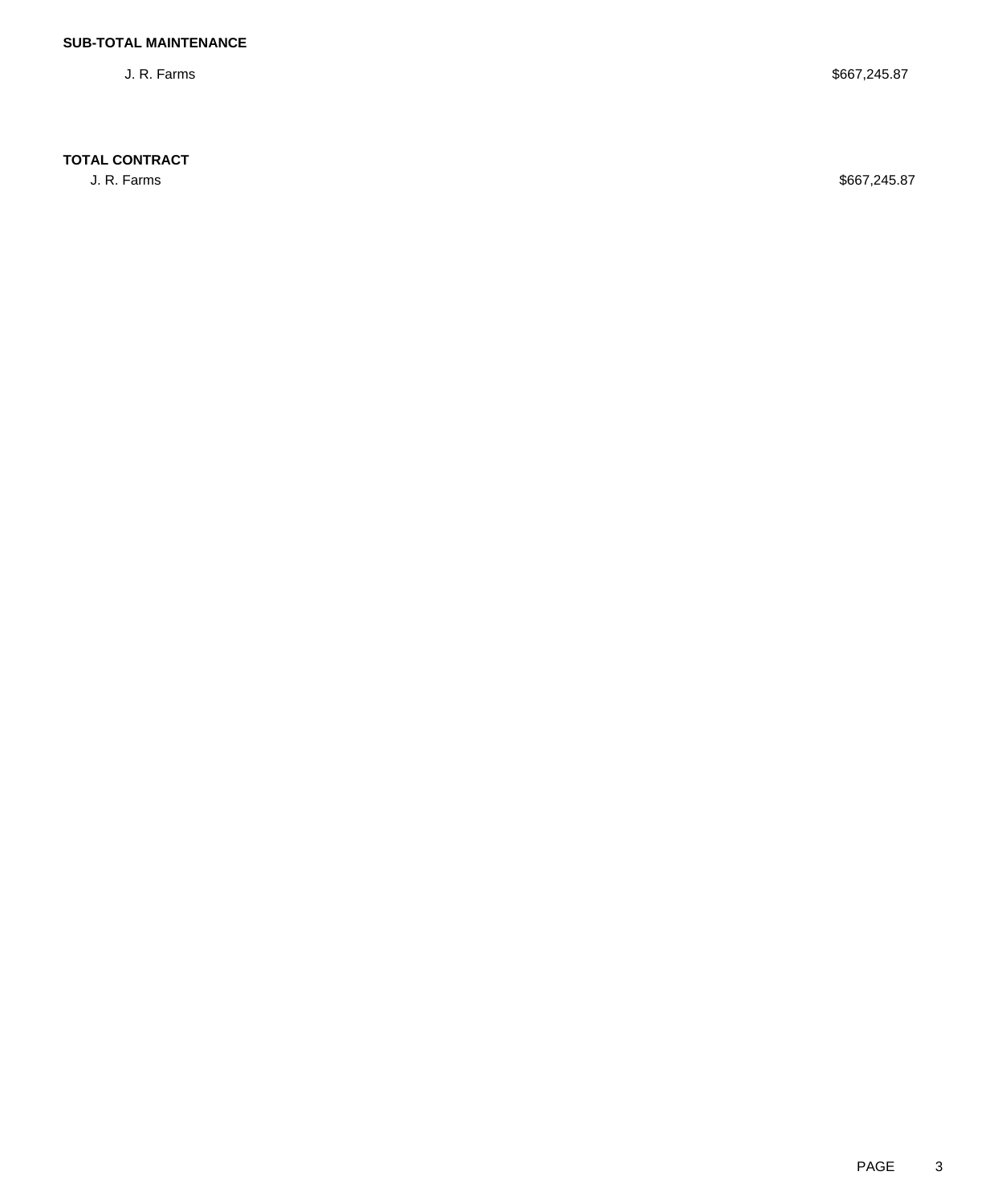**SUB-TOTAL MAINTENANCE**

| | |
|---|---|
| J. R. Farms | $667,245.87 |

**TOTAL CONTRACT**

| | |
|---|---|
| J. R. Farms | $667,245.87 |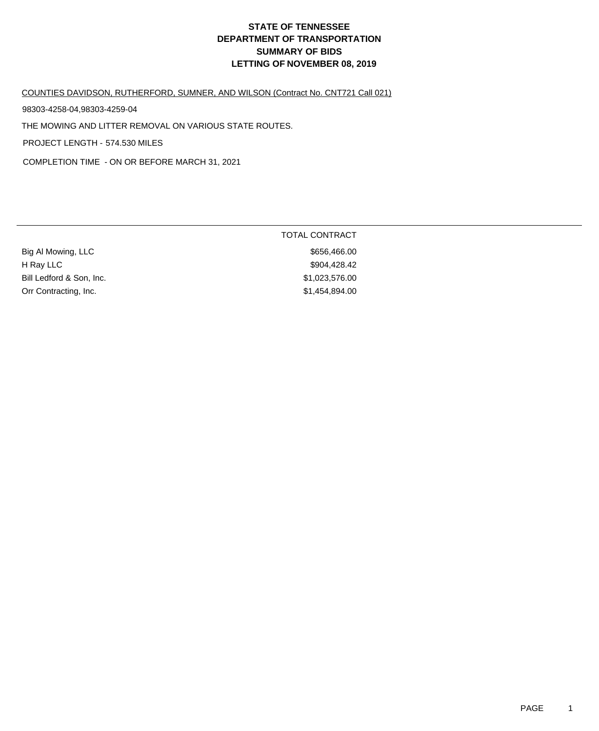# STATE OF TENNESSEE
# DEPARTMENT OF TRANSPORTATION
# SUMMARY OF BIDS
# LETTING OF NOVEMBER 08, 2019

COUNTIES DAVIDSON, RUTHERFORD, SUMNER, AND WILSON (Contract No. CNT721 Call 021)

98303-4258-04,98303-4259-04

THE MOWING AND LITTER REMOVAL ON VARIOUS STATE ROUTES.

PROJECT LENGTH - 574.530 MILES

COMPLETION TIME - ON OR BEFORE MARCH 31, 2021

| | TOTAL CONTRACT |
|---|---|
| Big Al Mowing, LLC | $656,466.00 |
| H Ray LLC | $904,428.42 |
| Bill Ledford & Son, Inc. | $1,023,576.00 |
| Orr Contracting, Inc. | $1,454,894.00 |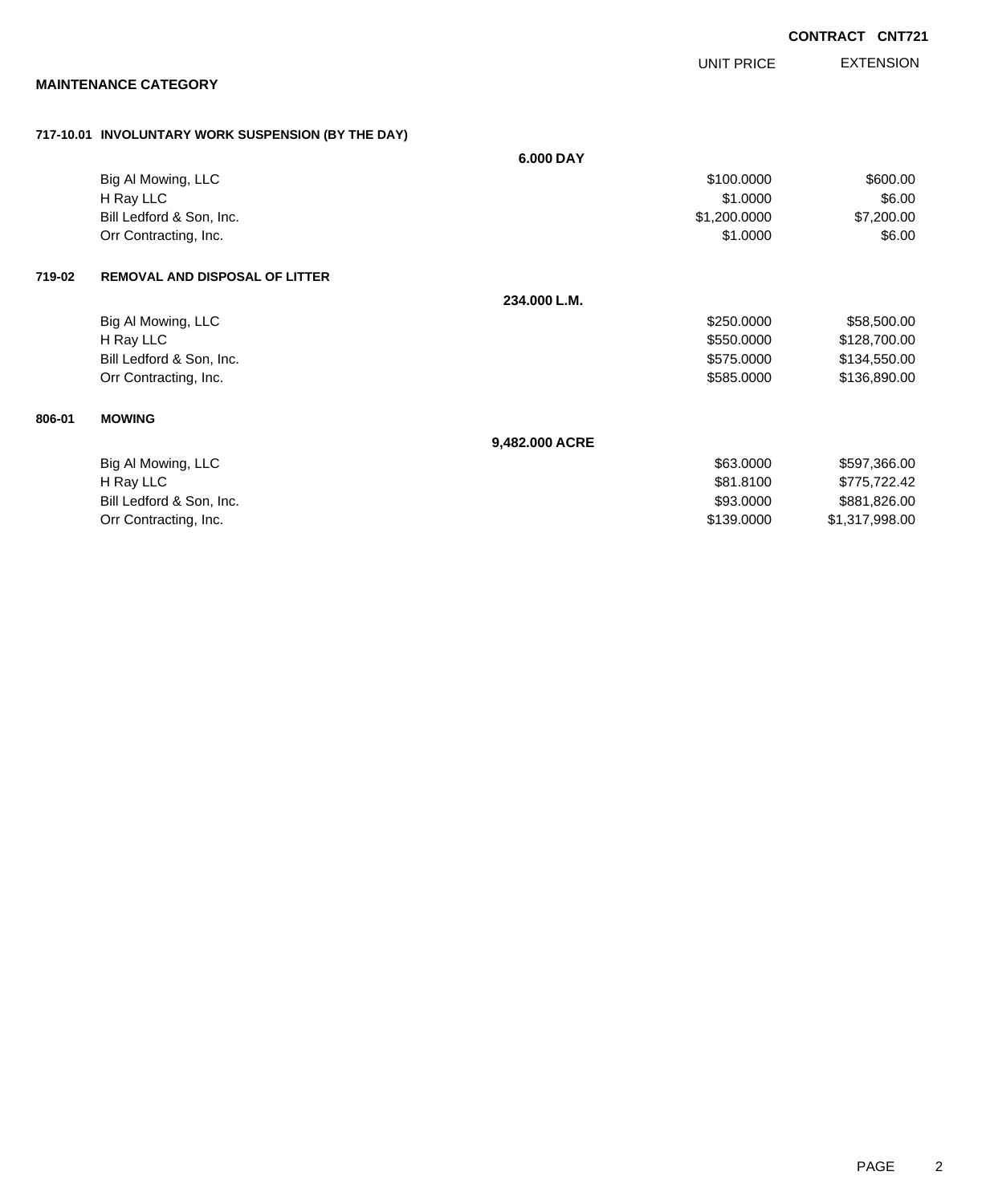**CONTRACT CNT721**

| | | UNIT PRICE | EXTENSION |
|---|---|---|---|

**MAINTENANCE CATEGORY**

**717-10.01 INVOLUNTARY WORK SUSPENSION (BY THE DAY)**

| | **6.000 DAY** | | |
|---|---|---|---|
| Big Al Mowing, LLC | | $100.0000 | $600.00 |
| H Ray LLC | | $1.0000 | $6.00 |
| Bill Ledford & Son, Inc. | | $1,200.0000 | $7,200.00 |
| Orr Contracting, Inc. | | $1.0000 | $6.00 |

**719-02 REMOVAL AND DISPOSAL OF LITTER**

| | **234.000 L.M.** | | |
|---|---|---|---|
| Big Al Mowing, LLC | | $250.0000 | $58,500.00 |
| H Ray LLC | | $550.0000 | $128,700.00 |
| Bill Ledford & Son, Inc. | | $575.0000 | $134,550.00 |
| Orr Contracting, Inc. | | $585.0000 | $136,890.00 |

**806-01 MOWING**

| | **9,482.000 ACRE** | | |
|---|---|---|---|
| Big Al Mowing, LLC | | $63.0000 | $597,366.00 |
| H Ray LLC | | $81.8100 | $775,722.42 |
| Bill Ledford & Son, Inc. | | $93.0000 | $881,826.00 |
| Orr Contracting, Inc. | | $139.0000 | $1,317,998.00 |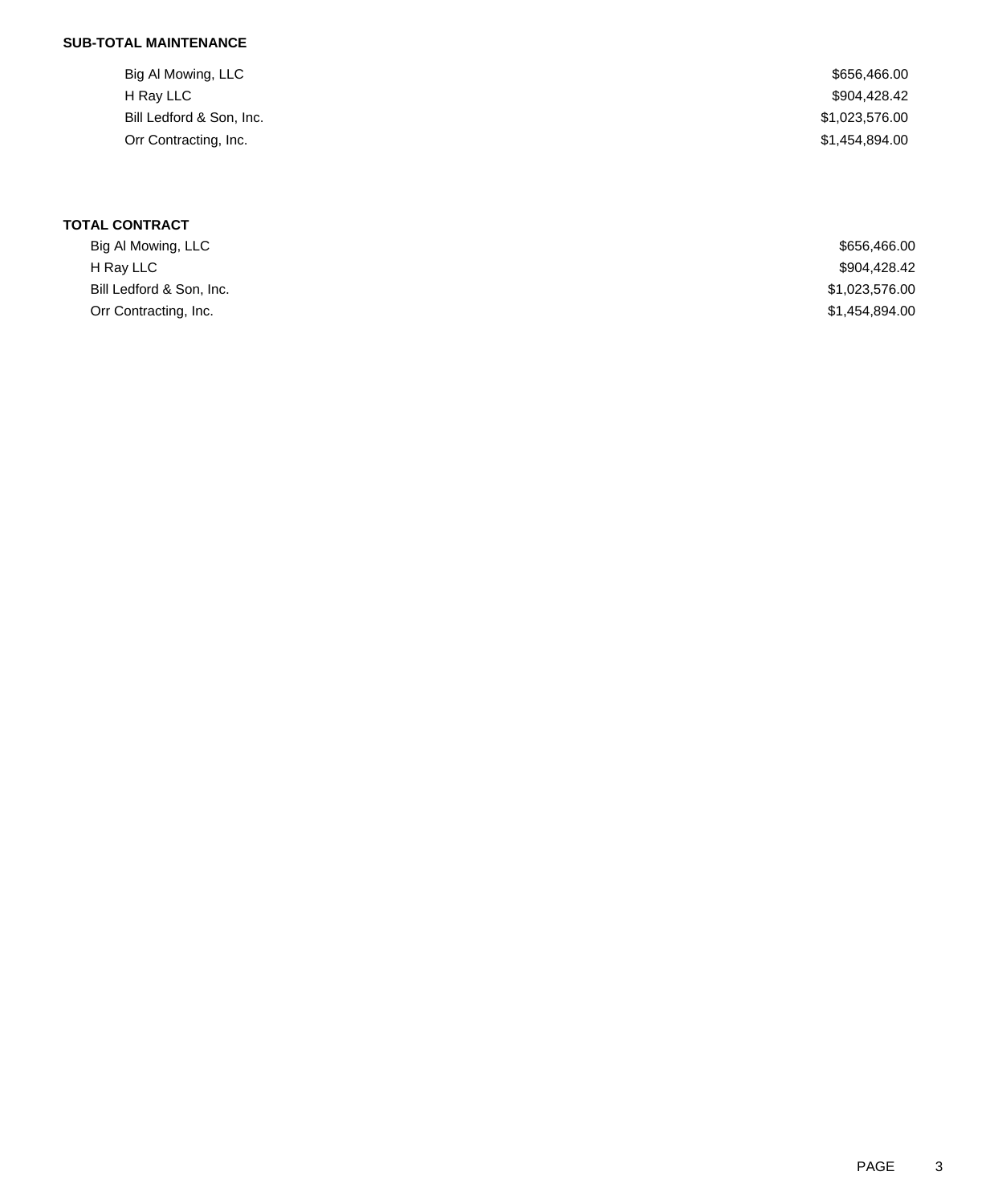**SUB-TOTAL MAINTENANCE**

| | |
|---|---|
| Big Al Mowing, LLC | $656,466.00 |
| H Ray LLC | $904,428.42 |
| Bill Ledford & Son, Inc. | $1,023,576.00 |
| Orr Contracting, Inc. | $1,454,894.00 |

**TOTAL CONTRACT**

| | |
|---|---|
| Big Al Mowing, LLC | $656,466.00 |
| H Ray LLC | $904,428.42 |
| Bill Ledford & Son, Inc. | $1,023,576.00 |
| Orr Contracting, Inc. | $1,454,894.00 |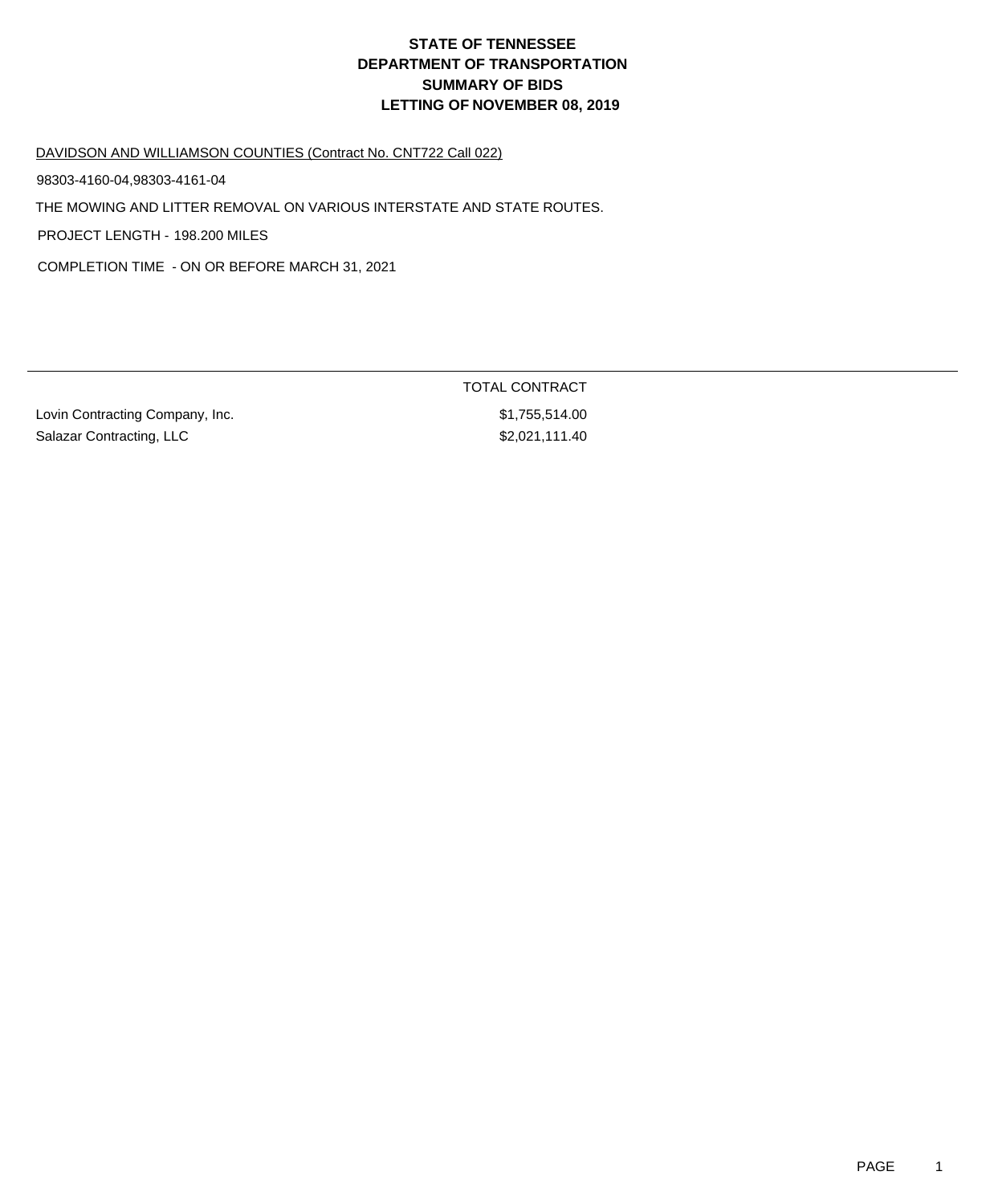# STATE OF TENNESSEE
# DEPARTMENT OF TRANSPORTATION
# SUMMARY OF BIDS
# LETTING OF NOVEMBER 08, 2019

DAVIDSON AND WILLIAMSON COUNTIES (Contract No. CNT722 Call 022)

98303-4160-04,98303-4161-04

THE MOWING AND LITTER REMOVAL ON VARIOUS INTERSTATE AND STATE ROUTES.

PROJECT LENGTH - 198.200 MILES

COMPLETION TIME - ON OR BEFORE MARCH 31, 2021

| | TOTAL CONTRACT |
|---|---|
| Lovin Contracting Company, Inc. | $1,755,514.00 |
| Salazar Contracting, LLC | $2,021,111.40 |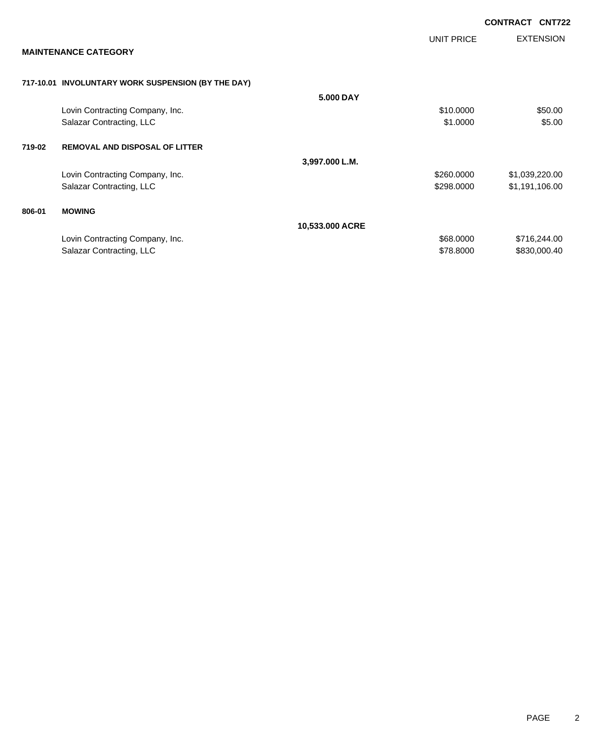**CONTRACT CNT722**

**MAINTENANCE CATEGORY**

| | | | UNIT PRICE | EXTENSION |
|---|---|---|---|---|
| **717-10.01** | **INVOLUNTARY WORK SUSPENSION (BY THE DAY)** | | | |
| | | **5.000 DAY** | | |
| | Lovin Contracting Company, Inc. | | $10.0000 | $50.00 |
| | Salazar Contracting, LLC | | $1.0000 | $5.00 |
| **719-02** | **REMOVAL AND DISPOSAL OF LITTER** | | | |
| | | **3,997.000 L.M.** | | |
| | Lovin Contracting Company, Inc. | | $260.0000 | $1,039,220.00 |
| | Salazar Contracting, LLC | | $298.0000 | $1,191,106.00 |
| **806-01** | **MOWING** | | | |
| | | **10,533.000 ACRE** | | |
| | Lovin Contracting Company, Inc. | | $68.0000 | $716,244.00 |
| | Salazar Contracting, LLC | | $78.8000 | $830,000.40 |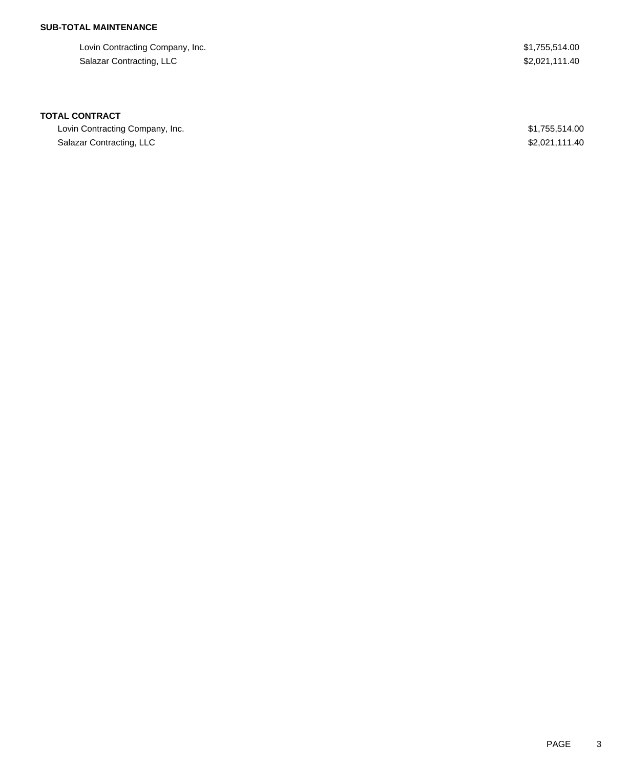**SUB-TOTAL MAINTENANCE**

| | |
|---|---|
| Lovin Contracting Company, Inc. | $1,755,514.00 |
| Salazar Contracting, LLC | $2,021,111.40 |

**TOTAL CONTRACT**

| | |
|---|---|
| Lovin Contracting Company, Inc. | $1,755,514.00 |
| Salazar Contracting, LLC | $2,021,111.40 |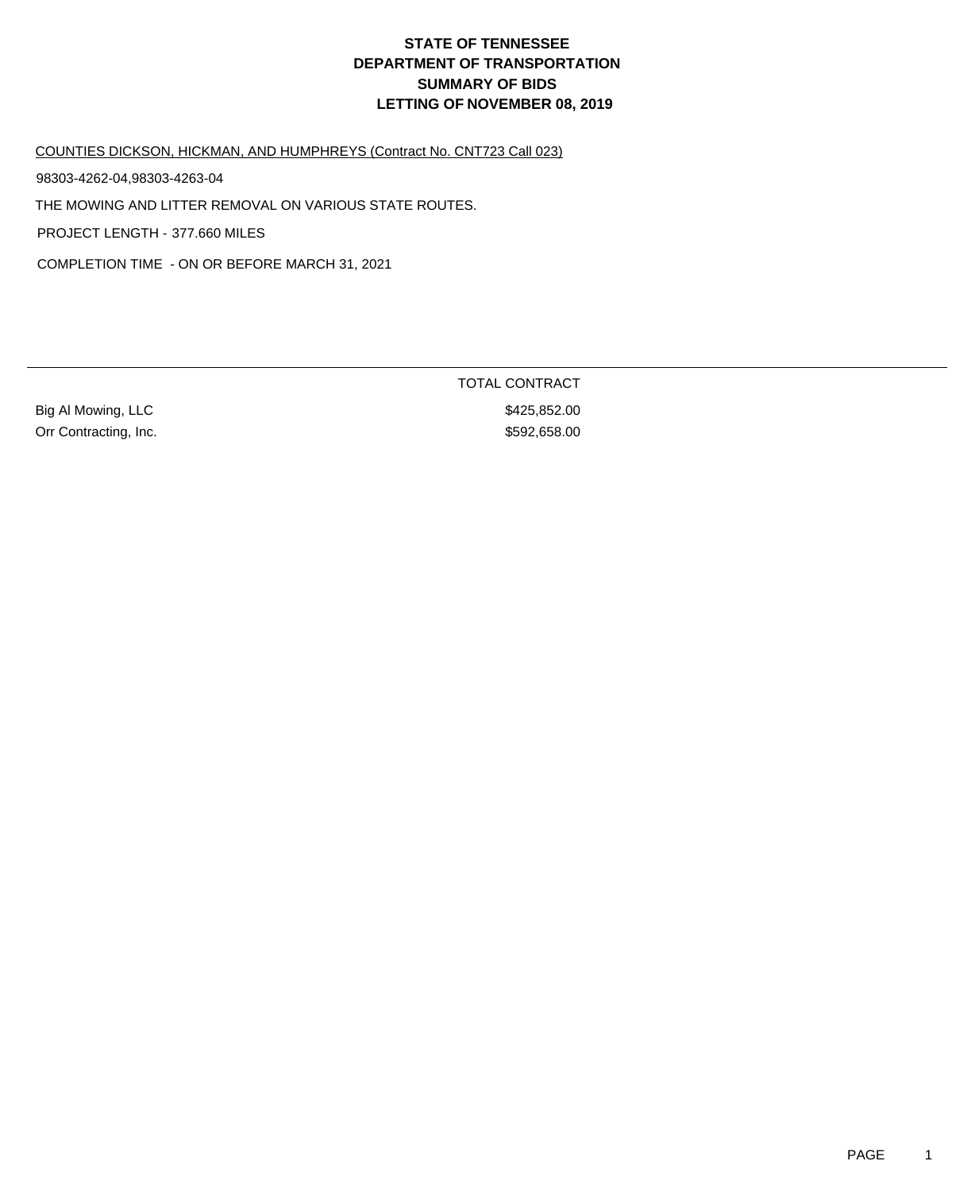# STATE OF TENNESSEE
# DEPARTMENT OF TRANSPORTATION
# SUMMARY OF BIDS
# LETTING OF NOVEMBER 08, 2019

COUNTIES DICKSON, HICKMAN, AND HUMPHREYS (Contract No. CNT723 Call 023)

98303-4262-04,98303-4263-04

THE MOWING AND LITTER REMOVAL ON VARIOUS STATE ROUTES.

PROJECT LENGTH - 377.660 MILES

COMPLETION TIME - ON OR BEFORE MARCH 31, 2021

| | TOTAL CONTRACT |
|---|---|
| Big Al Mowing, LLC | $425,852.00 |
| Orr Contracting, Inc. | $592,658.00 |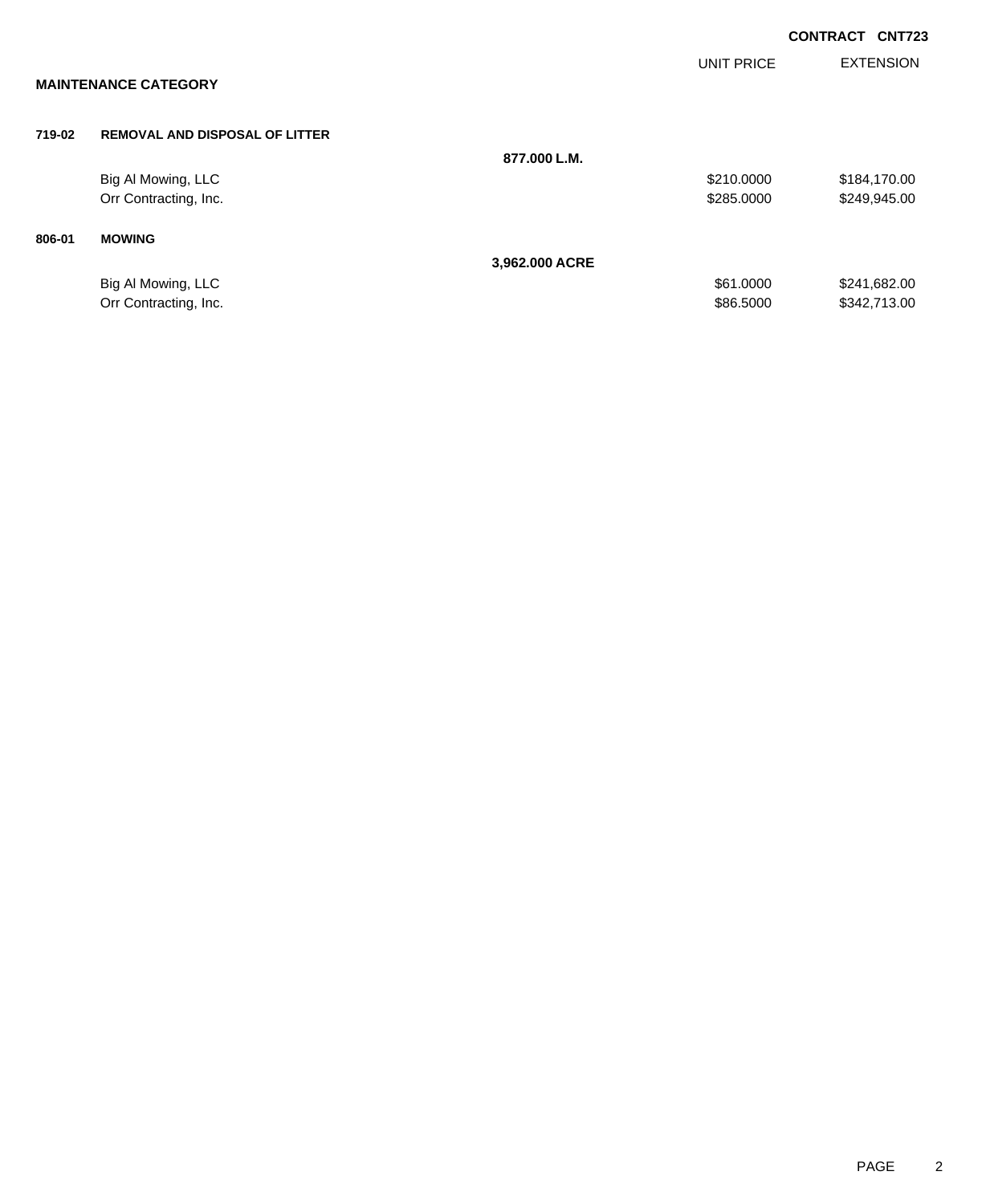**CONTRACT CNT723**

## MAINTENANCE CATEGORY

| | | | UNIT PRICE | EXTENSION |
|---|---|---|---|---|
| **719-02** | **REMOVAL AND DISPOSAL OF LITTER** | | | |
| | | **877.000 L.M.** | | |
| | Big Al Mowing, LLC | | $210.0000 | $184,170.00 |
| | Orr Contracting, Inc. | | $285.0000 | $249,945.00 |
| **806-01** | **MOWING** | | | |
| | | **3,962.000 ACRE** | | |
| | Big Al Mowing, LLC | | $61.0000 | $241,682.00 |
| | Orr Contracting, Inc. | | $86.5000 | $342,713.00 |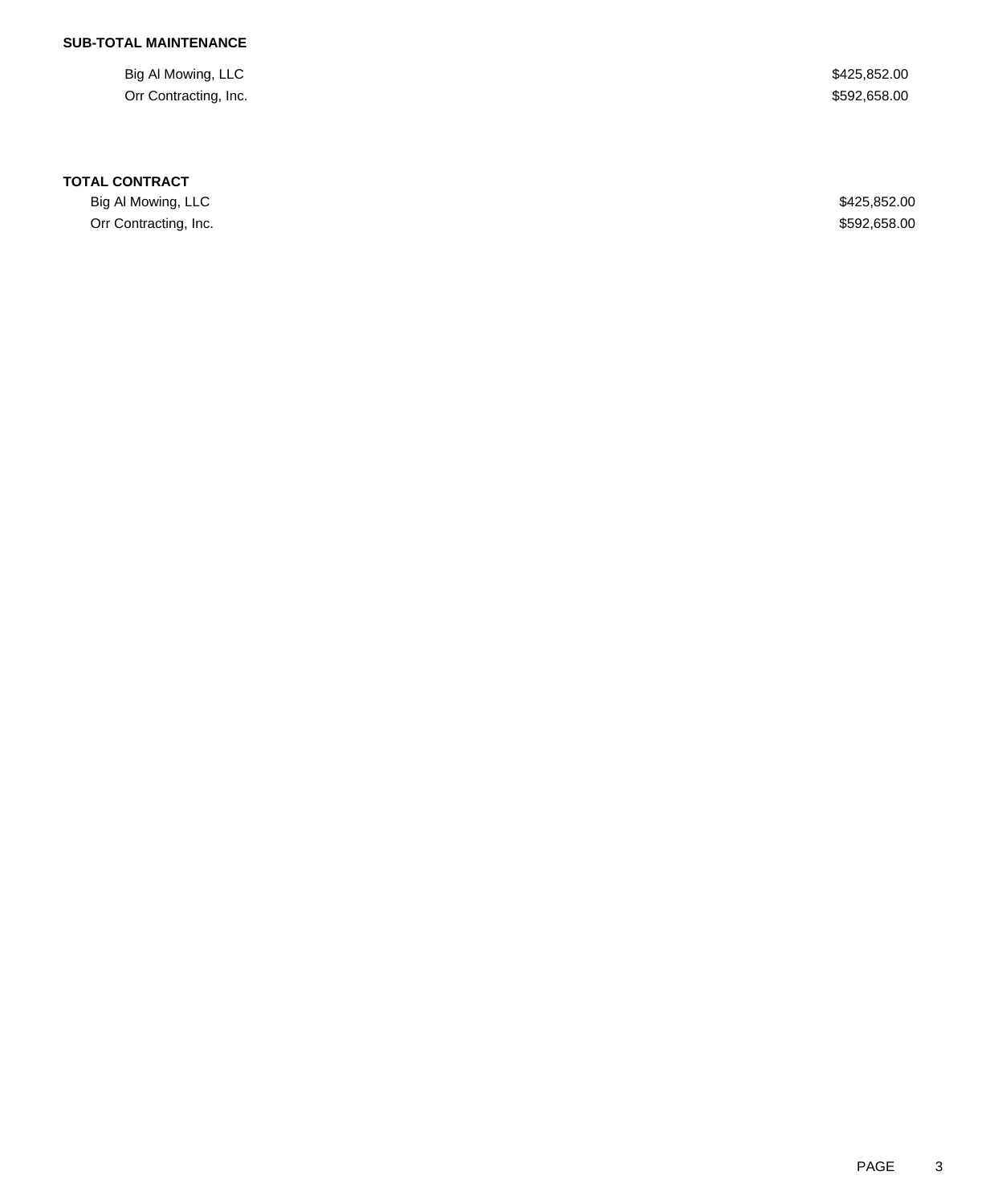**SUB-TOTAL MAINTENANCE**

| | |
|---|---|
| Big Al Mowing, LLC | $425,852.00 |
| Orr Contracting, Inc. | $592,658.00 |

**TOTAL CONTRACT**

| | |
|---|---|
| Big Al Mowing, LLC | $425,852.00 |
| Orr Contracting, Inc. | $592,658.00 |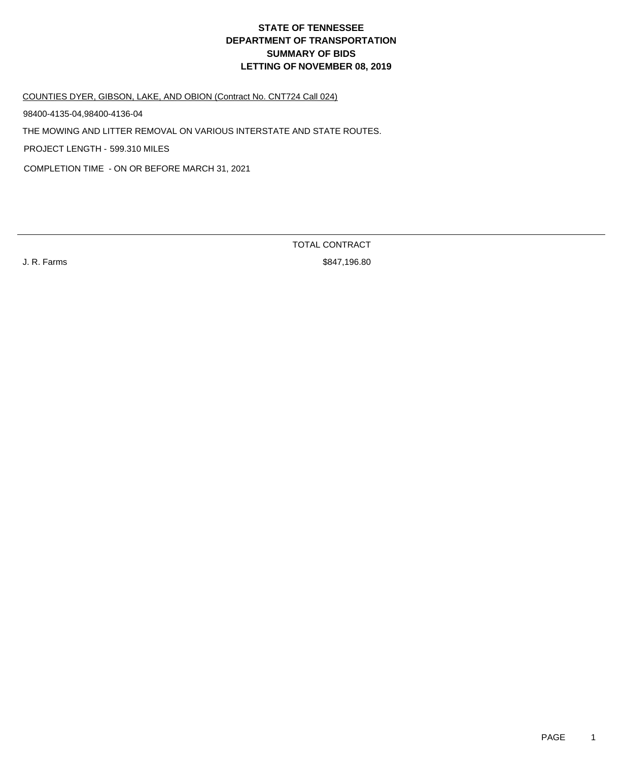# STATE OF TENNESSEE
# DEPARTMENT OF TRANSPORTATION
# SUMMARY OF BIDS
# LETTING OF NOVEMBER 08, 2019

COUNTIES DYER, GIBSON, LAKE, AND OBION (Contract No. CNT724 Call 024)

98400-4135-04,98400-4136-04

THE MOWING AND LITTER REMOVAL ON VARIOUS INTERSTATE AND STATE ROUTES.

PROJECT LENGTH - 599.310 MILES

COMPLETION TIME - ON OR BEFORE MARCH 31, 2021

| | TOTAL CONTRACT |
|---|---|
| J. R. Farms | $847,196.80 |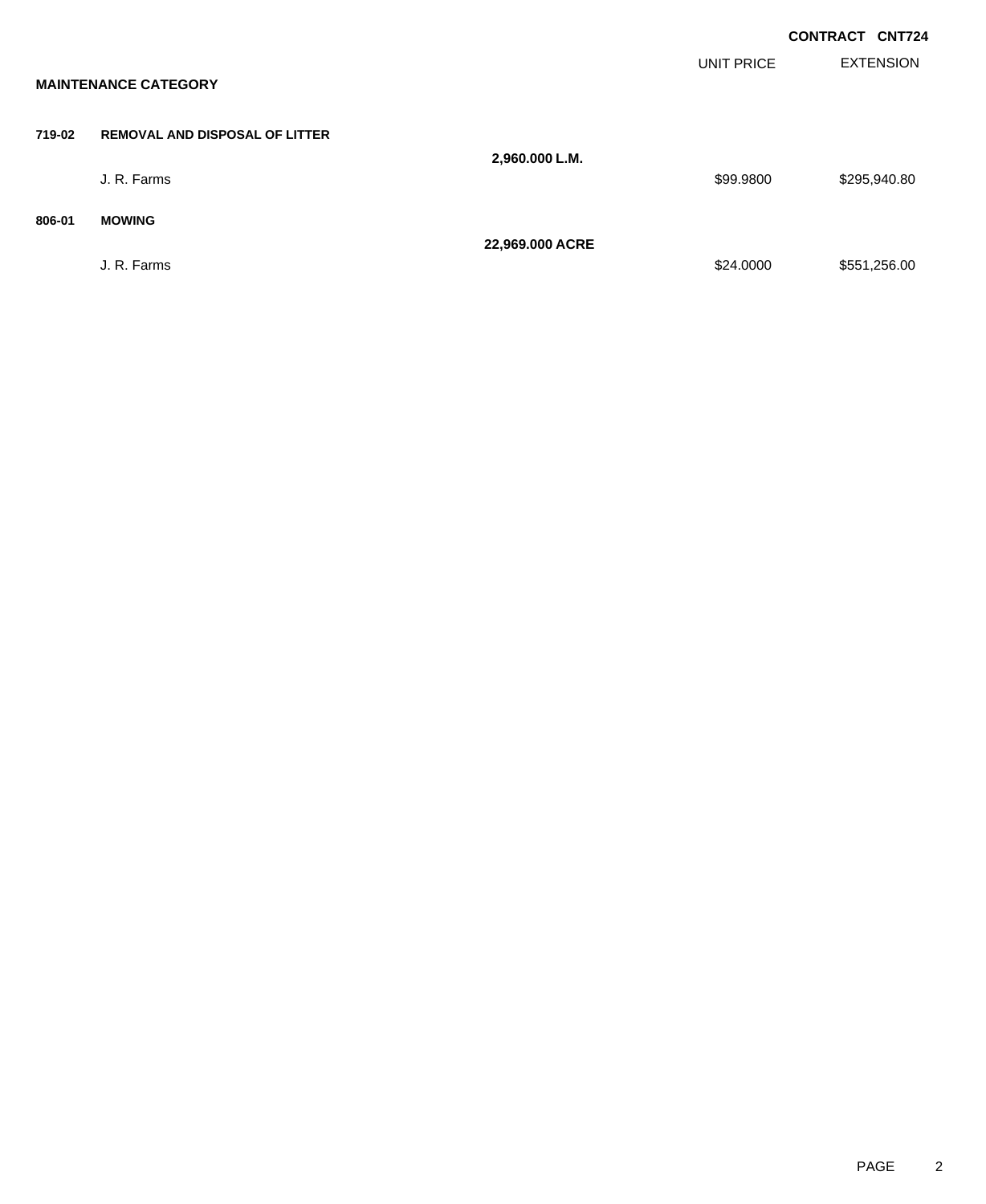**CONTRACT CNT724**

| | | | UNIT PRICE | EXTENSION |
|---|---|---|---|---|
| **MAINTENANCE CATEGORY** | | | | |
| **719-02** | **REMOVAL AND DISPOSAL OF LITTER** | | | |
| | | **2,960.000 L.M.** | | |
| | J. R. Farms | | $99.9800 | $295,940.80 |
| **806-01** | **MOWING** | | | |
| | | **22,969.000 ACRE** | | |
| | J. R. Farms | | $24.0000 | $551,256.00 |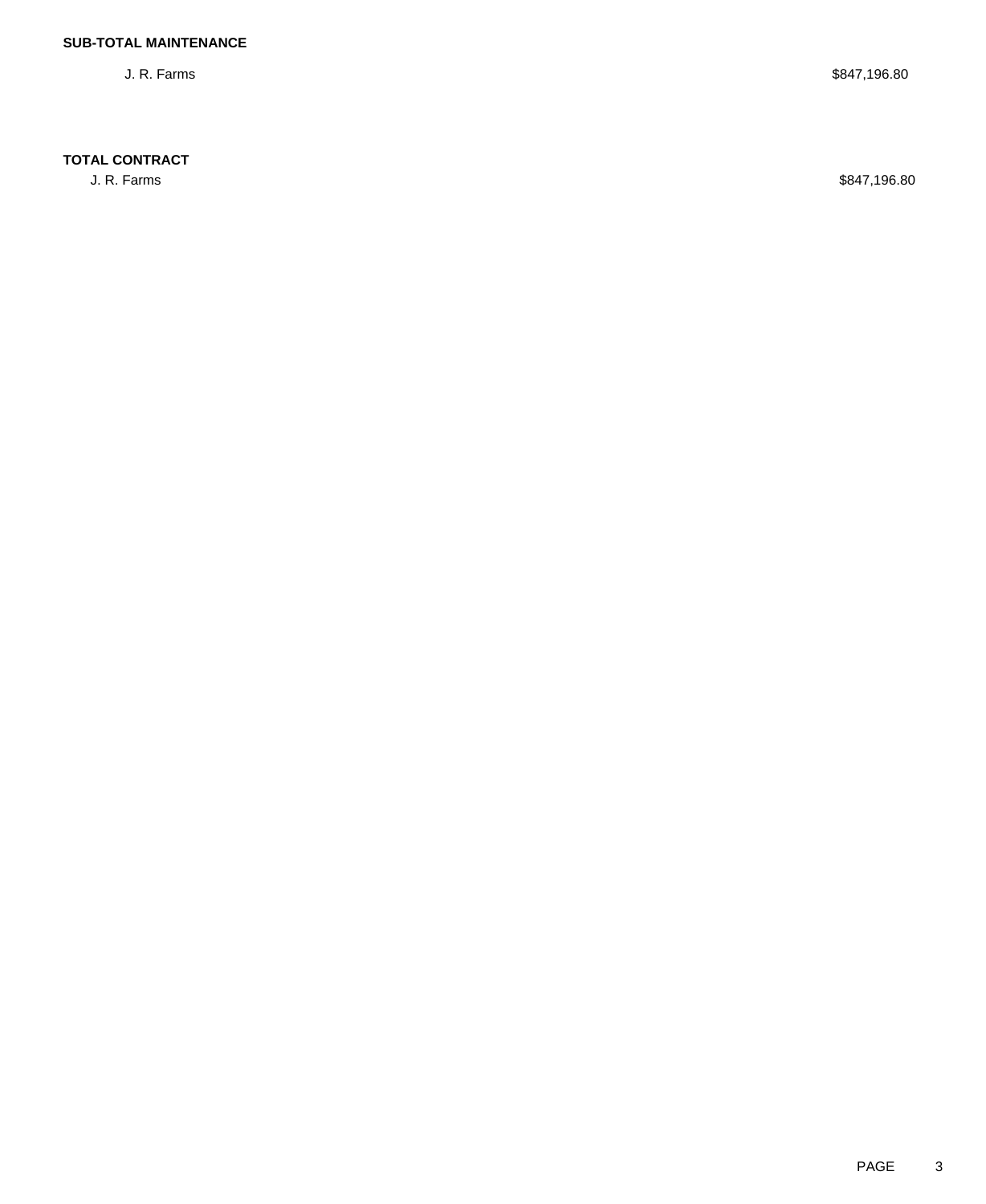**SUB-TOTAL MAINTENANCE**

| | |
|---|---|
| J. R. Farms | $847,196.80 |

**TOTAL CONTRACT**

| | |
|---|---|
| J. R. Farms | $847,196.80 |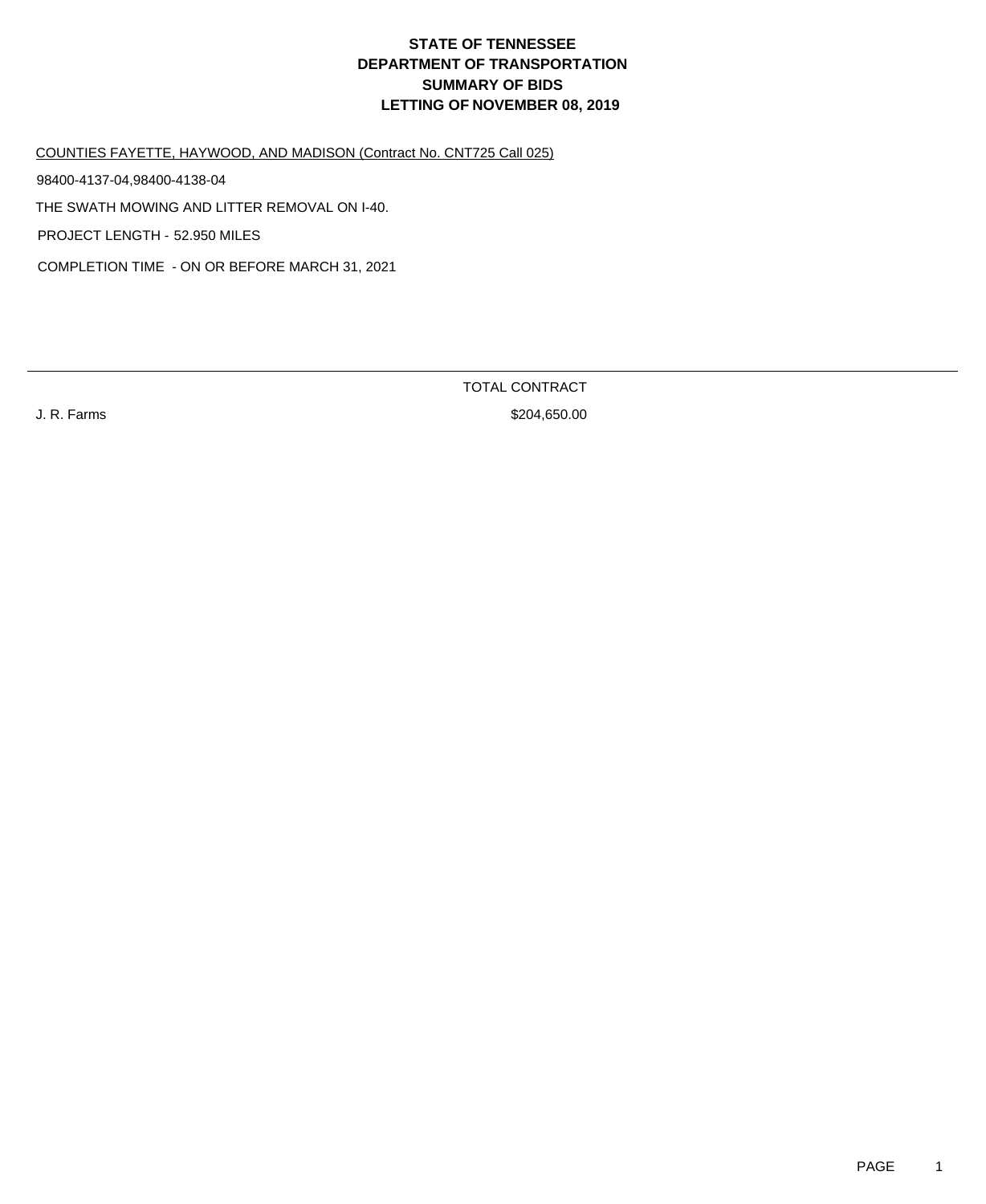# STATE OF TENNESSEE
# DEPARTMENT OF TRANSPORTATION
# SUMMARY OF BIDS
# LETTING OF NOVEMBER 08, 2019

COUNTIES FAYETTE, HAYWOOD, AND MADISON (Contract No. CNT725 Call 025)

98400-4137-04,98400-4138-04

THE SWATH MOWING AND LITTER REMOVAL ON I-40.

PROJECT LENGTH - 52.950 MILES

COMPLETION TIME - ON OR BEFORE MARCH 31, 2021

| | TOTAL CONTRACT |
|---|---|
| J. R. Farms | $204,650.00 |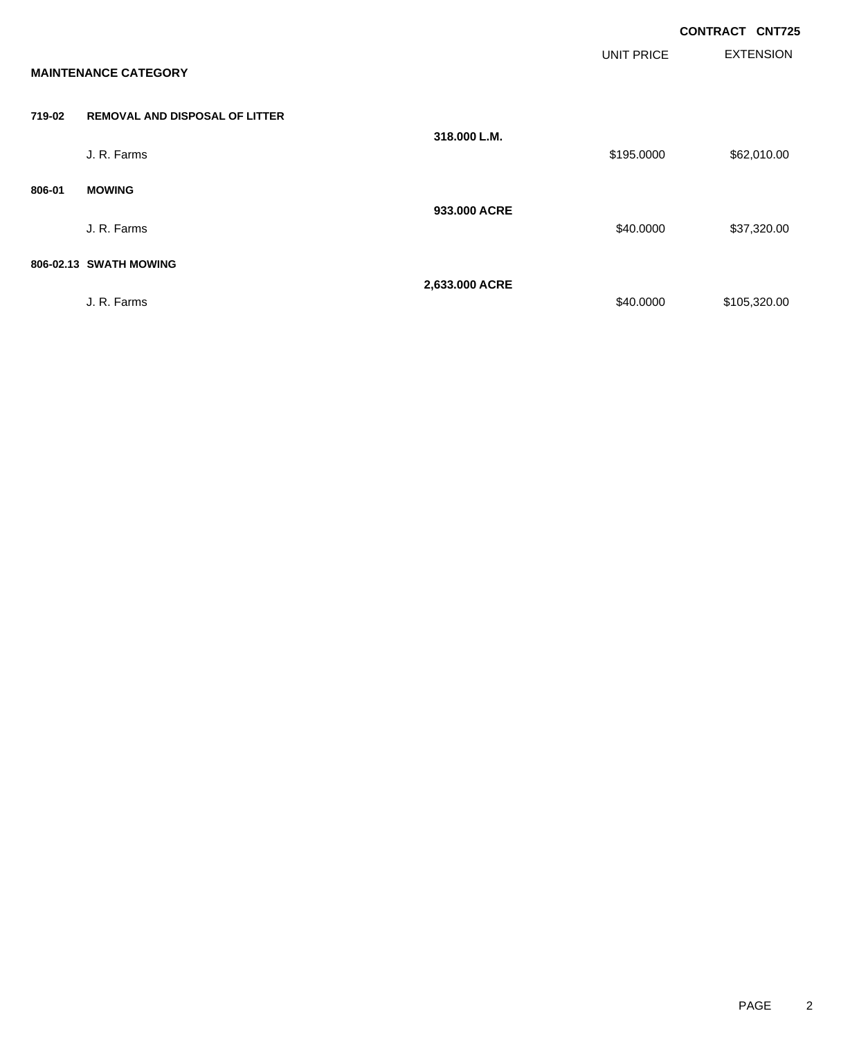**CONTRACT CNT725**

## MAINTENANCE CATEGORY

| | | | UNIT PRICE | EXTENSION |
|---|---|---|---|---|
| **719-02** | **REMOVAL AND DISPOSAL OF LITTER** | | | |
| | | **318.000 L.M.** | | |
| | J. R. Farms | | $195.0000 | $62,010.00 |
| **806-01** | **MOWING** | | | |
| | | **933.000 ACRE** | | |
| | J. R. Farms | | $40.0000 | $37,320.00 |
| **806-02.13** | **SWATH MOWING** | | | |
| | | **2,633.000 ACRE** | | |
| | J. R. Farms | | $40.0000 | $105,320.00 |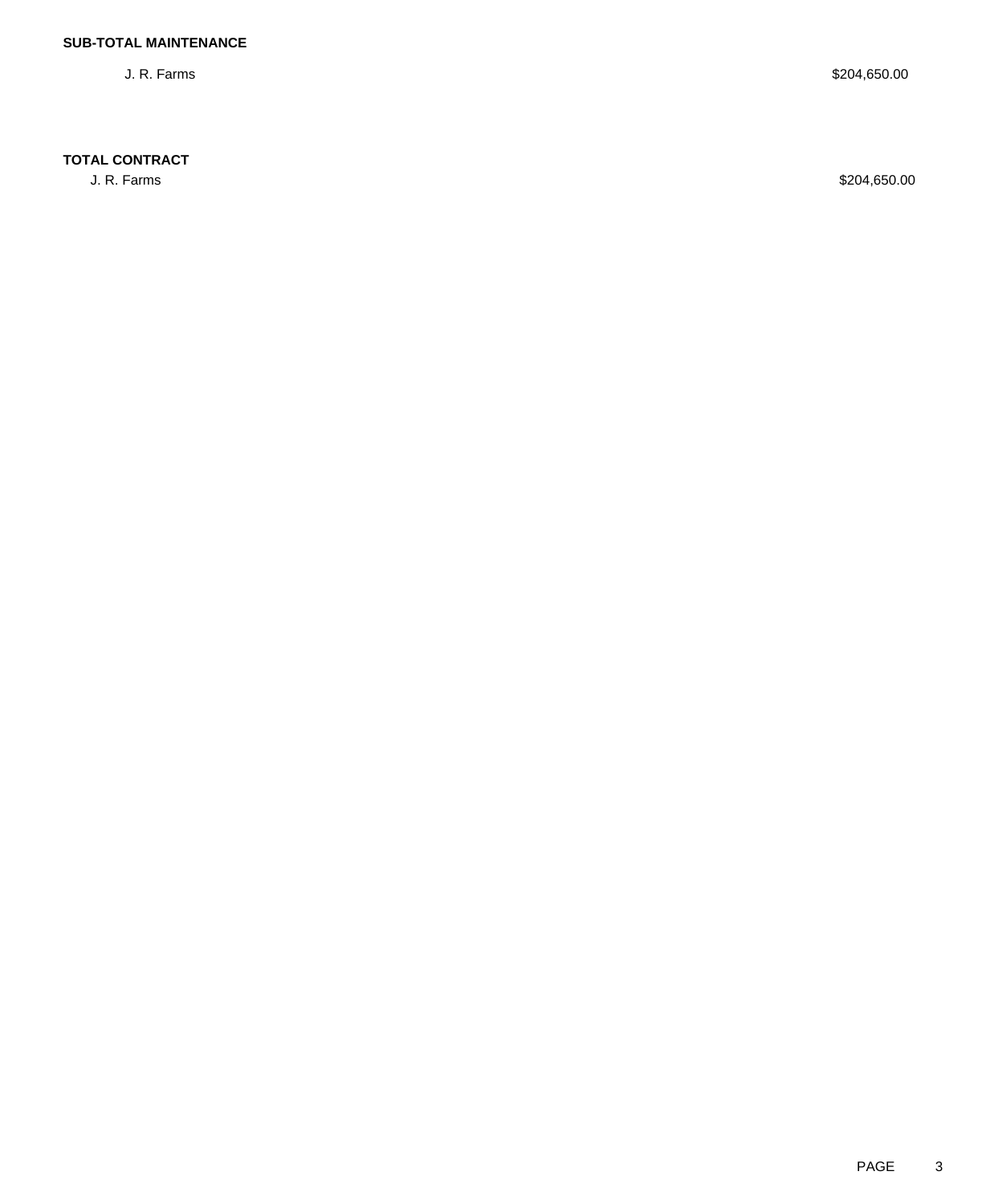**SUB-TOTAL MAINTENANCE**

| | |
|---|---|
| J. R. Farms | $204,650.00 |

**TOTAL CONTRACT**

| | |
|---|---|
| J. R. Farms | $204,650.00 |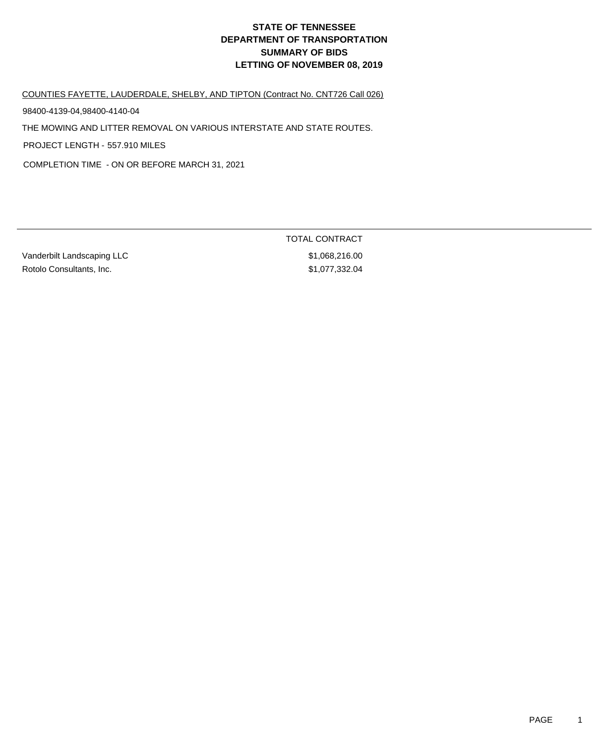# STATE OF TENNESSEE
# DEPARTMENT OF TRANSPORTATION
# SUMMARY OF BIDS
# LETTING OF NOVEMBER 08, 2019

COUNTIES FAYETTE, LAUDERDALE, SHELBY, AND TIPTON (Contract No. CNT726 Call 026)

98400-4139-04,98400-4140-04

THE MOWING AND LITTER REMOVAL ON VARIOUS INTERSTATE AND STATE ROUTES.

PROJECT LENGTH - 557.910 MILES

COMPLETION TIME - ON OR BEFORE MARCH 31, 2021

| | TOTAL CONTRACT |
|---|---|
| Vanderbilt Landscaping LLC | $1,068,216.00 |
| Rotolo Consultants, Inc. | $1,077,332.04 |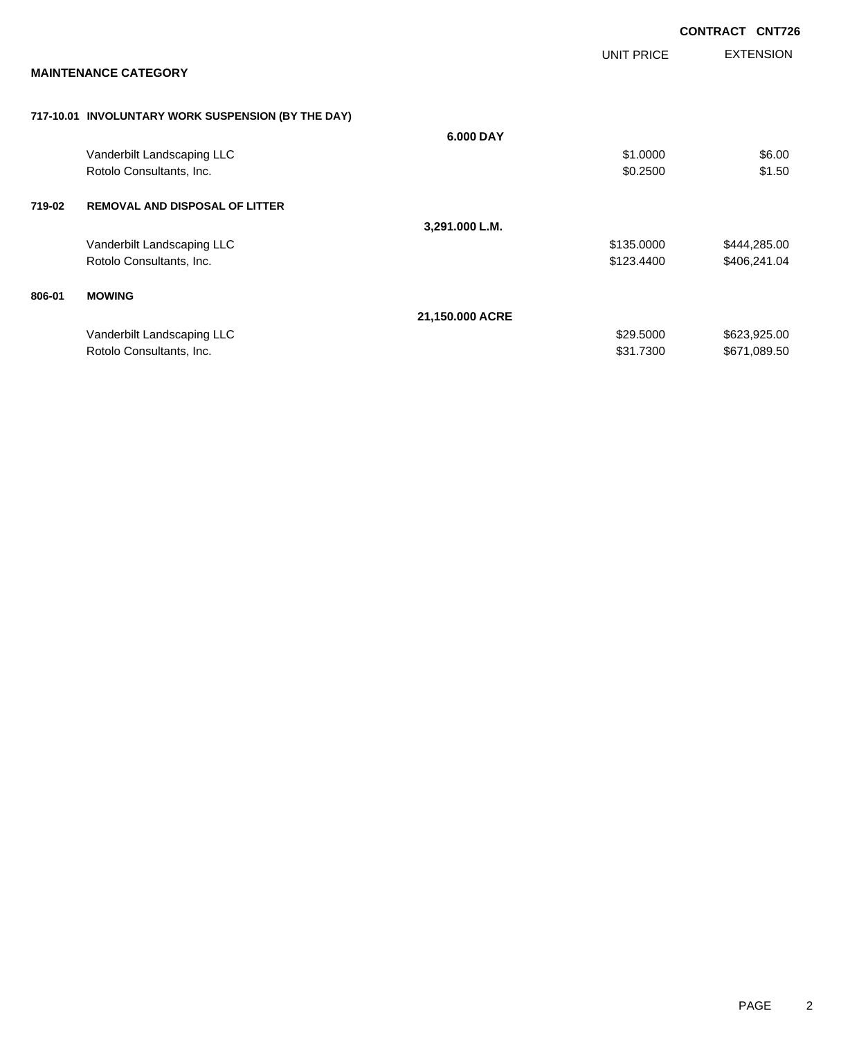**CONTRACT CNT726**

**MAINTENANCE CATEGORY**

| | | | UNIT PRICE | EXTENSION |
|---|---|---|---|---|
| **717-10.01** | **INVOLUNTARY WORK SUSPENSION (BY THE DAY)** | | | |
| | | **6.000 DAY** | | |
| | Vanderbilt Landscaping LLC | | $1.0000 | $6.00 |
| | Rotolo Consultants, Inc. | | $0.2500 | $1.50 |
| **719-02** | **REMOVAL AND DISPOSAL OF LITTER** | | | |
| | | **3,291.000 L.M.** | | |
| | Vanderbilt Landscaping LLC | | $135.0000 | $444,285.00 |
| | Rotolo Consultants, Inc. | | $123.4400 | $406,241.04 |
| **806-01** | **MOWING** | | | |
| | | **21,150.000 ACRE** | | |
| | Vanderbilt Landscaping LLC | | $29.5000 | $623,925.00 |
| | Rotolo Consultants, Inc. | | $31.7300 | $671,089.50 |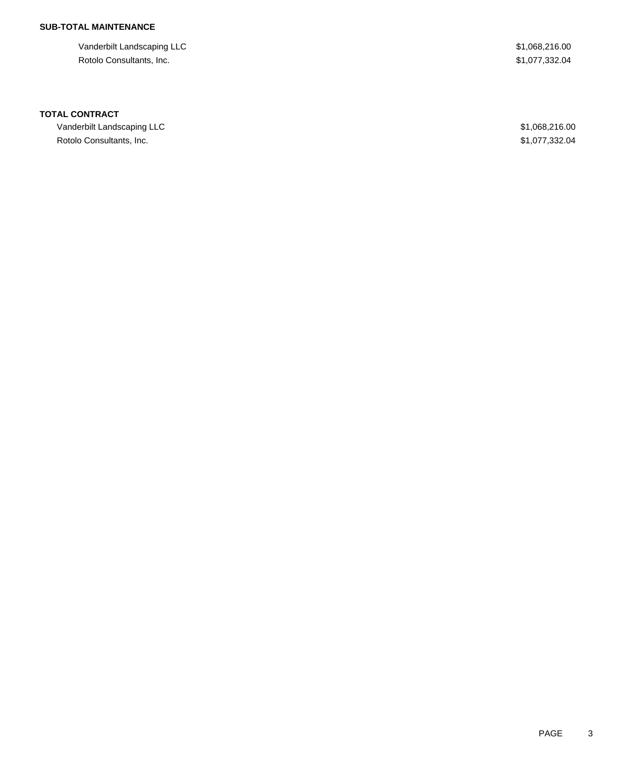**SUB-TOTAL MAINTENANCE**

| | |
|---|---|
| Vanderbilt Landscaping LLC | $1,068,216.00 |
| Rotolo Consultants, Inc. | $1,077,332.04 |

**TOTAL CONTRACT**

| | |
|---|---|
| Vanderbilt Landscaping LLC | $1,068,216.00 |
| Rotolo Consultants, Inc. | $1,077,332.04 |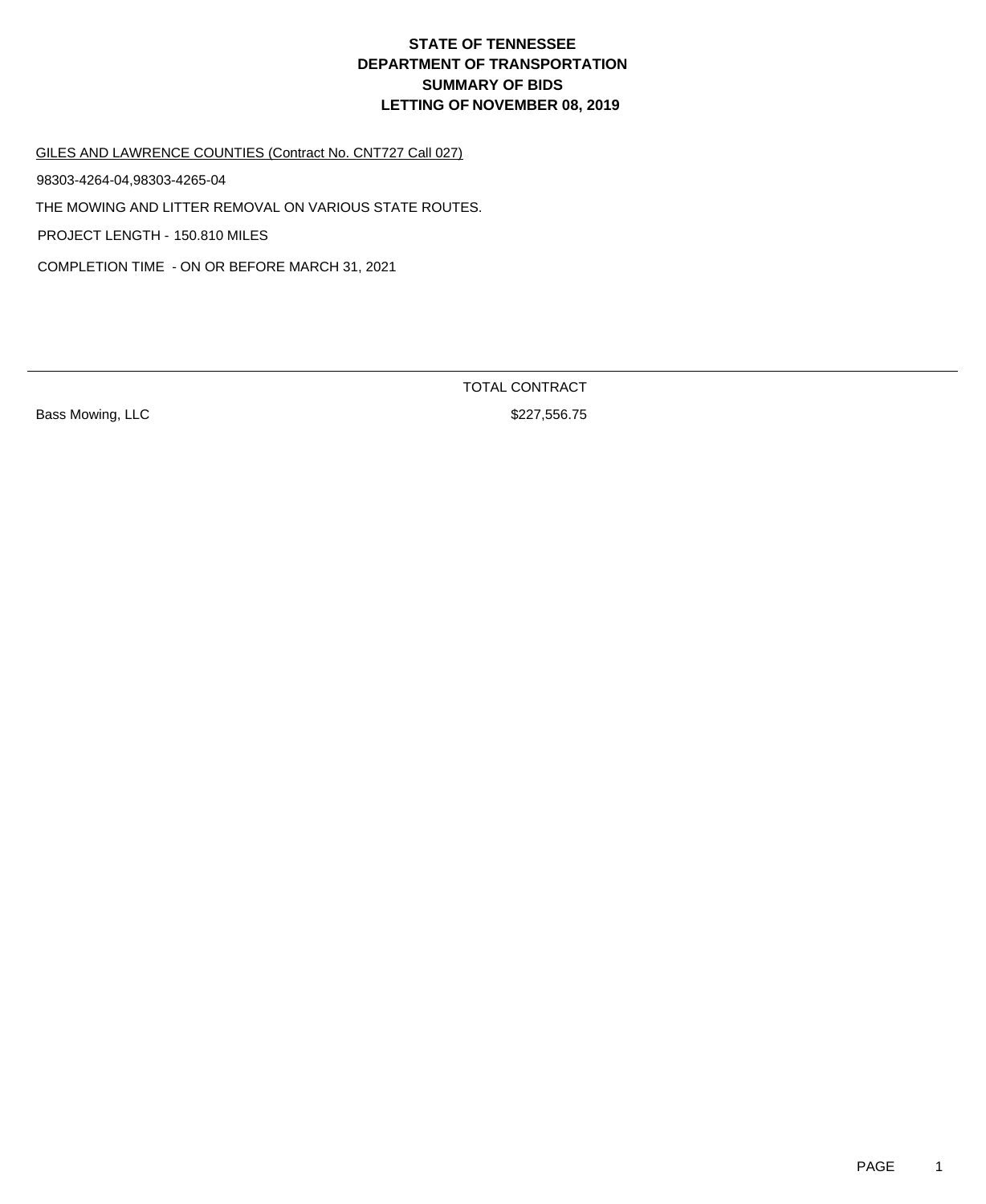# STATE OF TENNESSEE
# DEPARTMENT OF TRANSPORTATION
# SUMMARY OF BIDS
# LETTING OF NOVEMBER 08, 2019

GILES AND LAWRENCE COUNTIES (Contract No. CNT727 Call 027)

98303-4264-04,98303-4265-04

THE MOWING AND LITTER REMOVAL ON VARIOUS STATE ROUTES.

PROJECT LENGTH - 150.810 MILES

COMPLETION TIME - ON OR BEFORE MARCH 31, 2021

| | TOTAL CONTRACT |
|---|---|
| Bass Mowing, LLC | $227,556.75 |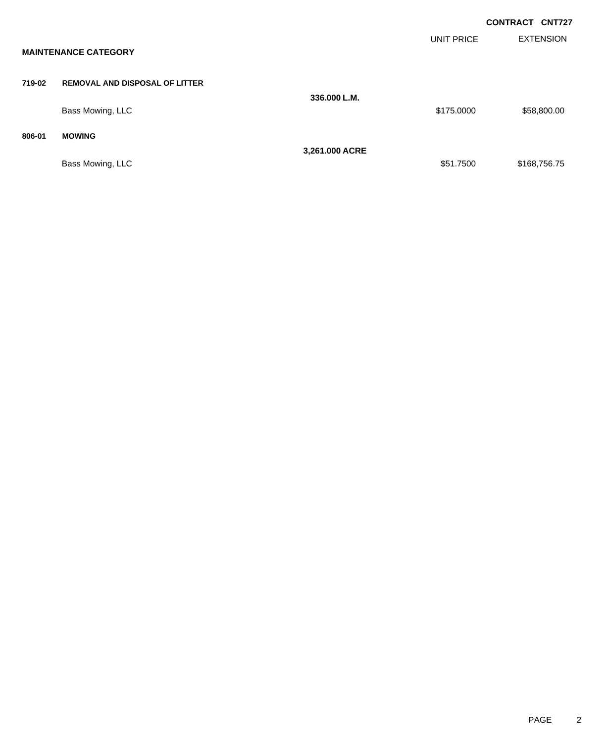**CONTRACT CNT727**

**MAINTENANCE CATEGORY**

| | | | UNIT PRICE | EXTENSION |
|---|---|---|---|---|
| **719-02** | **REMOVAL AND DISPOSAL OF LITTER** | | | |
| | | **336.000 L.M.** | | |
| | Bass Mowing, LLC | | $175.0000 | $58,800.00 |
| **806-01** | **MOWING** | | | |
| | | **3,261.000 ACRE** | | |
| | Bass Mowing, LLC | | $51.7500 | $168,756.75 |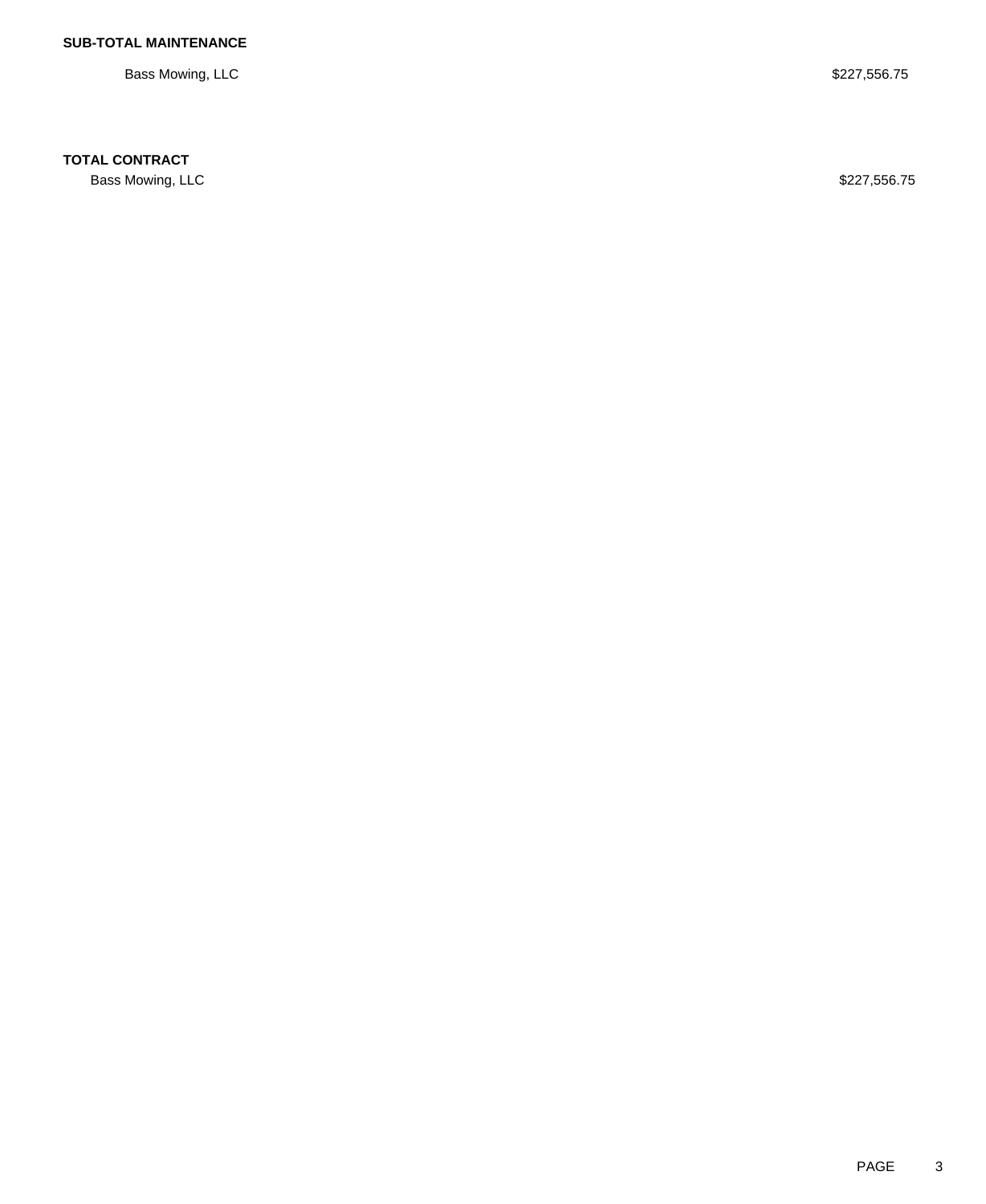**SUB-TOTAL MAINTENANCE**

| | |
|---|---|
| Bass Mowing, LLC | $227,556.75 |

**TOTAL CONTRACT**

| | |
|---|---|
| Bass Mowing, LLC | $227,556.75 |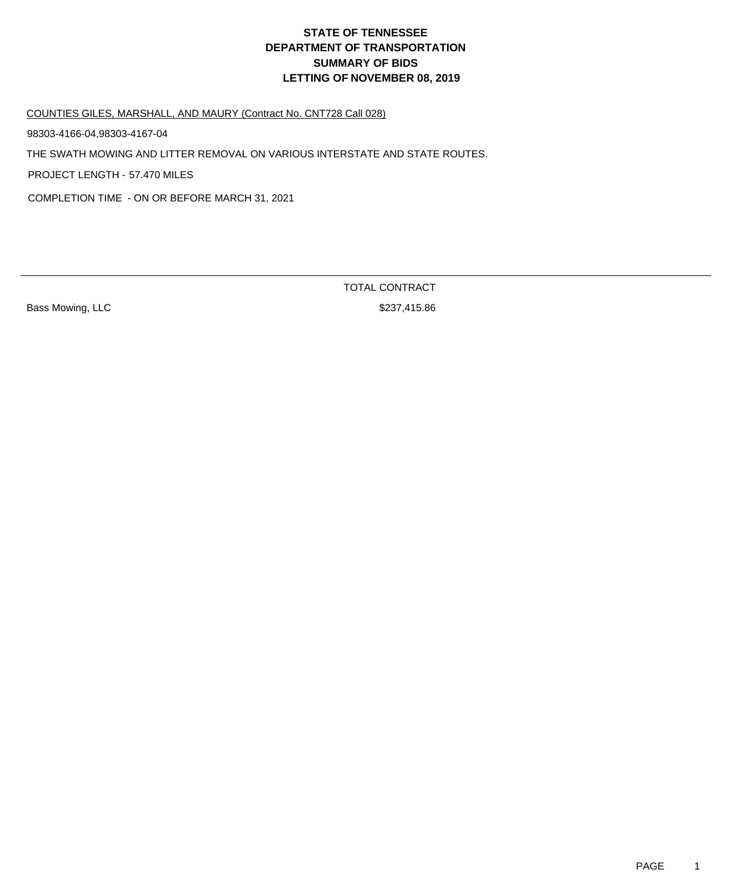# STATE OF TENNESSEE
# DEPARTMENT OF TRANSPORTATION
# SUMMARY OF BIDS
# LETTING OF NOVEMBER 08, 2019

COUNTIES GILES, MARSHALL, AND MAURY (Contract No. CNT728 Call 028)

98303-4166-04,98303-4167-04

THE SWATH MOWING AND LITTER REMOVAL ON VARIOUS INTERSTATE AND STATE ROUTES.

PROJECT LENGTH - 57.470 MILES

COMPLETION TIME - ON OR BEFORE MARCH 31, 2021

| | TOTAL CONTRACT |
|---|---|
| Bass Mowing, LLC | $237,415.86 |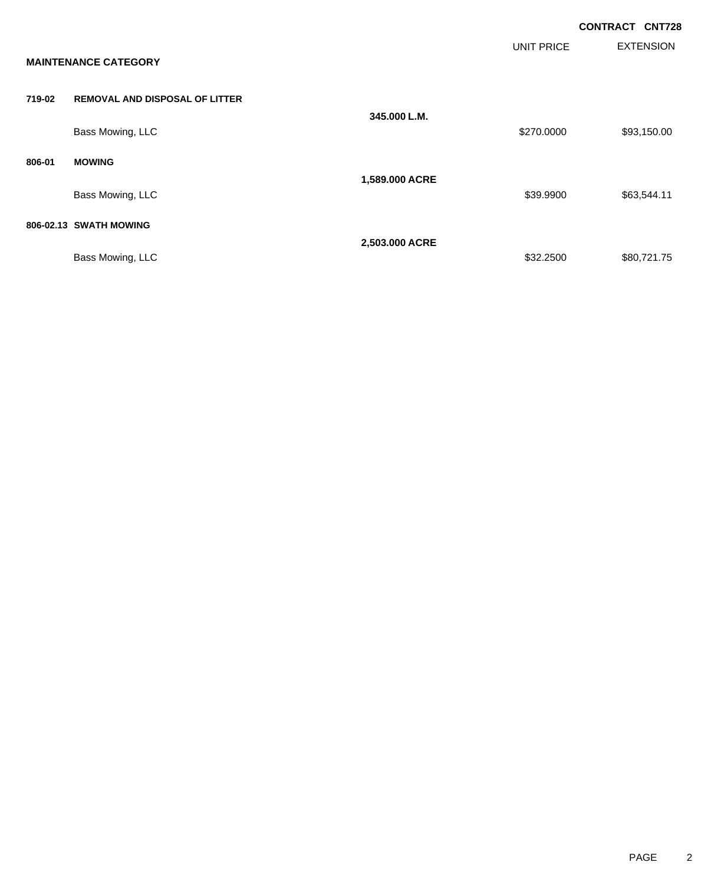**CONTRACT CNT728**

**MAINTENANCE CATEGORY**

| | | | UNIT PRICE | EXTENSION |
|---|---|---|---|---|
| **719-02** | **REMOVAL AND DISPOSAL OF LITTER** | | | |
| | | **345.000 L.M.** | | |
| | Bass Mowing, LLC | | $270.0000 | $93,150.00 |
| **806-01** | **MOWING** | | | |
| | | **1,589.000 ACRE** | | |
| | Bass Mowing, LLC | | $39.9900 | $63,544.11 |
| **806-02.13** | **SWATH MOWING** | | | |
| | | **2,503.000 ACRE** | | |
| | Bass Mowing, LLC | | $32.2500 | $80,721.75 |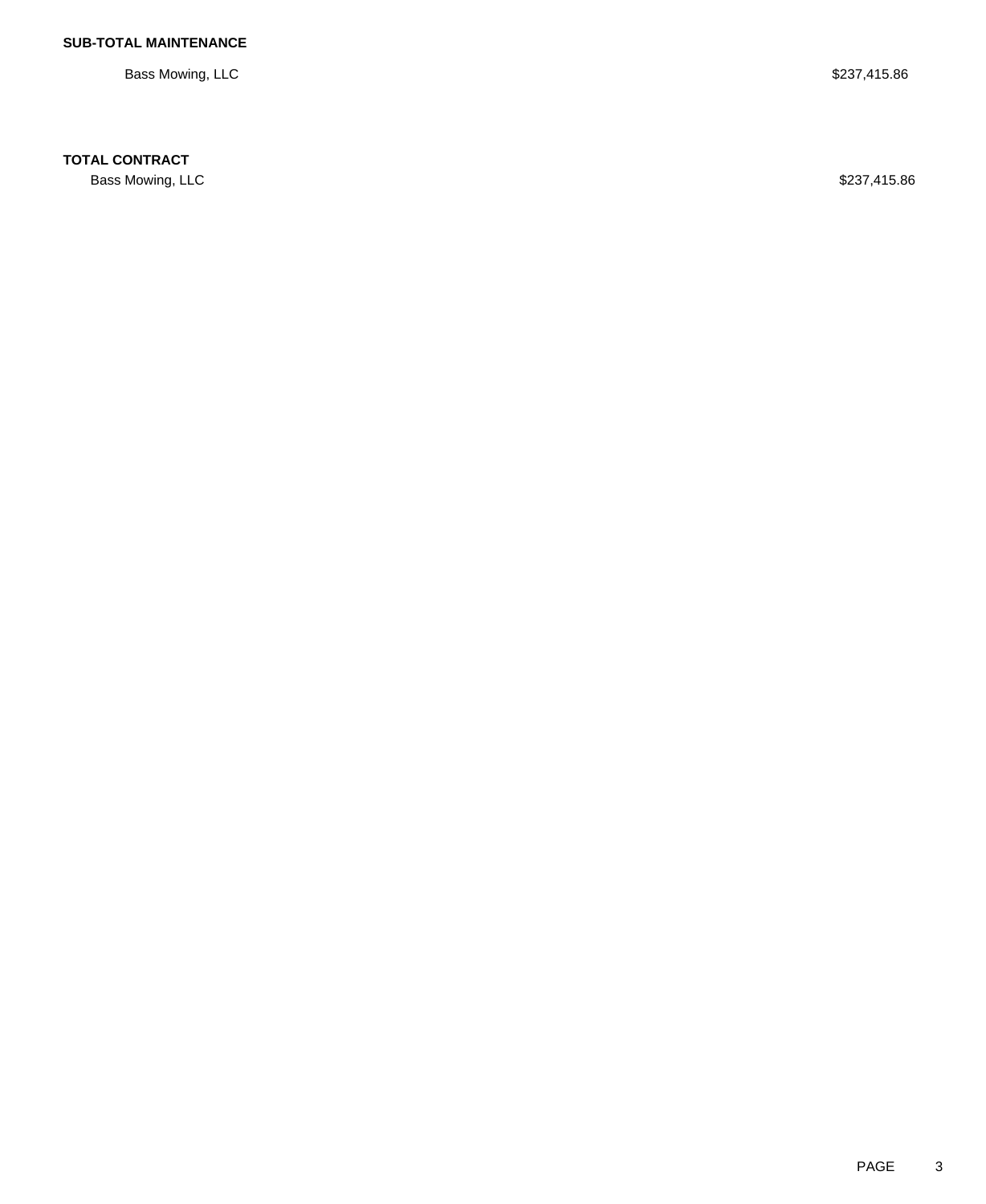**SUB-TOTAL MAINTENANCE**

| | |
|---|---|
| Bass Mowing, LLC | $237,415.86 |

**TOTAL CONTRACT**

| | |
|---|---|
| Bass Mowing, LLC | $237,415.86 |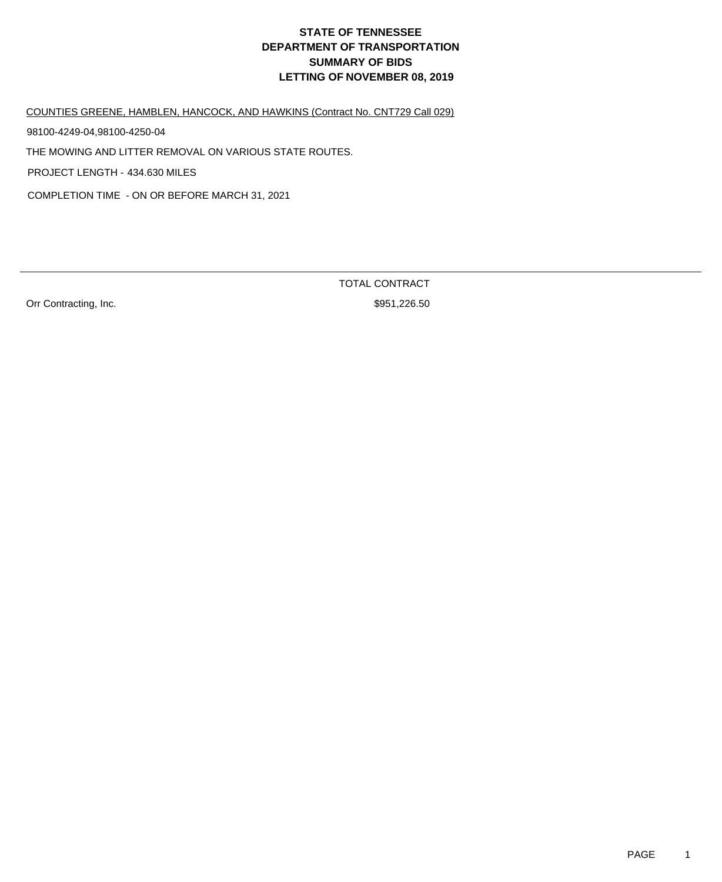# STATE OF TENNESSEE
# DEPARTMENT OF TRANSPORTATION
# SUMMARY OF BIDS
# LETTING OF NOVEMBER 08, 2019

COUNTIES GREENE, HAMBLEN, HANCOCK, AND HAWKINS (Contract No. CNT729 Call 029)

98100-4249-04,98100-4250-04

THE MOWING AND LITTER REMOVAL ON VARIOUS STATE ROUTES.

PROJECT LENGTH - 434.630 MILES

COMPLETION TIME - ON OR BEFORE MARCH 31, 2021

| | TOTAL CONTRACT |
|---|---|
| Orr Contracting, Inc. | $951,226.50 |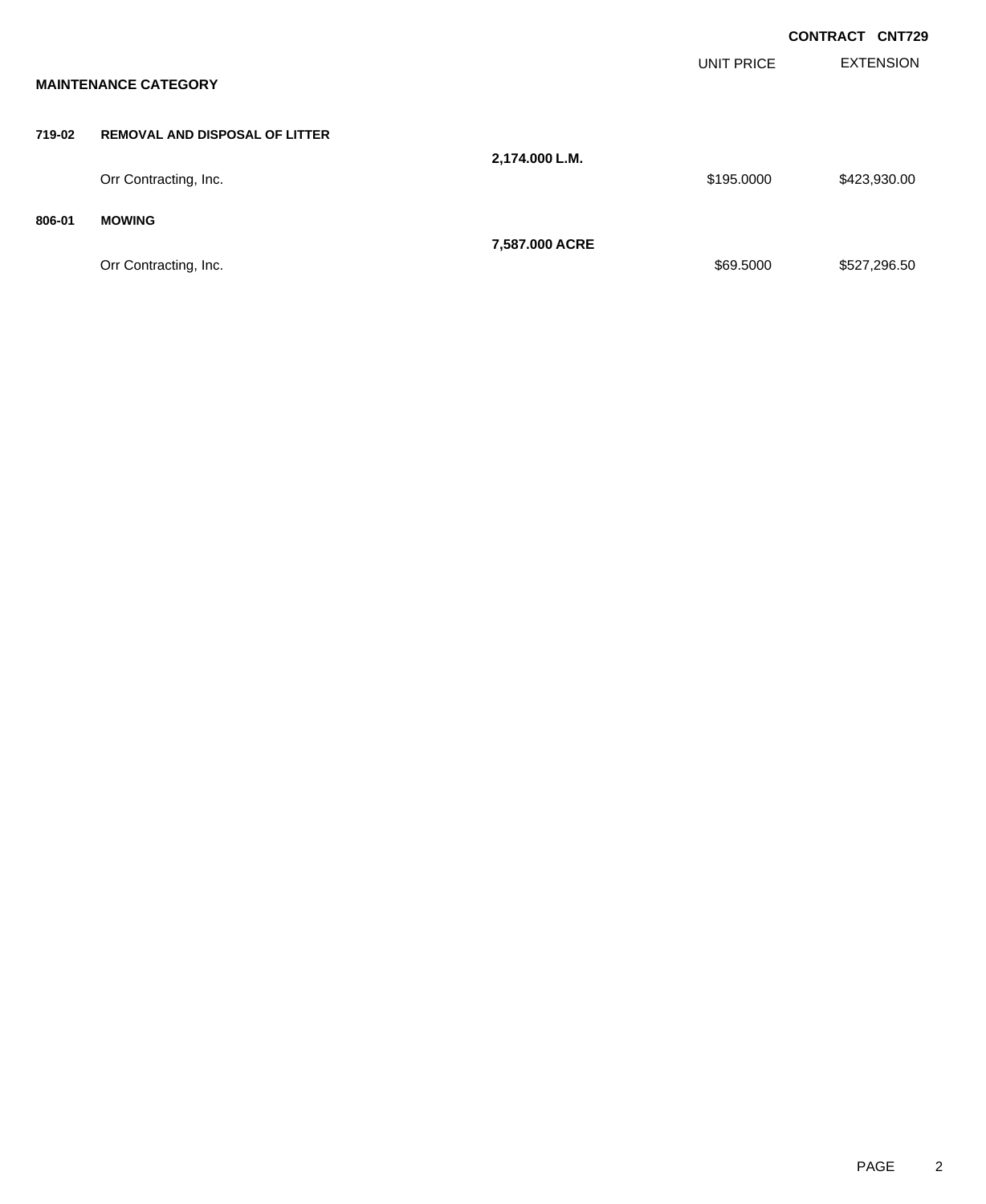**CONTRACT CNT729**

| | | | UNIT PRICE | EXTENSION |
|---|---|---|---|---|
| **MAINTENANCE CATEGORY** | | | | |
| **719-02** | **REMOVAL AND DISPOSAL OF LITTER** | | | |
| | | **2,174.000 L.M.** | | |
| | Orr Contracting, Inc. | | $195.0000 | $423,930.00 |
| **806-01** | **MOWING** | | | |
| | | **7,587.000 ACRE** | | |
| | Orr Contracting, Inc. | | $69.5000 | $527,296.50 |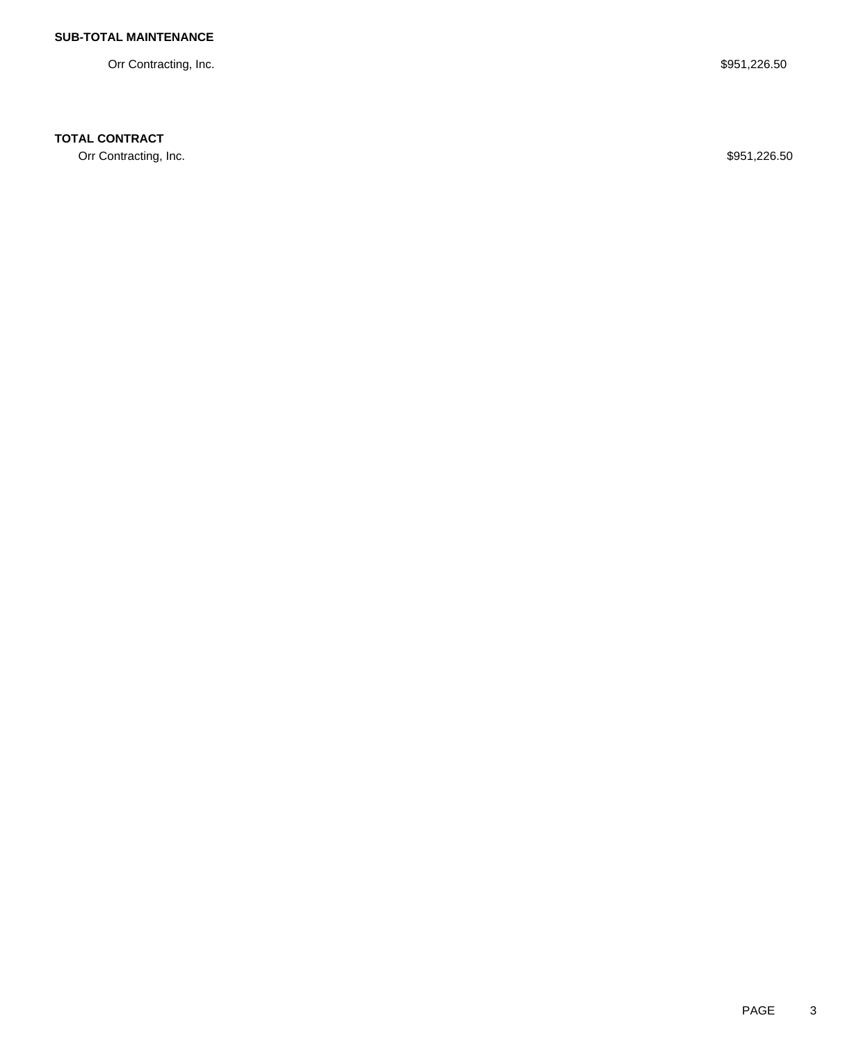**SUB-TOTAL MAINTENANCE**

| | |
|---|---|
| Orr Contracting, Inc. | $951,226.50 |

**TOTAL CONTRACT**

| | |
|---|---|
| Orr Contracting, Inc. | $951,226.50 |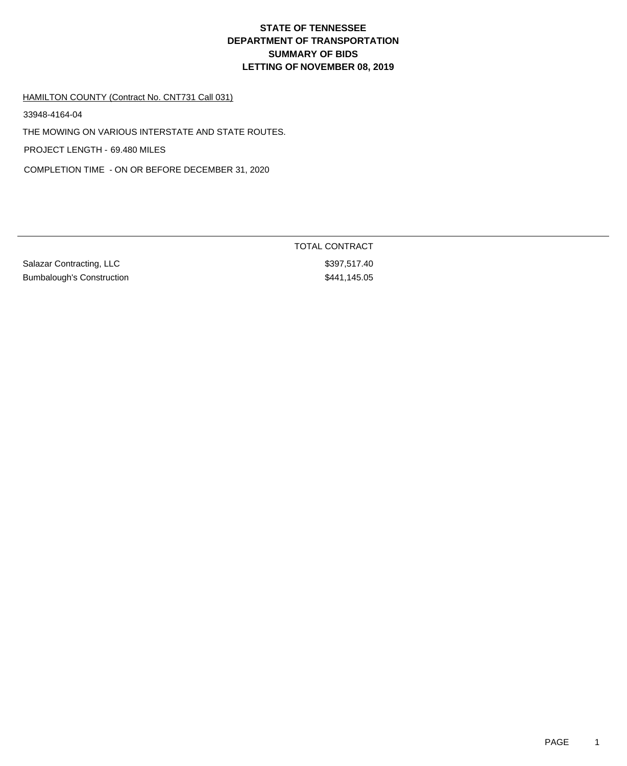# STATE OF TENNESSEE
# DEPARTMENT OF TRANSPORTATION
# SUMMARY OF BIDS
# LETTING OF NOVEMBER 08, 2019

HAMILTON COUNTY (Contract No. CNT731 Call 031)

33948-4164-04

THE MOWING ON VARIOUS INTERSTATE AND STATE ROUTES.

PROJECT LENGTH - 69.480 MILES

COMPLETION TIME - ON OR BEFORE DECEMBER 31, 2020

| | TOTAL CONTRACT |
|---|---|
| Salazar Contracting, LLC | $397,517.40 |
| Bumbalough's Construction | $441,145.05 |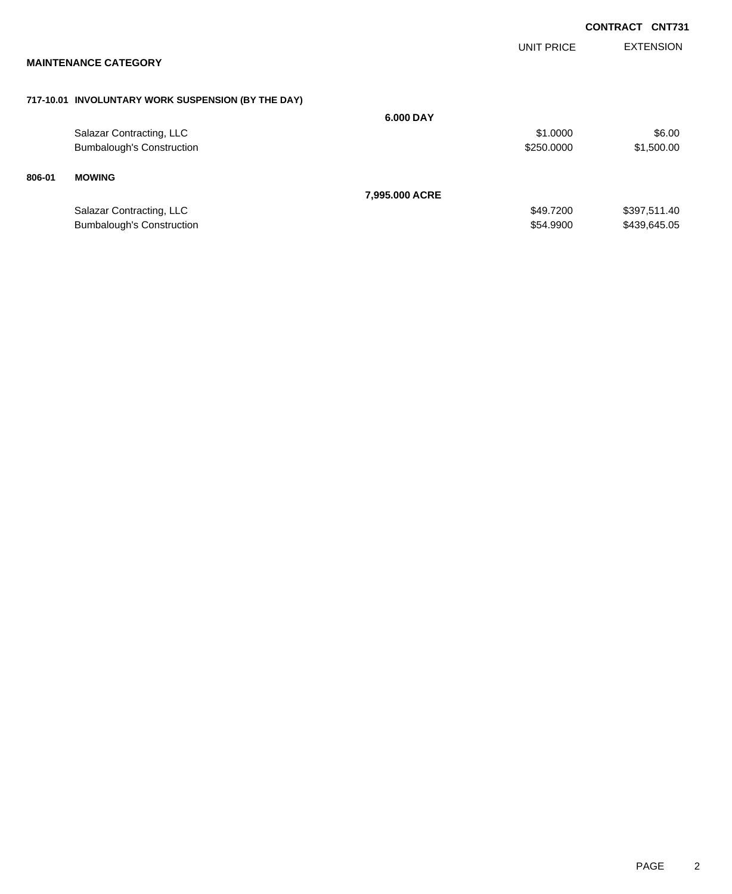**CONTRACT CNT731**

## MAINTENANCE CATEGORY

| | | UNIT PRICE | EXTENSION |
|---|---|---|---|
| **717-10.01** | **INVOLUNTARY WORK SUSPENSION (BY THE DAY)** | | |
| | **6.000 DAY** | | |
| | Salazar Contracting, LLC | $1.0000 | $6.00 |
| | Bumbalough's Construction | $250.0000 | $1,500.00 |
| **806-01** | **MOWING** | | |
| | **7,995.000 ACRE** | | |
| | Salazar Contracting, LLC | $49.7200 | $397,511.40 |
| | Bumbalough's Construction | $54.9900 | $439,645.05 |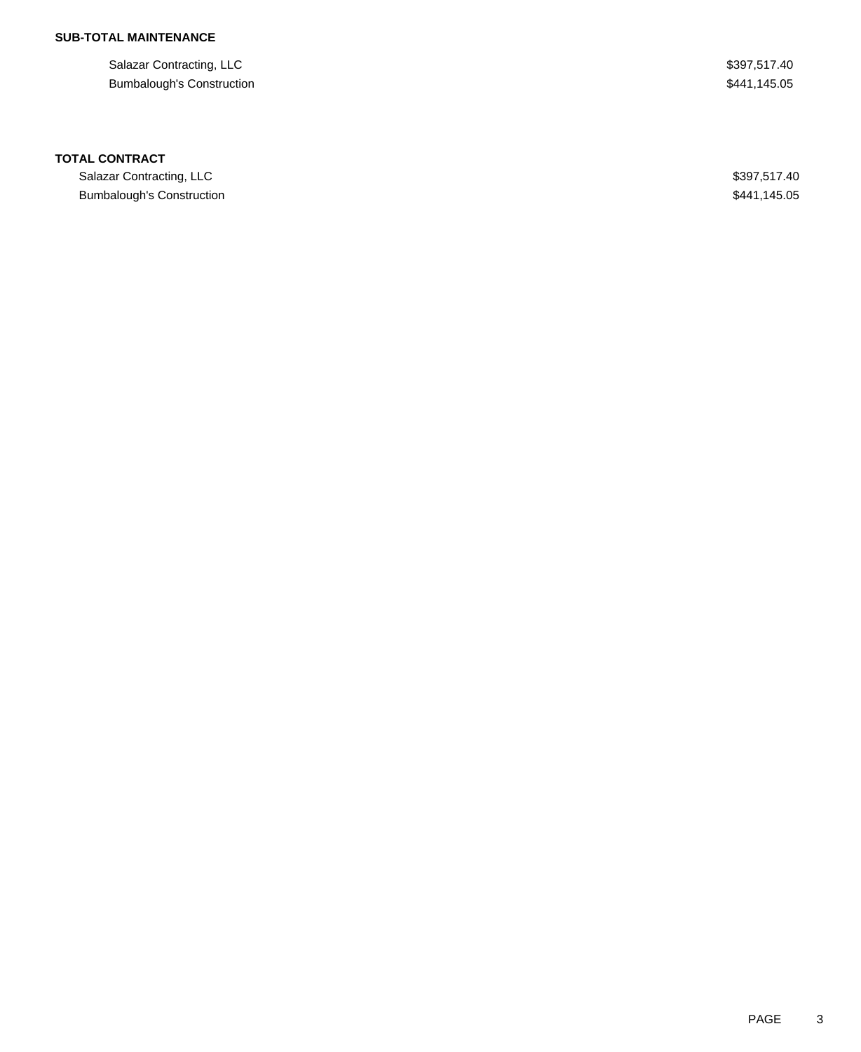**SUB-TOTAL MAINTENANCE**

| | |
|---|---|
| Salazar Contracting, LLC | $397,517.40 |
| Bumbalough's Construction | $441,145.05 |

**TOTAL CONTRACT**

| | |
|---|---|
| Salazar Contracting, LLC | $397,517.40 |
| Bumbalough's Construction | $441,145.05 |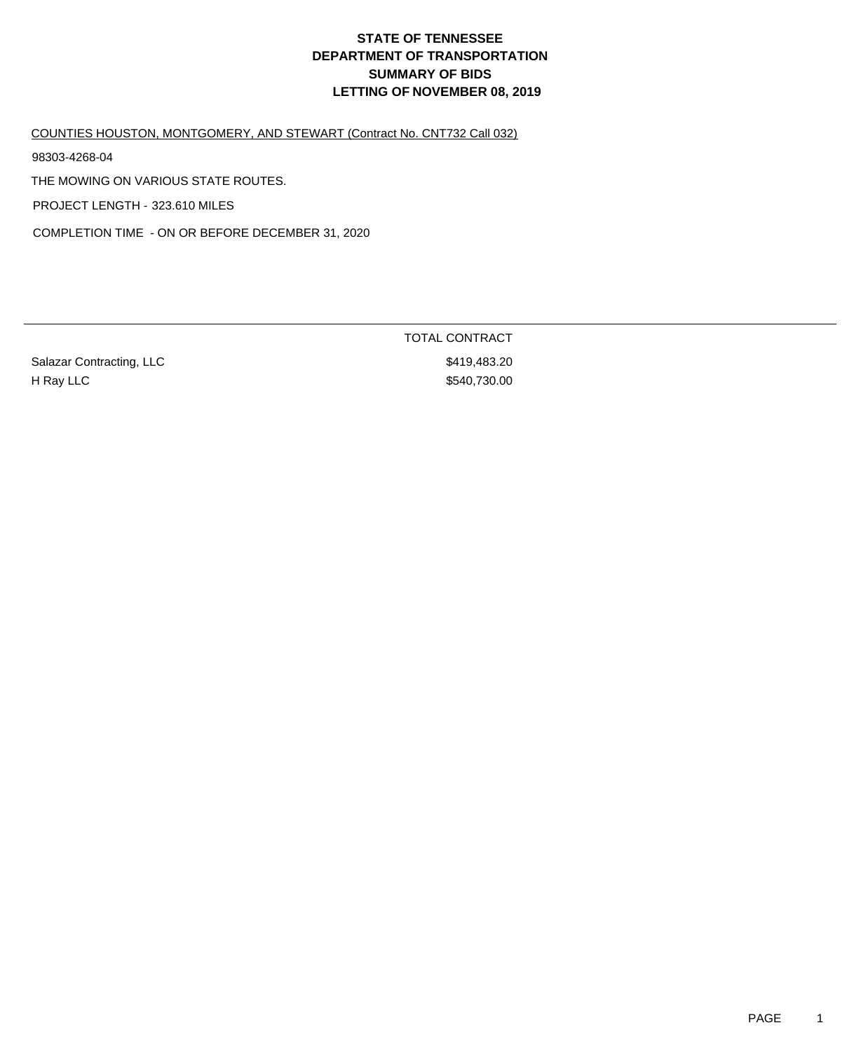# STATE OF TENNESSEE
# DEPARTMENT OF TRANSPORTATION
# SUMMARY OF BIDS
# LETTING OF NOVEMBER 08, 2019

COUNTIES HOUSTON, MONTGOMERY, AND STEWART (Contract No. CNT732 Call 032)

98303-4268-04

THE MOWING ON VARIOUS STATE ROUTES.

PROJECT LENGTH - 323.610 MILES

COMPLETION TIME - ON OR BEFORE DECEMBER 31, 2020

| | TOTAL CONTRACT |
|---|---|
| Salazar Contracting, LLC | $419,483.20 |
| H Ray LLC | $540,730.00 |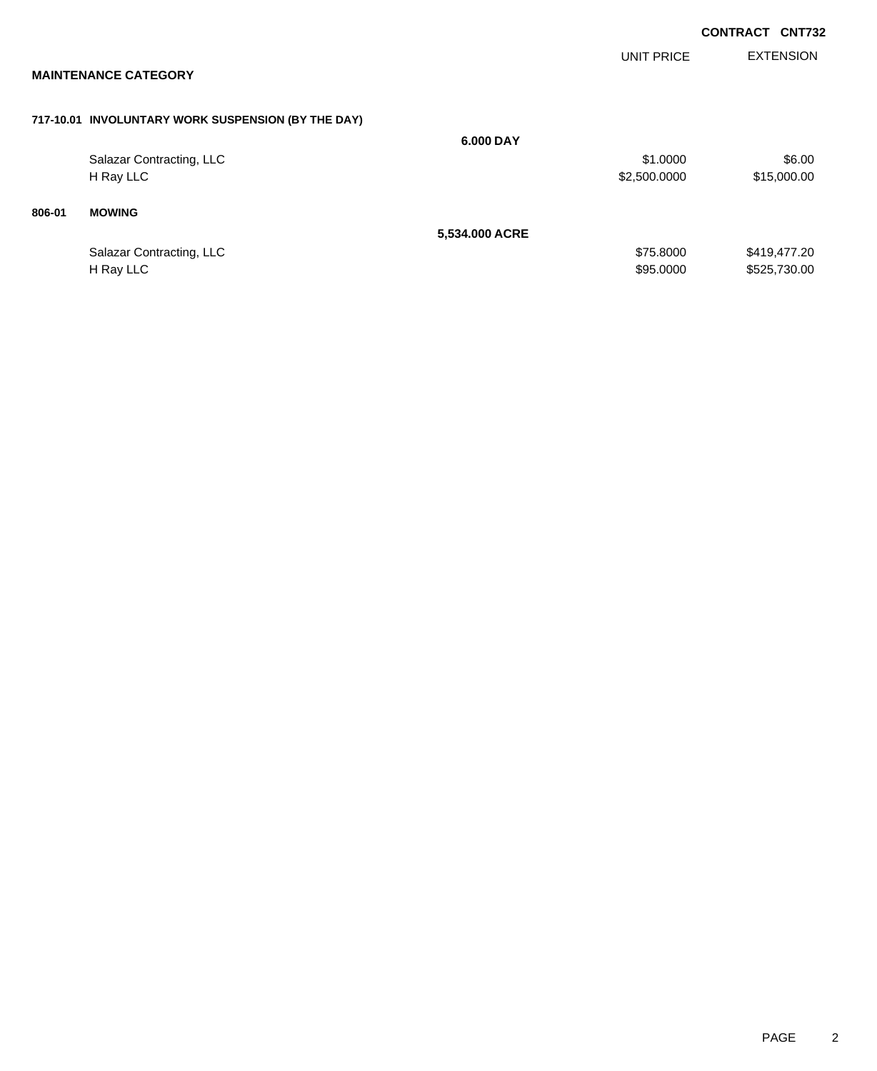**CONTRACT CNT732**

## MAINTENANCE CATEGORY

| | | UNIT PRICE | EXTENSION |
|---|---|---|---|
| **717-10.01** | **INVOLUNTARY WORK SUSPENSION (BY THE DAY)** | | |
| | **6.000 DAY** | | |
| | Salazar Contracting, LLC | $1.0000 | $6.00 |
| | H Ray LLC | $2,500.0000 | $15,000.00 |
| **806-01** | **MOWING** | | |
| | **5,534.000 ACRE** | | |
| | Salazar Contracting, LLC | $75.8000 | $419,477.20 |
| | H Ray LLC | $95.0000 | $525,730.00 |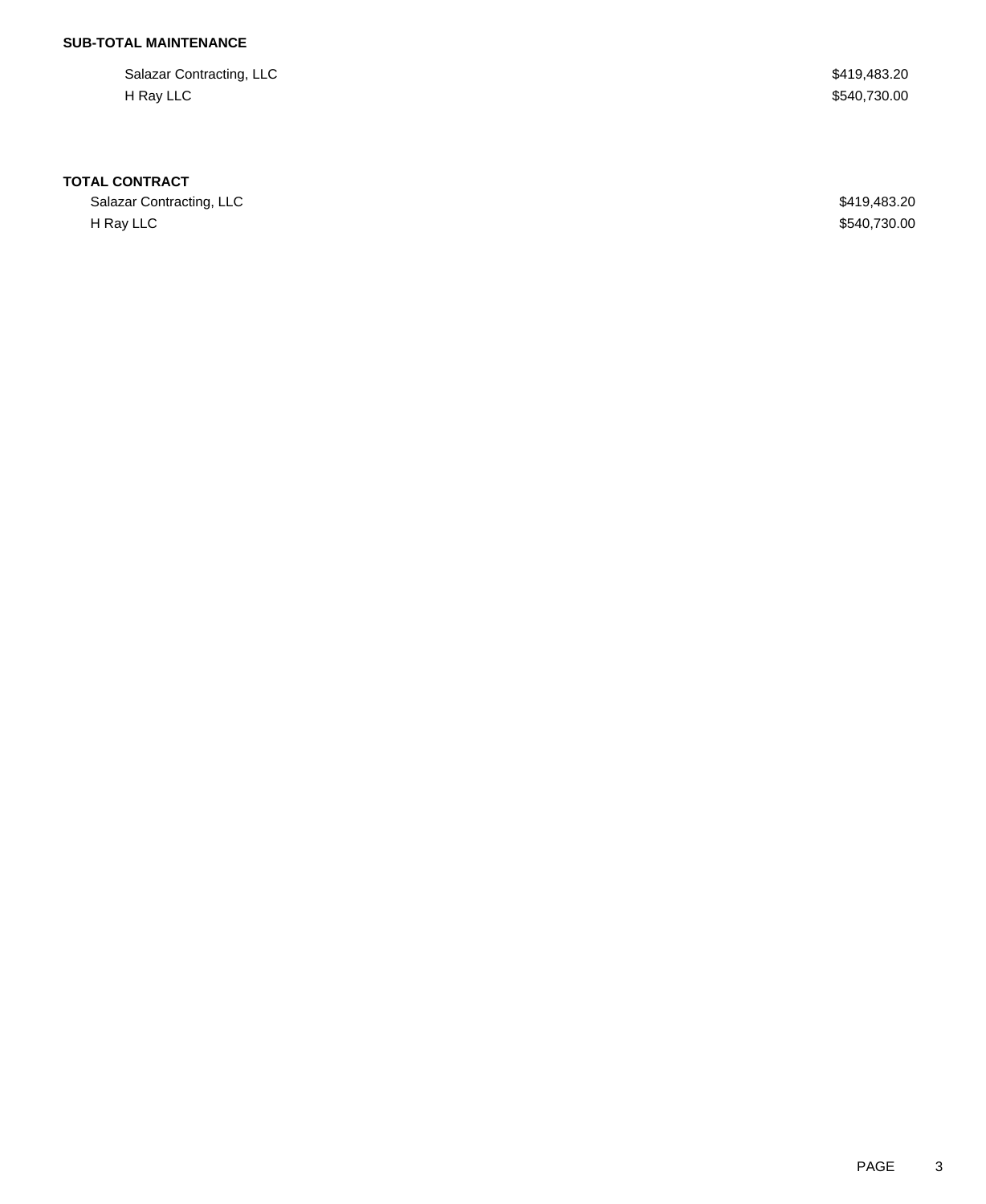**SUB-TOTAL MAINTENANCE**

| | |
|---|---|
| Salazar Contracting, LLC | $419,483.20 |
| H Ray LLC | $540,730.00 |

**TOTAL CONTRACT**

| | |
|---|---|
| Salazar Contracting, LLC | $419,483.20 |
| H Ray LLC | $540,730.00 |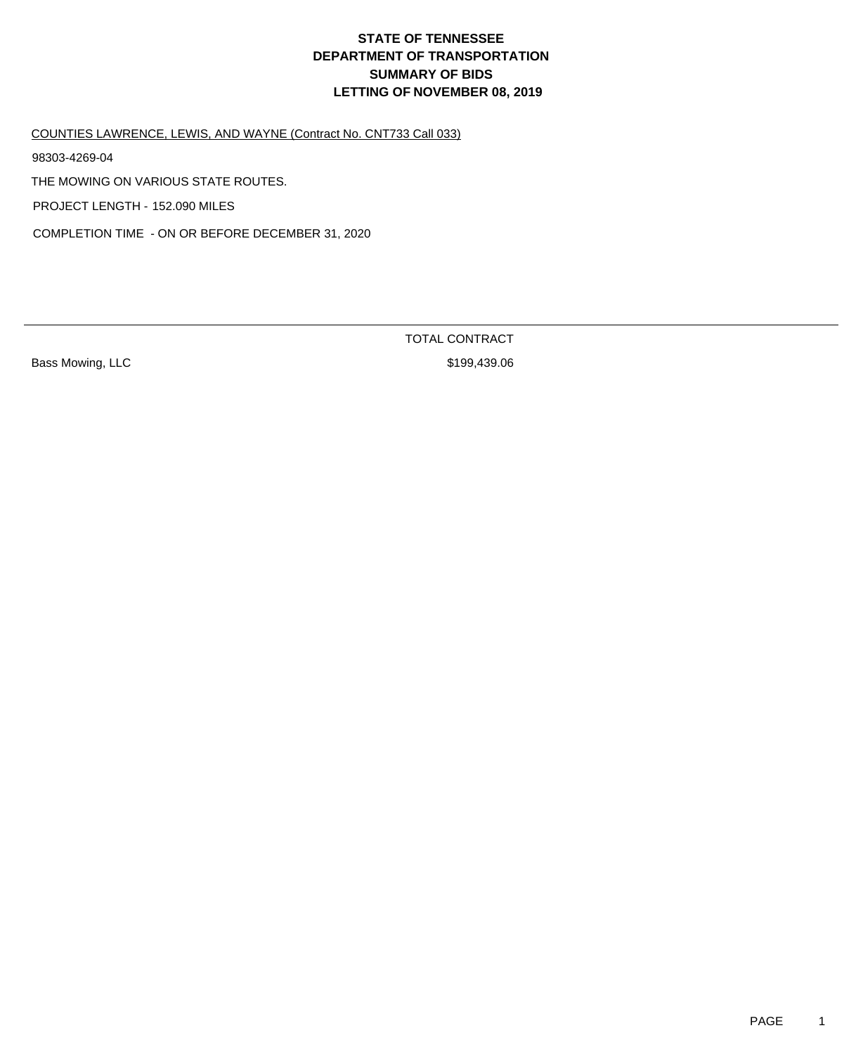# STATE OF TENNESSEE
# DEPARTMENT OF TRANSPORTATION
# SUMMARY OF BIDS
# LETTING OF NOVEMBER 08, 2019

COUNTIES LAWRENCE, LEWIS, AND WAYNE (Contract No. CNT733 Call 033)

98303-4269-04

THE MOWING ON VARIOUS STATE ROUTES.

PROJECT LENGTH - 152.090 MILES

COMPLETION TIME - ON OR BEFORE DECEMBER 31, 2020

| | TOTAL CONTRACT |
|---|---|
| Bass Mowing, LLC | $199,439.06 |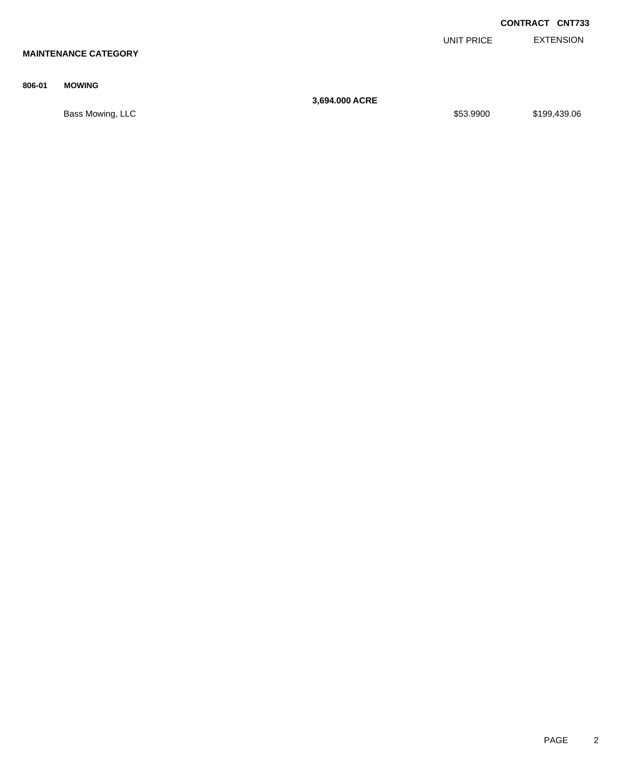**CONTRACT CNT733**

| MAINTENANCE CATEGORY | | | UNIT PRICE | EXTENSION |
|---|---|---|---|---|
| **806-01** | **MOWING** | | | |
| | | **3,694.000 ACRE** | | |
| | Bass Mowing, LLC | | $53.9900 | $199,439.06 |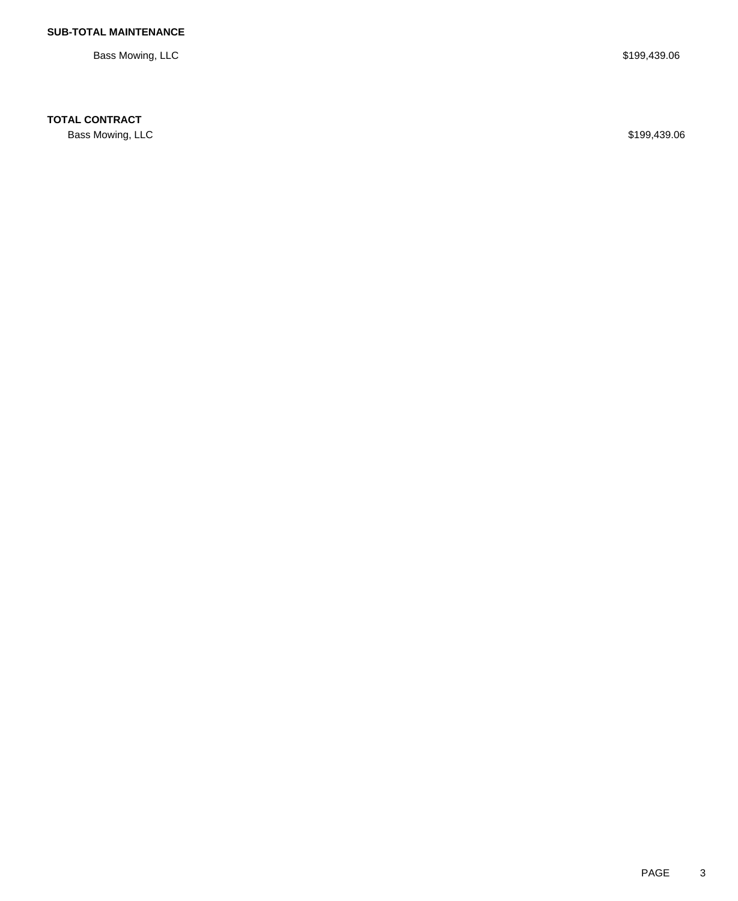**SUB-TOTAL MAINTENANCE**

| | |
|---|---|
| Bass Mowing, LLC | $199,439.06 |

**TOTAL CONTRACT**

| | |
|---|---|
| Bass Mowing, LLC | $199,439.06 |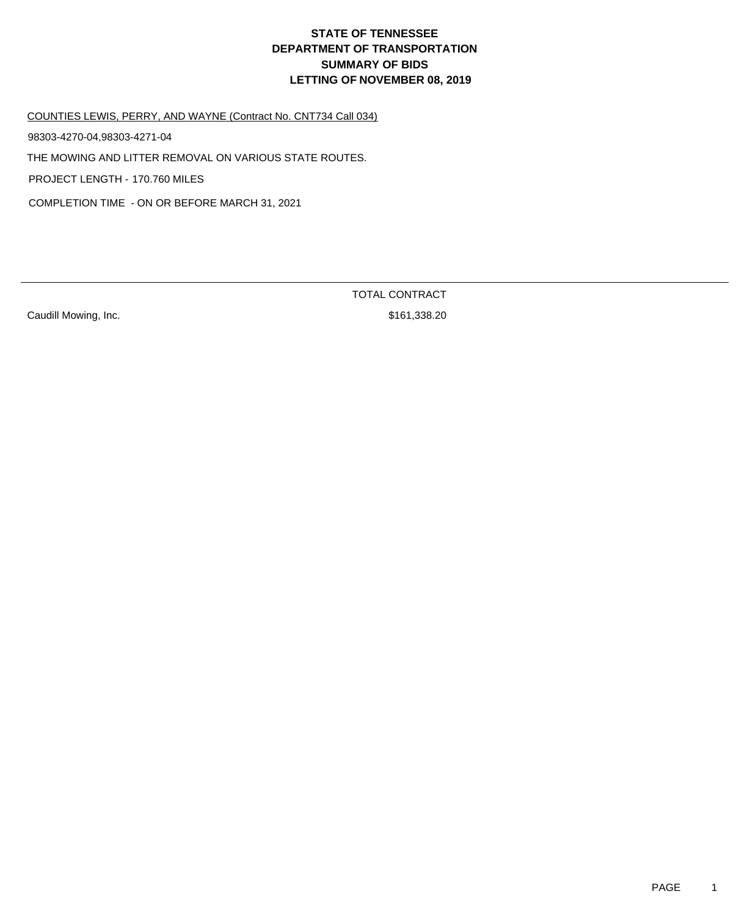# STATE OF TENNESSEE
# DEPARTMENT OF TRANSPORTATION
# SUMMARY OF BIDS
# LETTING OF NOVEMBER 08, 2019

COUNTIES LEWIS, PERRY, AND WAYNE (Contract No. CNT734 Call 034)

98303-4270-04,98303-4271-04

THE MOWING AND LITTER REMOVAL ON VARIOUS STATE ROUTES.

PROJECT LENGTH - 170.760 MILES

COMPLETION TIME - ON OR BEFORE MARCH 31, 2021

| | TOTAL CONTRACT |
|---|---|
| Caudill Mowing, Inc. | $161,338.20 |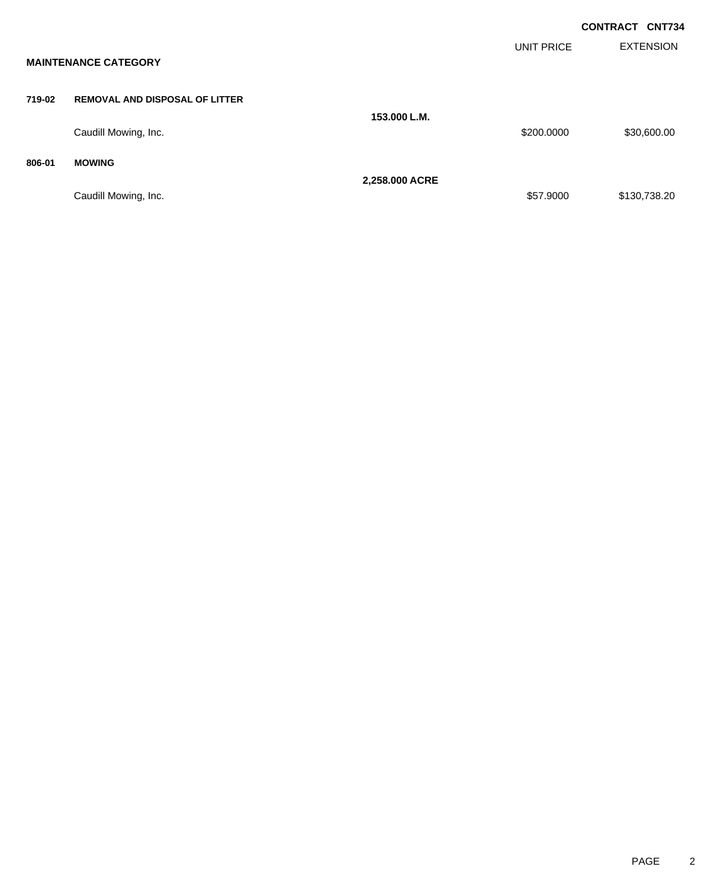**CONTRACT CNT734**

| | MAINTENANCE CATEGORY | | UNIT PRICE | EXTENSION |
|---|---|---|---|---|
| **719-02** | **REMOVAL AND DISPOSAL OF LITTER** | | | |
| | | **153.000 L.M.** | | |
| | Caudill Mowing, Inc. | | $200.0000 | $30,600.00 |
| **806-01** | **MOWING** | | | |
| | | **2,258.000 ACRE** | | |
| | Caudill Mowing, Inc. | | $57.9000 | $130,738.20 |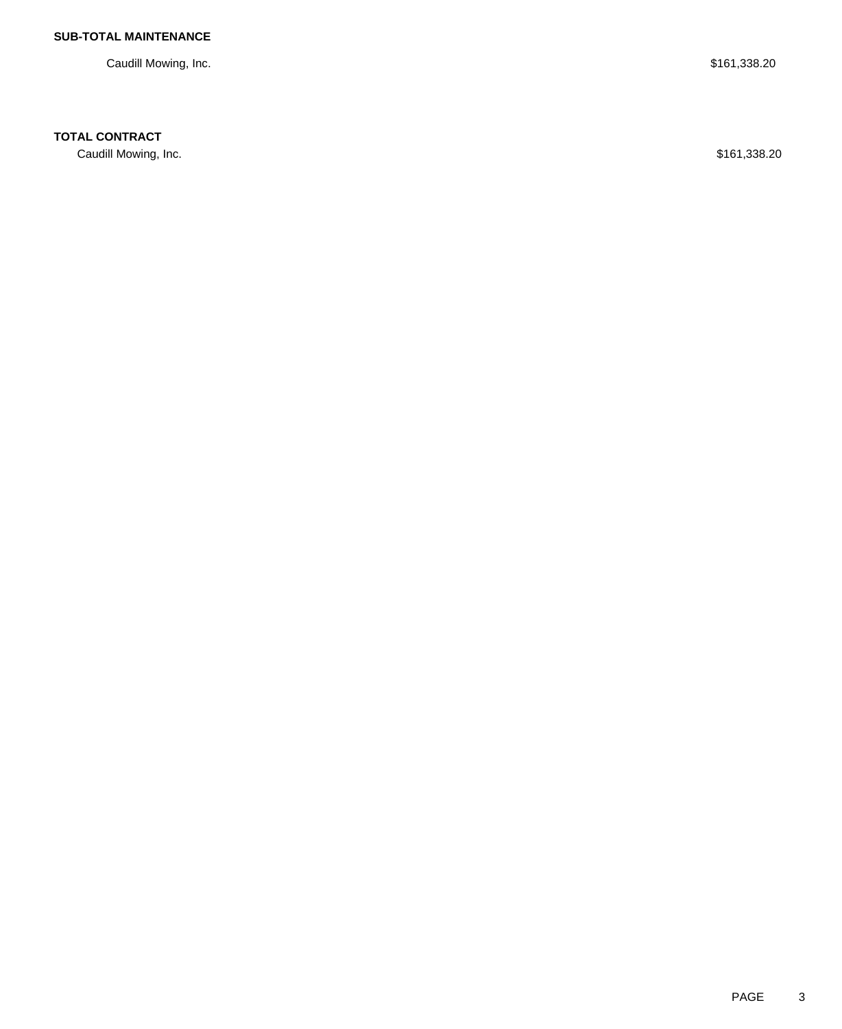**SUB-TOTAL MAINTENANCE**

| | |
|---|---|
| Caudill Mowing, Inc. | $161,338.20 |

**TOTAL CONTRACT**

| | |
|---|---|
| Caudill Mowing, Inc. | $161,338.20 |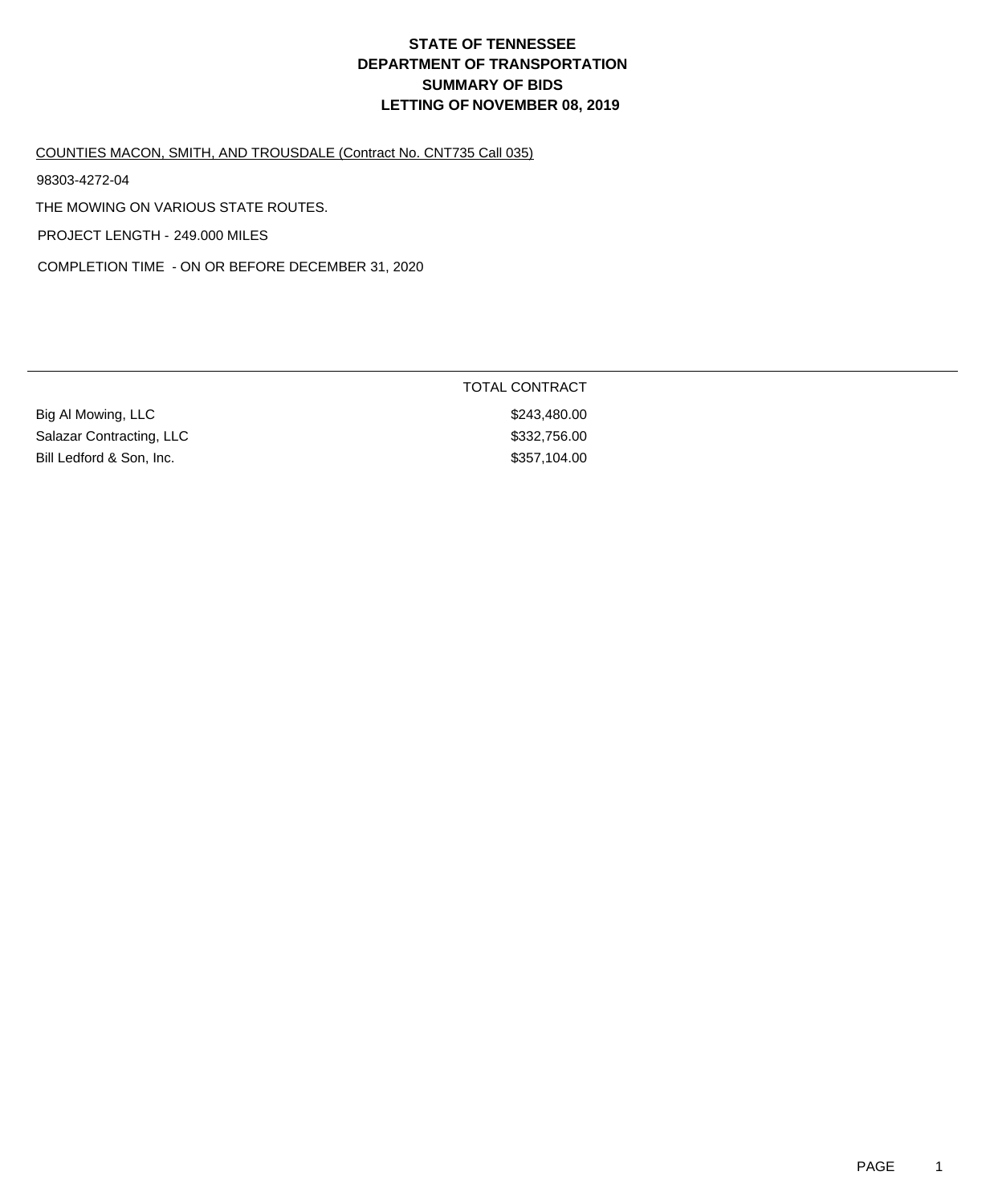# STATE OF TENNESSEE
# DEPARTMENT OF TRANSPORTATION
# SUMMARY OF BIDS
# LETTING OF NOVEMBER 08, 2019

COUNTIES MACON, SMITH, AND TROUSDALE (Contract No. CNT735 Call 035)

98303-4272-04

THE MOWING ON VARIOUS STATE ROUTES.

PROJECT LENGTH - 249.000 MILES

COMPLETION TIME - ON OR BEFORE DECEMBER 31, 2020

| | TOTAL CONTRACT |
|---|---|
| Big Al Mowing, LLC | $243,480.00 |
| Salazar Contracting, LLC | $332,756.00 |
| Bill Ledford & Son, Inc. | $357,104.00 |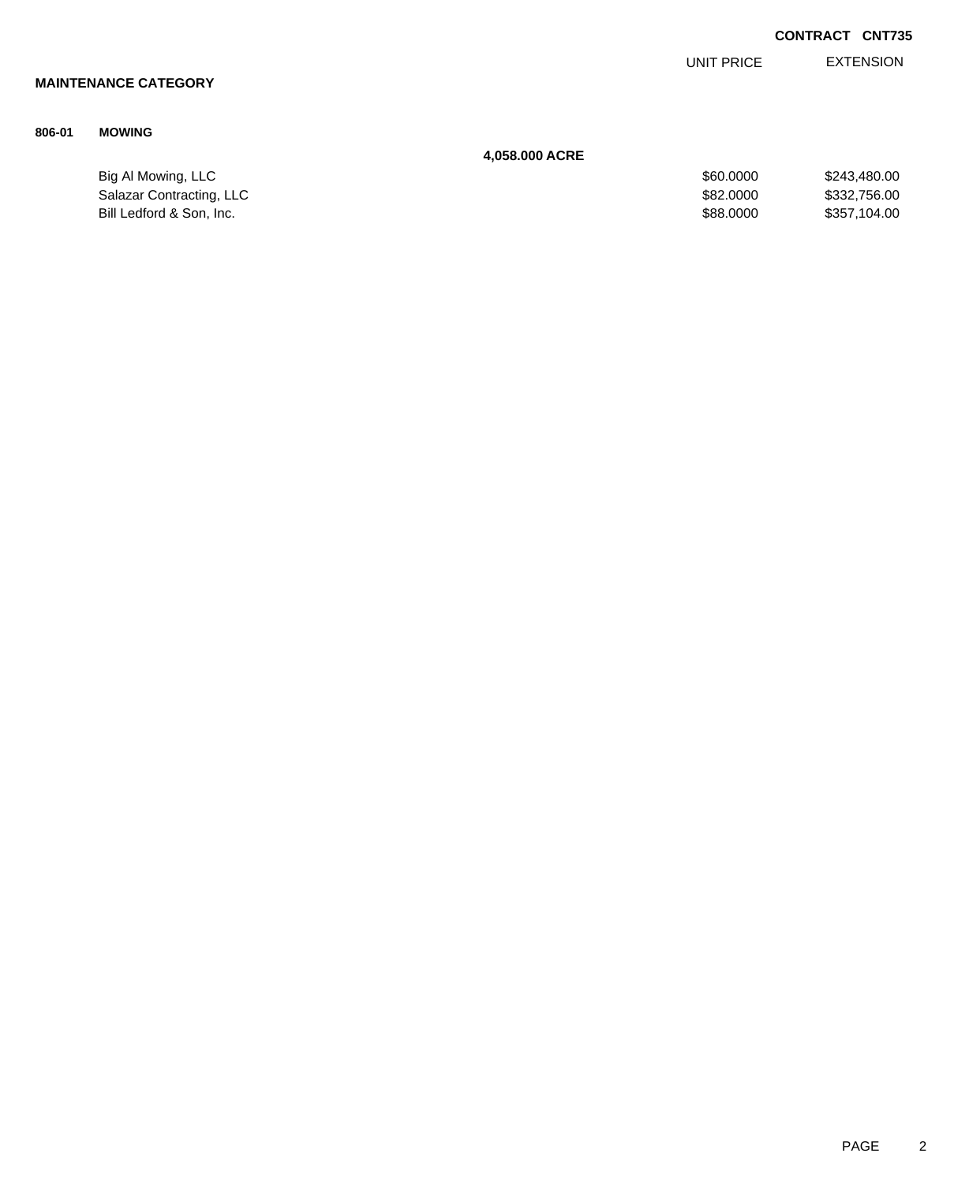**CONTRACT CNT735**

## MAINTENANCE CATEGORY

**806-01 MOWING**

**4,058.000 ACRE**

| | UNIT PRICE | EXTENSION |
|---|---|---|
| Big Al Mowing, LLC | $60.0000 | $243,480.00 |
| Salazar Contracting, LLC | $82.0000 | $332,756.00 |
| Bill Ledford & Son, Inc. | $88.0000 | $357,104.00 |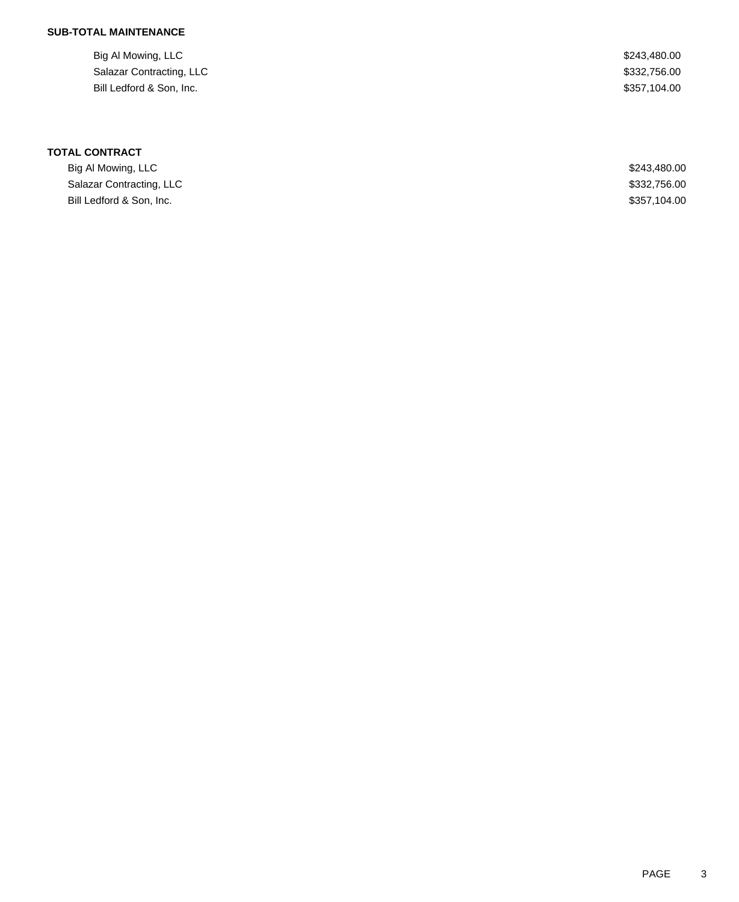**SUB-TOTAL MAINTENANCE**

| | |
|---|---|
| Big Al Mowing, LLC | $243,480.00 |
| Salazar Contracting, LLC | $332,756.00 |
| Bill Ledford & Son, Inc. | $357,104.00 |

**TOTAL CONTRACT**

| | |
|---|---|
| Big Al Mowing, LLC | $243,480.00 |
| Salazar Contracting, LLC | $332,756.00 |
| Bill Ledford & Son, Inc. | $357,104.00 |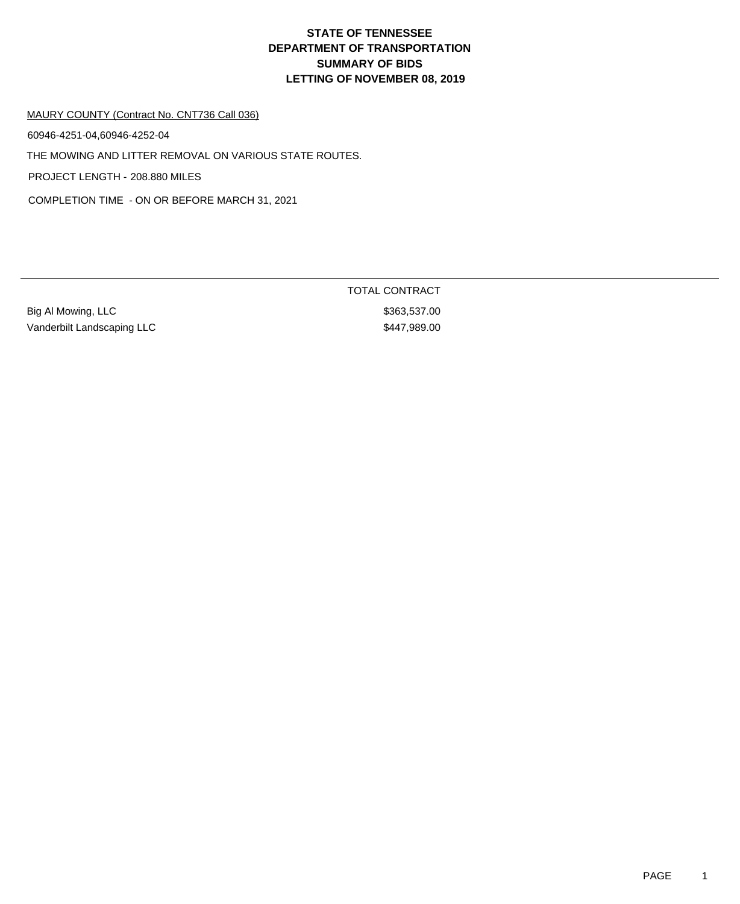# STATE OF TENNESSEE
# DEPARTMENT OF TRANSPORTATION
# SUMMARY OF BIDS
# LETTING OF NOVEMBER 08, 2019

MAURY COUNTY (Contract No. CNT736 Call 036)

60946-4251-04,60946-4252-04

THE MOWING AND LITTER REMOVAL ON VARIOUS STATE ROUTES.

PROJECT LENGTH - 208.880 MILES

COMPLETION TIME - ON OR BEFORE MARCH 31, 2021

| | TOTAL CONTRACT |
|---|---|
| Big Al Mowing, LLC | $363,537.00 |
| Vanderbilt Landscaping LLC | $447,989.00 |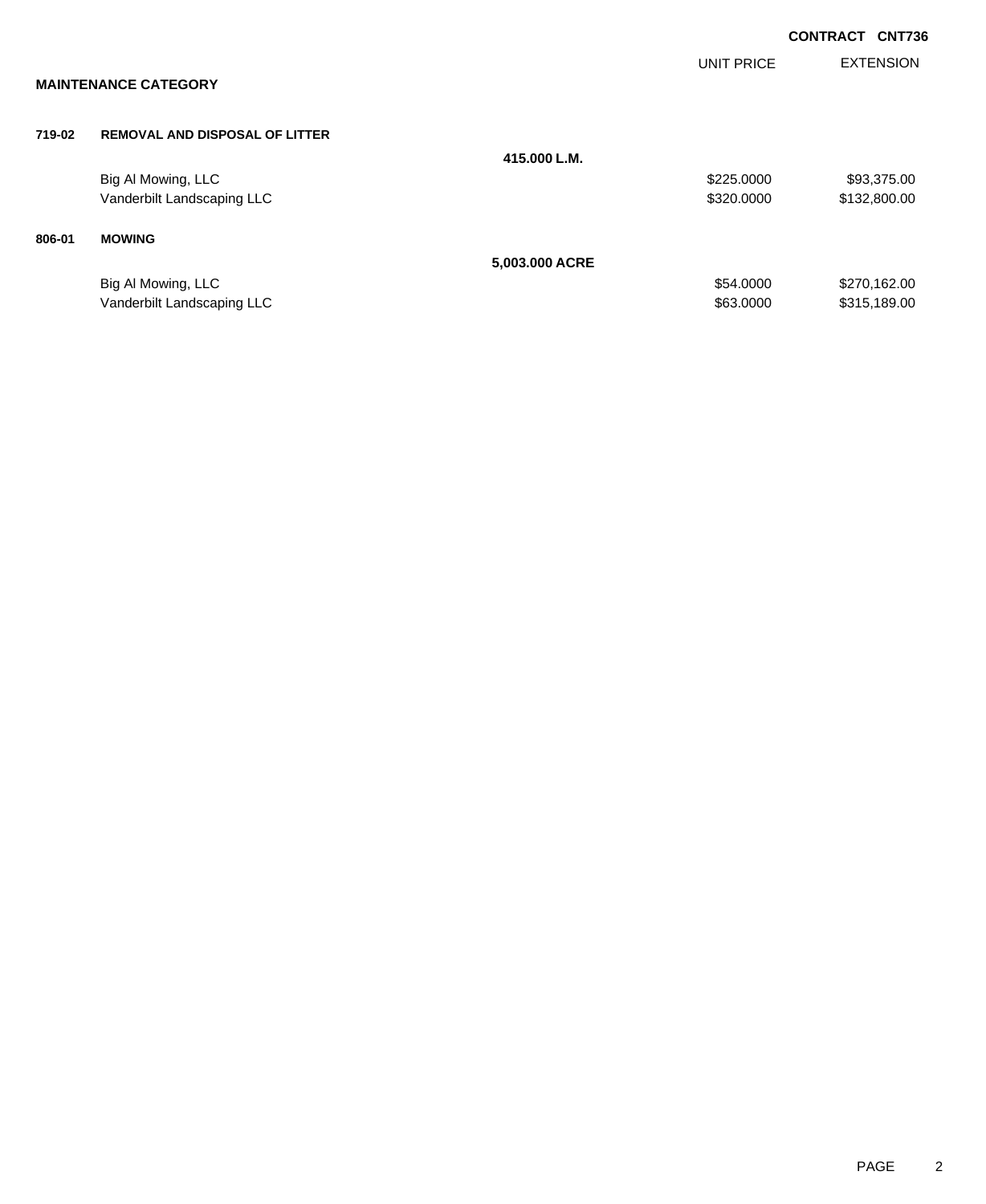**CONTRACT CNT736**

## MAINTENANCE CATEGORY

| | | | UNIT PRICE | EXTENSION |
|---|---|---|---|---|
| **719-02** | **REMOVAL AND DISPOSAL OF LITTER** | | | |
| | | **415.000 L.M.** | | |
| | Big Al Mowing, LLC | | $225.0000 | $93,375.00 |
| | Vanderbilt Landscaping LLC | | $320.0000 | $132,800.00 |
| **806-01** | **MOWING** | | | |
| | | **5,003.000 ACRE** | | |
| | Big Al Mowing, LLC | | $54.0000 | $270,162.00 |
| | Vanderbilt Landscaping LLC | | $63.0000 | $315,189.00 |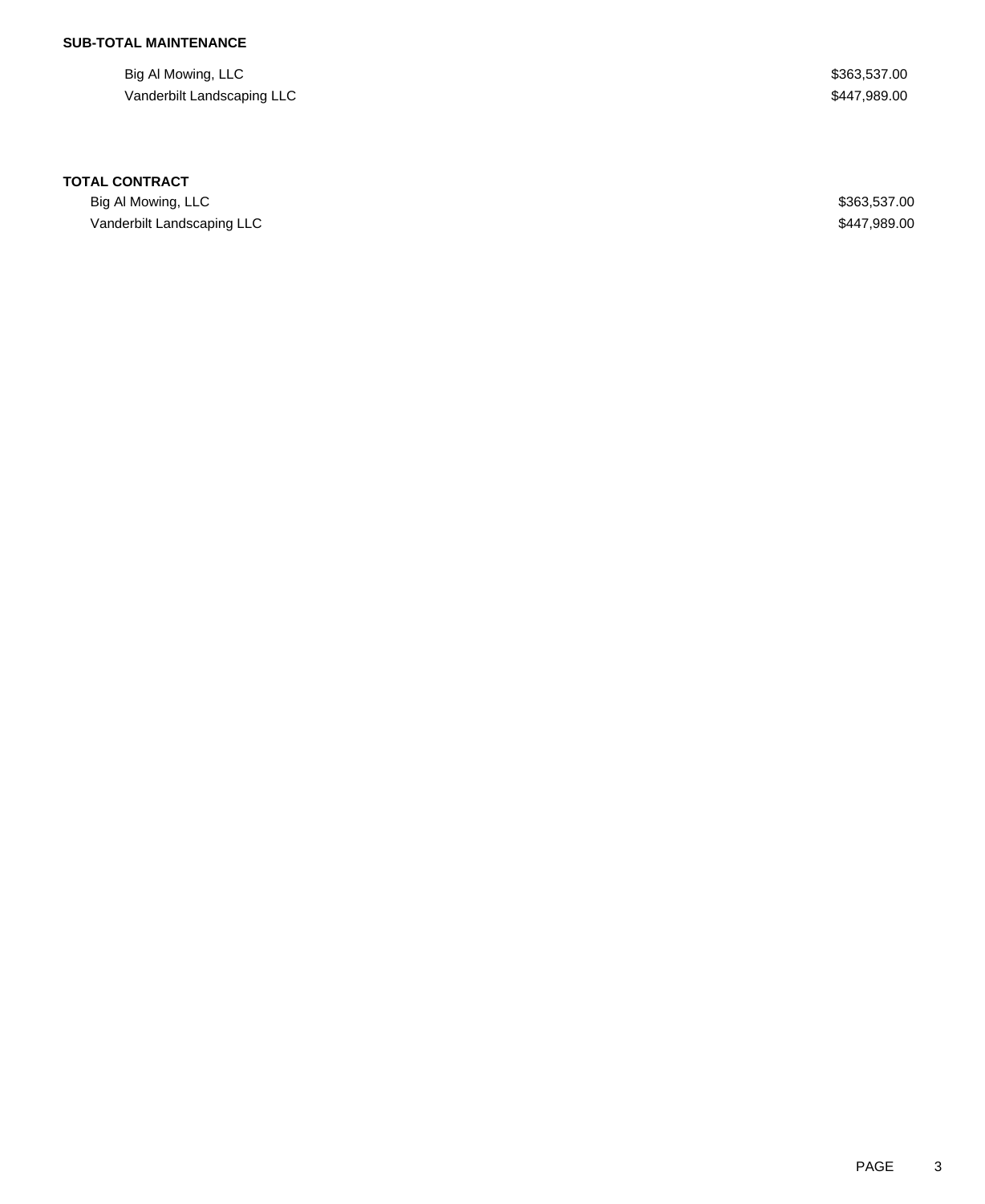**SUB-TOTAL MAINTENANCE**

| | |
|---|---|
| Big Al Mowing, LLC | $363,537.00 |
| Vanderbilt Landscaping LLC | $447,989.00 |

**TOTAL CONTRACT**

| | |
|---|---|
| Big Al Mowing, LLC | $363,537.00 |
| Vanderbilt Landscaping LLC | $447,989.00 |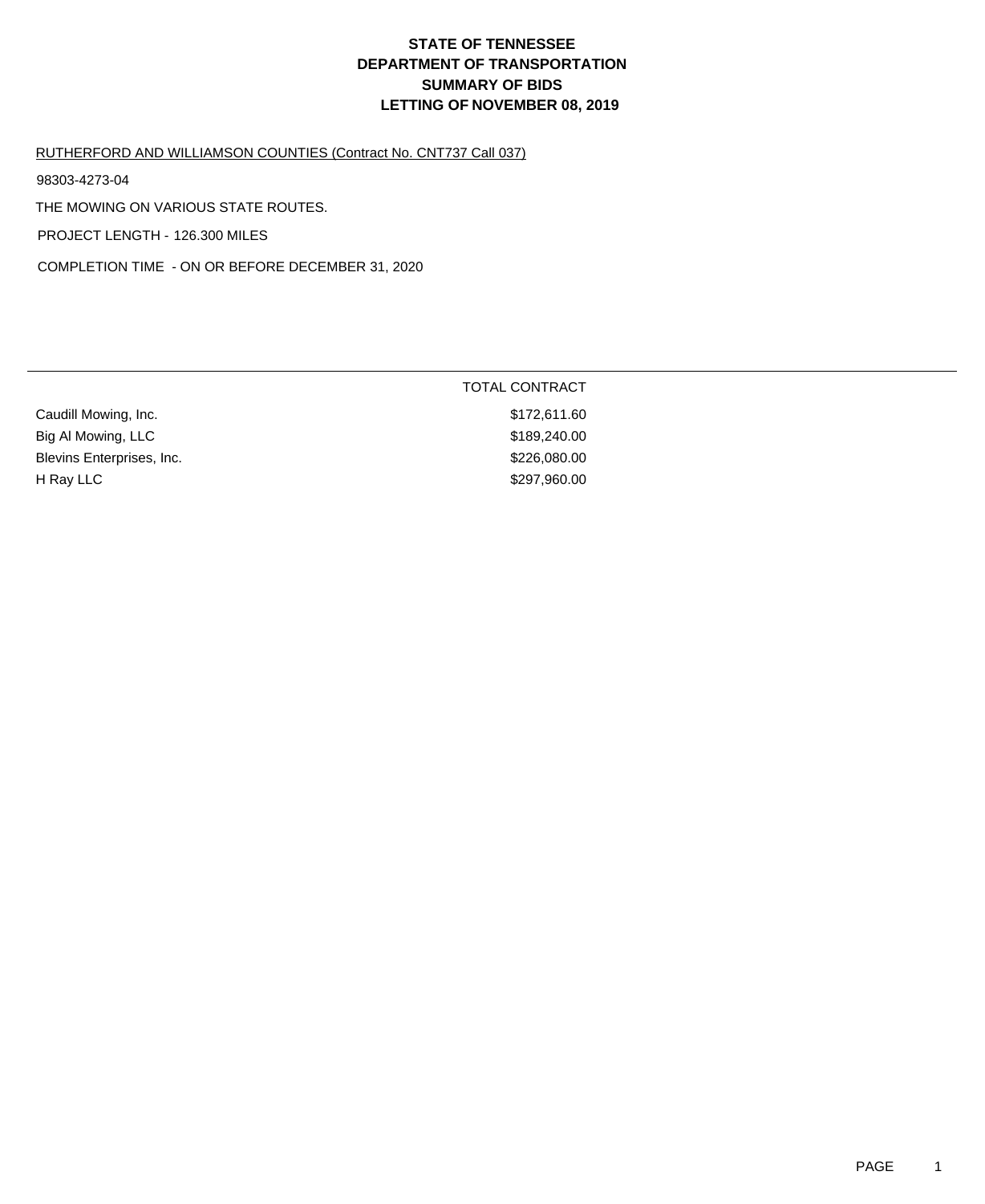# STATE OF TENNESSEE
# DEPARTMENT OF TRANSPORTATION
# SUMMARY OF BIDS
# LETTING OF NOVEMBER 08, 2019

RUTHERFORD AND WILLIAMSON COUNTIES (Contract No. CNT737 Call 037)

98303-4273-04

THE MOWING ON VARIOUS STATE ROUTES.

PROJECT LENGTH - 126.300 MILES

COMPLETION TIME - ON OR BEFORE DECEMBER 31, 2020

| | TOTAL CONTRACT |
|---|---|
| Caudill Mowing, Inc. | $172,611.60 |
| Big Al Mowing, LLC | $189,240.00 |
| Blevins Enterprises, Inc. | $226,080.00 |
| H Ray LLC | $297,960.00 |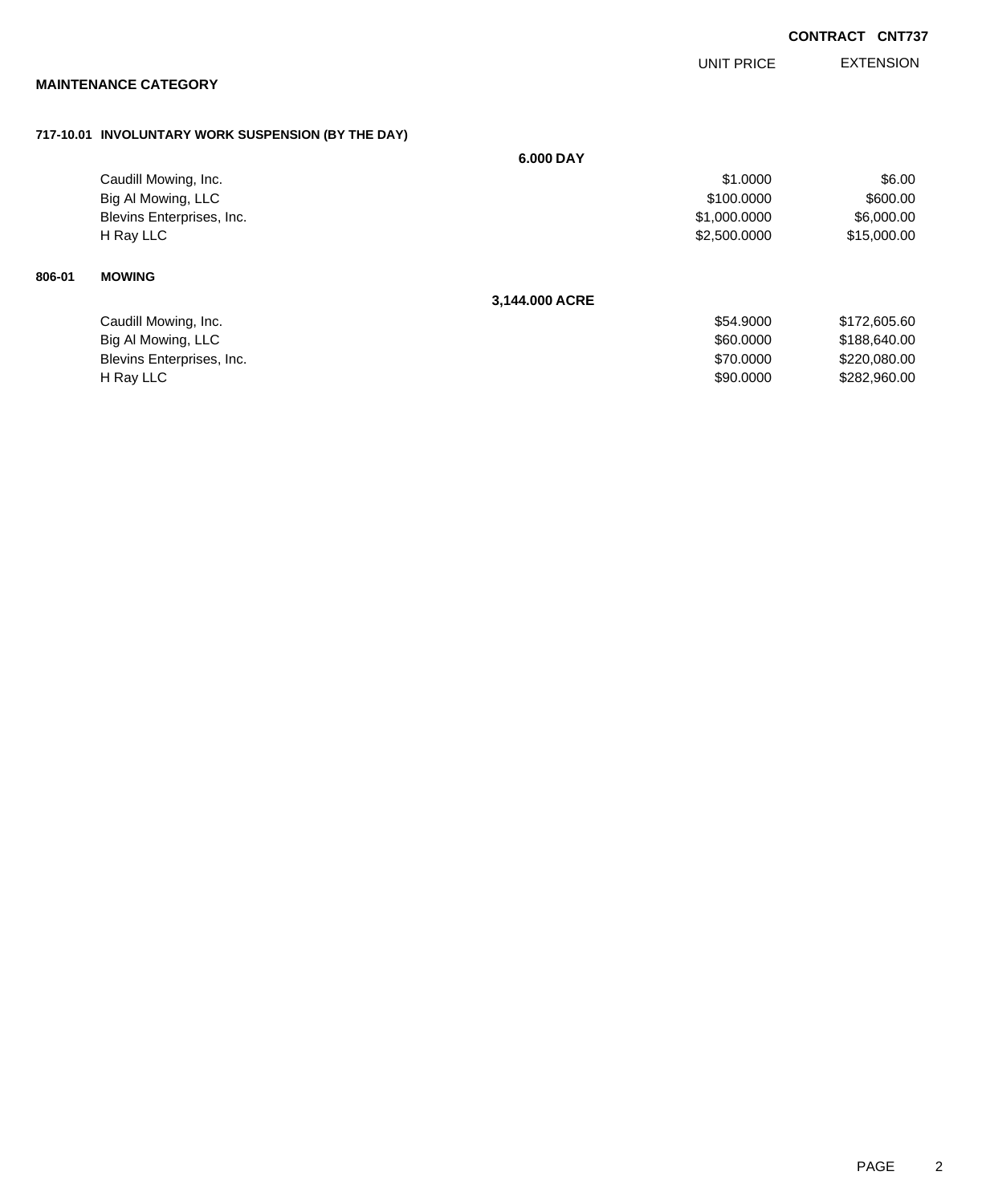**CONTRACT CNT737**

| | UNIT PRICE | EXTENSION |
|---|---|---|

**MAINTENANCE CATEGORY**

**717-10.01 INVOLUNTARY WORK SUSPENSION (BY THE DAY)**

**6.000 DAY**

| | UNIT PRICE | EXTENSION |
|---|---|---|
| Caudill Mowing, Inc. | $1.0000 | $6.00 |
| Big Al Mowing, LLC | $100.0000 | $600.00 |
| Blevins Enterprises, Inc. | $1,000.0000 | $6,000.00 |
| H Ray LLC | $2,500.0000 | $15,000.00 |

**806-01 MOWING**

**3,144.000 ACRE**

| | UNIT PRICE | EXTENSION |
|---|---|---|
| Caudill Mowing, Inc. | $54.9000 | $172,605.60 |
| Big Al Mowing, LLC | $60.0000 | $188,640.00 |
| Blevins Enterprises, Inc. | $70.0000 | $220,080.00 |
| H Ray LLC | $90.0000 | $282,960.00 |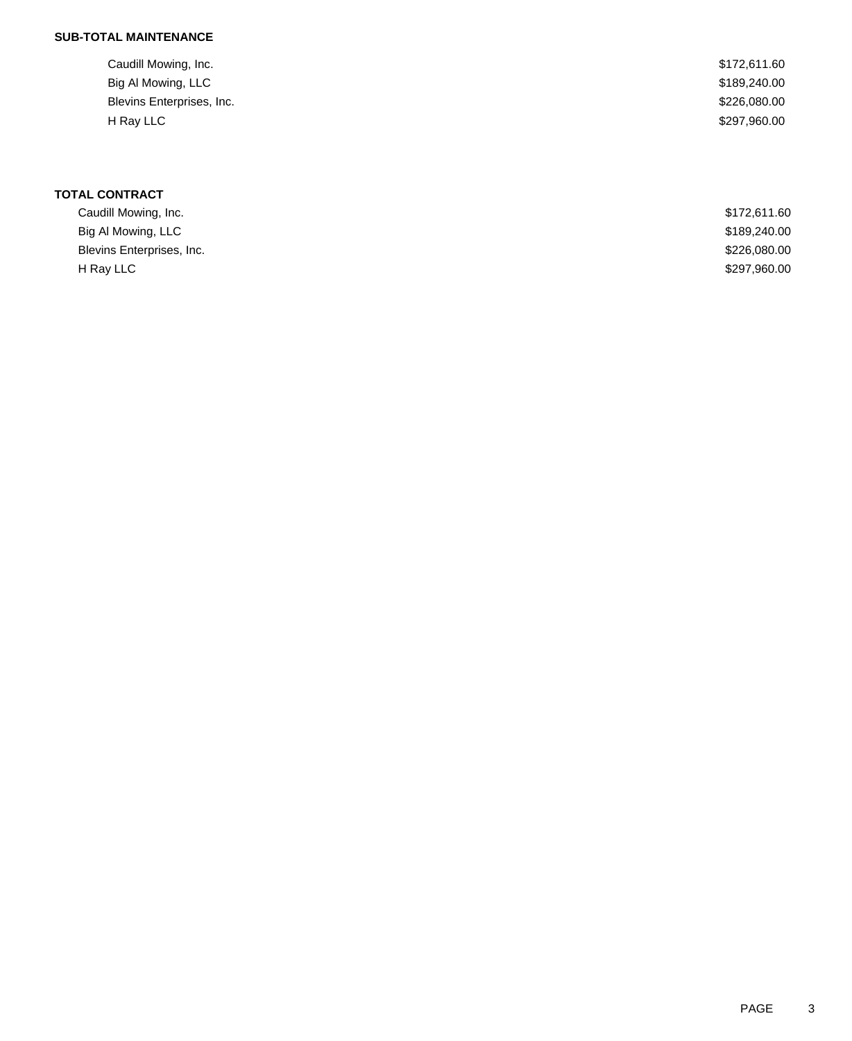**SUB-TOTAL MAINTENANCE**

| | |
|---|---|
| Caudill Mowing, Inc. | $172,611.60 |
| Big Al Mowing, LLC | $189,240.00 |
| Blevins Enterprises, Inc. | $226,080.00 |
| H Ray LLC | $297,960.00 |

**TOTAL CONTRACT**

| | |
|---|---|
| Caudill Mowing, Inc. | $172,611.60 |
| Big Al Mowing, LLC | $189,240.00 |
| Blevins Enterprises, Inc. | $226,080.00 |
| H Ray LLC | $297,960.00 |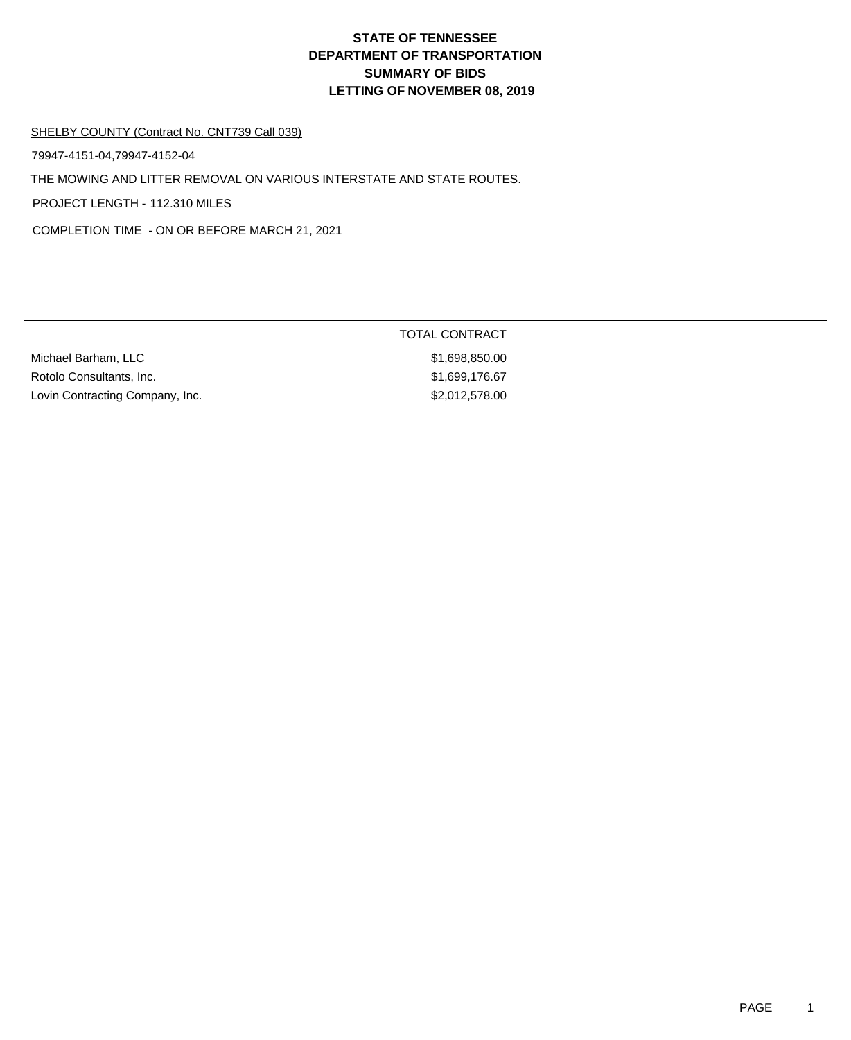# STATE OF TENNESSEE
# DEPARTMENT OF TRANSPORTATION
# SUMMARY OF BIDS
# LETTING OF NOVEMBER 08, 2019

SHELBY COUNTY (Contract No. CNT739 Call 039)

79947-4151-04,79947-4152-04

THE MOWING AND LITTER REMOVAL ON VARIOUS INTERSTATE AND STATE ROUTES.

PROJECT LENGTH - 112.310 MILES

COMPLETION TIME - ON OR BEFORE MARCH 21, 2021

| | TOTAL CONTRACT |
|---|---|
| Michael Barham, LLC | $1,698,850.00 |
| Rotolo Consultants, Inc. | $1,699,176.67 |
| Lovin Contracting Company, Inc. | $2,012,578.00 |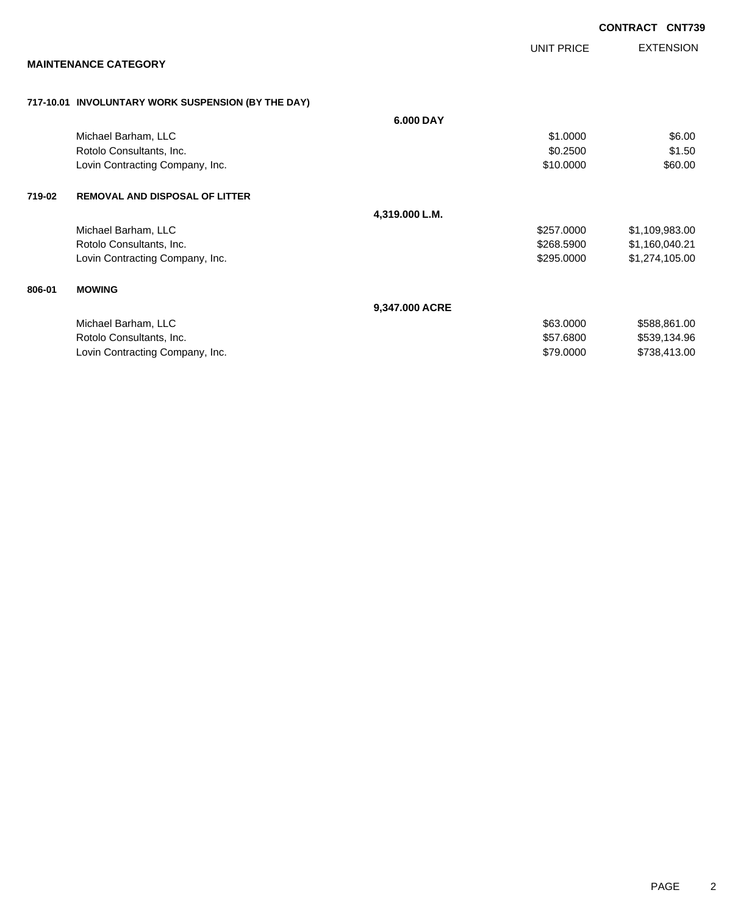**CONTRACT CNT739**

## MAINTENANCE CATEGORY

| | | | UNIT PRICE | EXTENSION |
|---|---|---|---|---|
| **717-10.01** | **INVOLUNTARY WORK SUSPENSION (BY THE DAY)** | | | |
| | | **6.000 DAY** | | |
| | Michael Barham, LLC | | $1.0000 | $6.00 |
| | Rotolo Consultants, Inc. | | $0.2500 | $1.50 |
| | Lovin Contracting Company, Inc. | | $10.0000 | $60.00 |
| **719-02** | **REMOVAL AND DISPOSAL OF LITTER** | | | |
| | | **4,319.000 L.M.** | | |
| | Michael Barham, LLC | | $257.0000 | $1,109,983.00 |
| | Rotolo Consultants, Inc. | | $268.5900 | $1,160,040.21 |
| | Lovin Contracting Company, Inc. | | $295.0000 | $1,274,105.00 |
| **806-01** | **MOWING** | | | |
| | | **9,347.000 ACRE** | | |
| | Michael Barham, LLC | | $63.0000 | $588,861.00 |
| | Rotolo Consultants, Inc. | | $57.6800 | $539,134.96 |
| | Lovin Contracting Company, Inc. | | $79.0000 | $738,413.00 |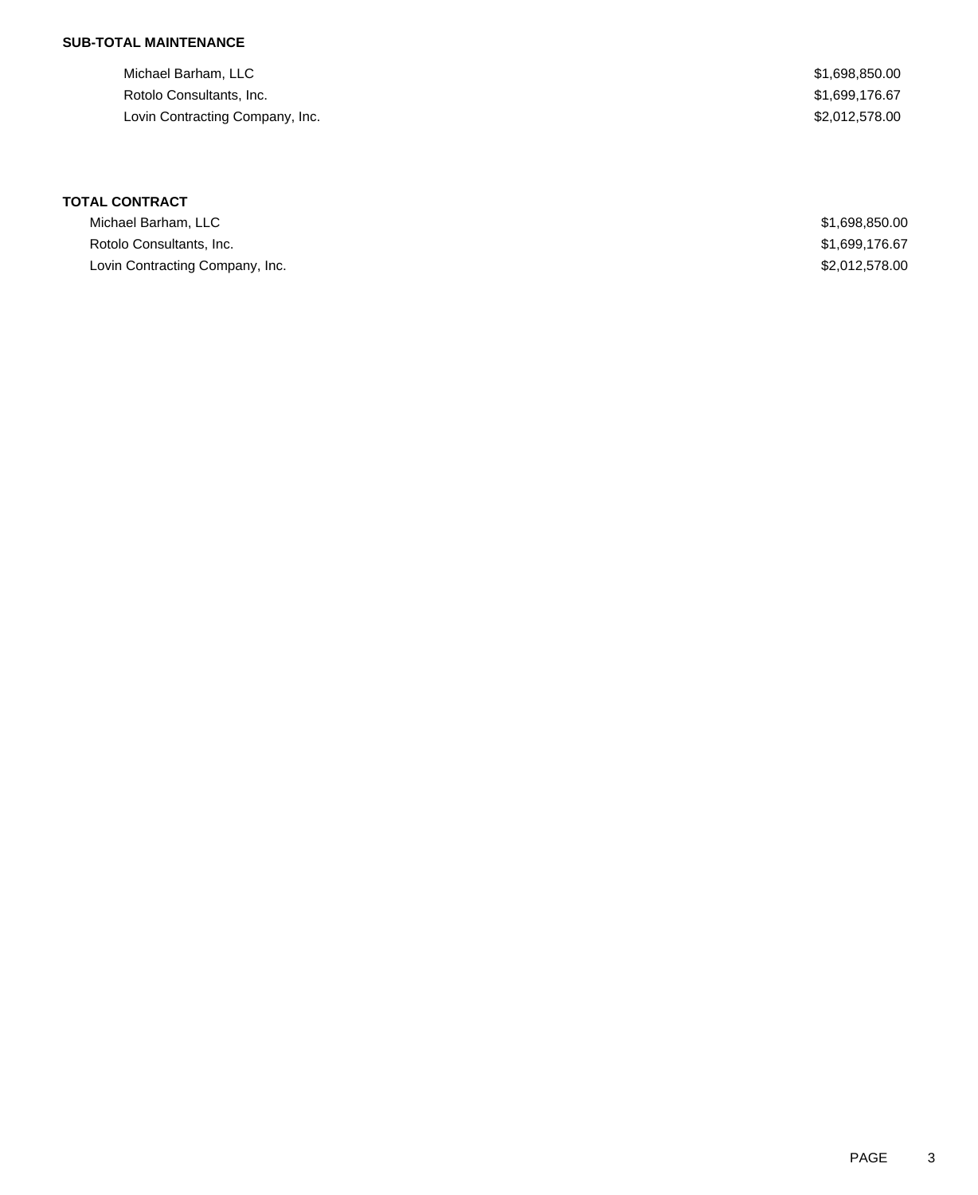**SUB-TOTAL MAINTENANCE**

| | |
|---|---|
| Michael Barham, LLC | $1,698,850.00 |
| Rotolo Consultants, Inc. | $1,699,176.67 |
| Lovin Contracting Company, Inc. | $2,012,578.00 |

**TOTAL CONTRACT**

| | |
|---|---|
| Michael Barham, LLC | $1,698,850.00 |
| Rotolo Consultants, Inc. | $1,699,176.67 |
| Lovin Contracting Company, Inc. | $2,012,578.00 |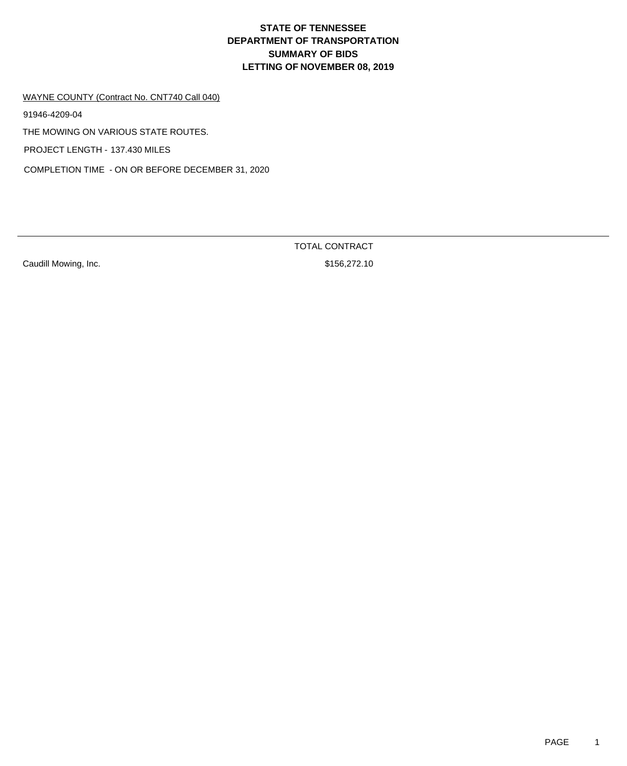# STATE OF TENNESSEE
# DEPARTMENT OF TRANSPORTATION
# SUMMARY OF BIDS
# LETTING OF NOVEMBER 08, 2019

WAYNE COUNTY (Contract No. CNT740 Call 040)

91946-4209-04

THE MOWING ON VARIOUS STATE ROUTES.

PROJECT LENGTH - 137.430 MILES

COMPLETION TIME - ON OR BEFORE DECEMBER 31, 2020

| | TOTAL CONTRACT |
|---|---|
| Caudill Mowing, Inc. | $156,272.10 |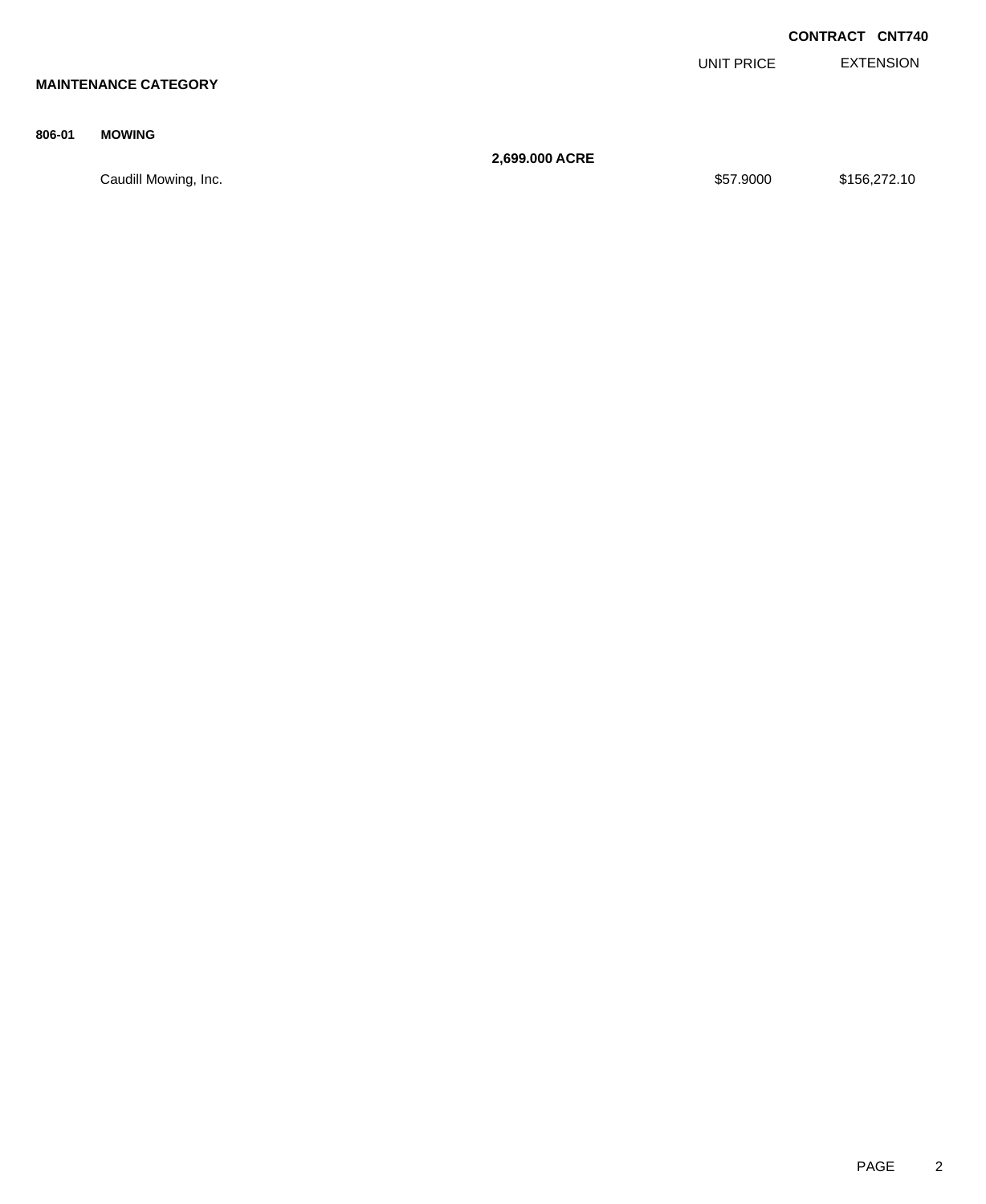**CONTRACT CNT740**

| | | | UNIT PRICE | EXTENSION |
|---|---|---|---|---|
| **MAINTENANCE CATEGORY** | | | | |
| **806-01** | **MOWING** | | | |
| | | **2,699.000 ACRE** | | |
| | Caudill Mowing, Inc. | | $57.9000 | $156,272.10 |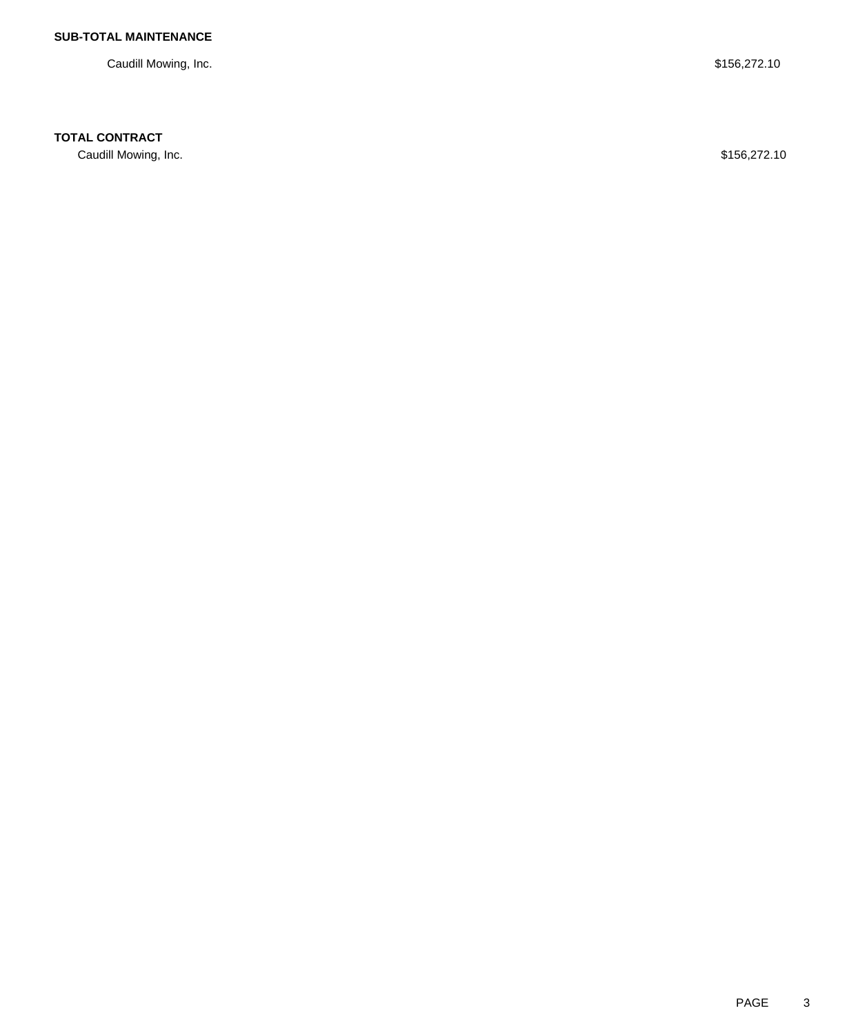**SUB-TOTAL MAINTENANCE**

| | |
|---|---|
| Caudill Mowing, Inc. | $156,272.10 |

**TOTAL CONTRACT**

| | |
|---|---|
| Caudill Mowing, Inc. | $156,272.10 |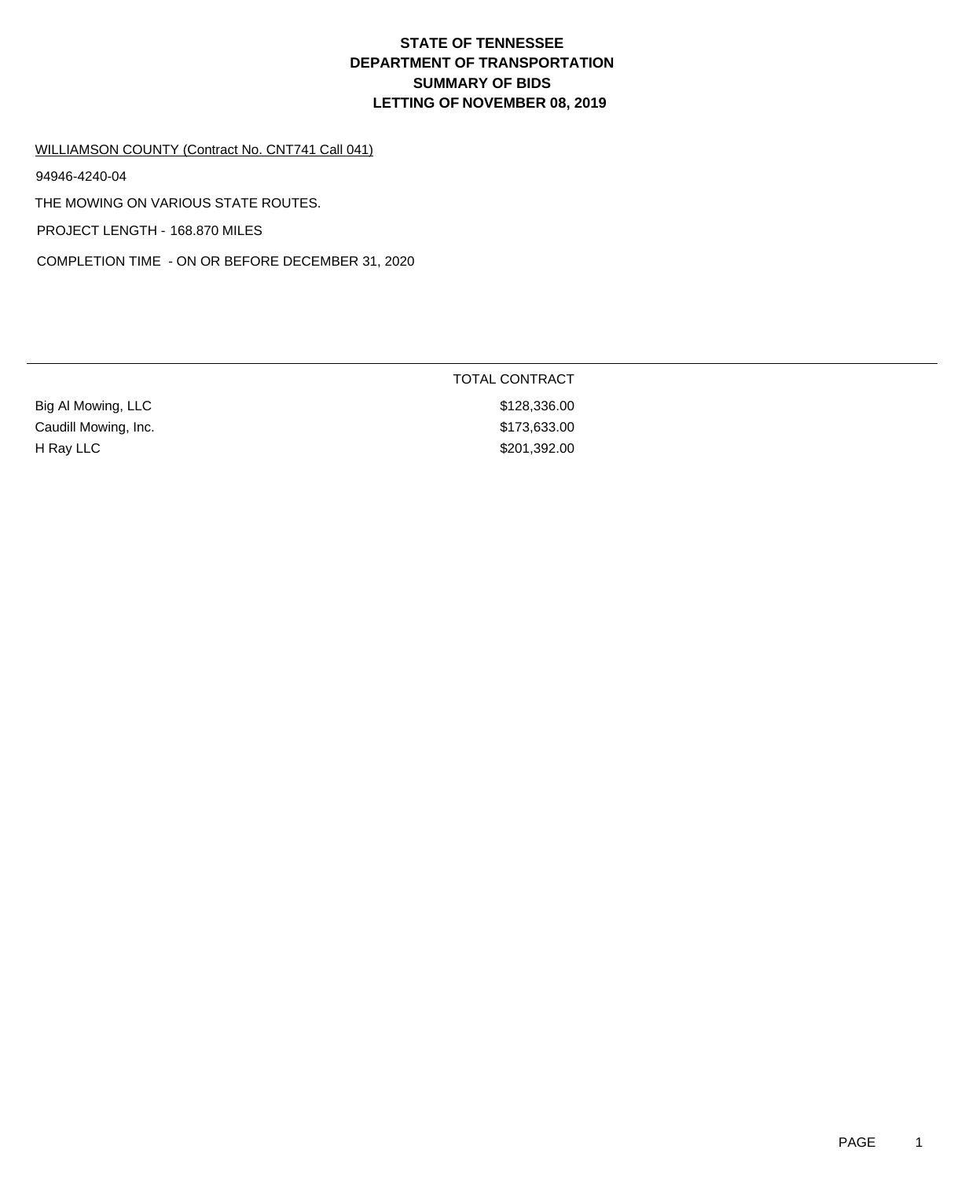# STATE OF TENNESSEE
# DEPARTMENT OF TRANSPORTATION
# SUMMARY OF BIDS
# LETTING OF NOVEMBER 08, 2019

WILLIAMSON COUNTY (Contract No. CNT741 Call 041)

94946-4240-04

THE MOWING ON VARIOUS STATE ROUTES.

PROJECT LENGTH - 168.870 MILES

COMPLETION TIME - ON OR BEFORE DECEMBER 31, 2020

| | TOTAL CONTRACT |
|---|---|
| Big Al Mowing, LLC | $128,336.00 |
| Caudill Mowing, Inc. | $173,633.00 |
| H Ray LLC | $201,392.00 |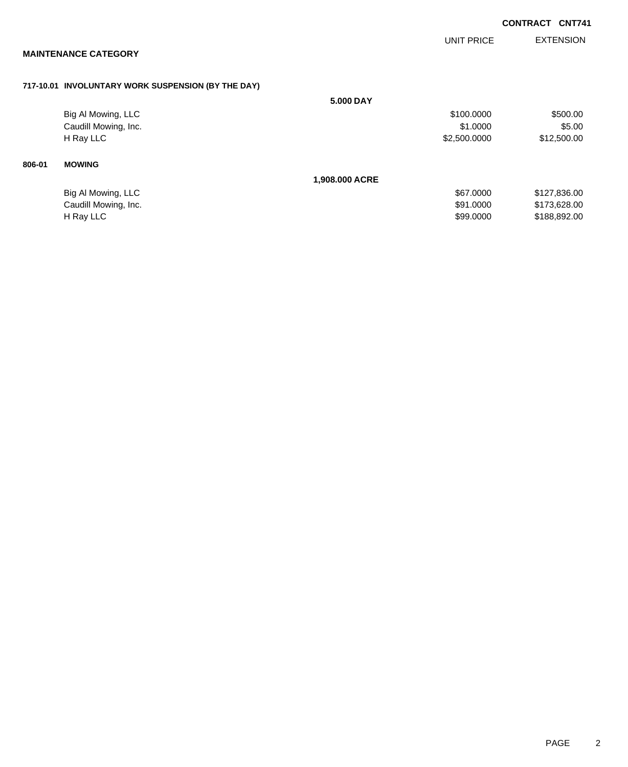**CONTRACT CNT741**

**MAINTENANCE CATEGORY**

| | | UNIT PRICE | EXTENSION |
|---|---|---|---|
| **717-10.01 INVOLUNTARY WORK SUSPENSION (BY THE DAY)** | | | |
| | **5.000 DAY** | | |
| Big Al Mowing, LLC | | $100.0000 | $500.00 |
| Caudill Mowing, Inc. | | $1.0000 | $5.00 |
| H Ray LLC | | $2,500.0000 | $12,500.00 |
| **806-01 MOWING** | | | |
| | **1,908.000 ACRE** | | |
| Big Al Mowing, LLC | | $67.0000 | $127,836.00 |
| Caudill Mowing, Inc. | | $91.0000 | $173,628.00 |
| H Ray LLC | | $99.0000 | $188,892.00 |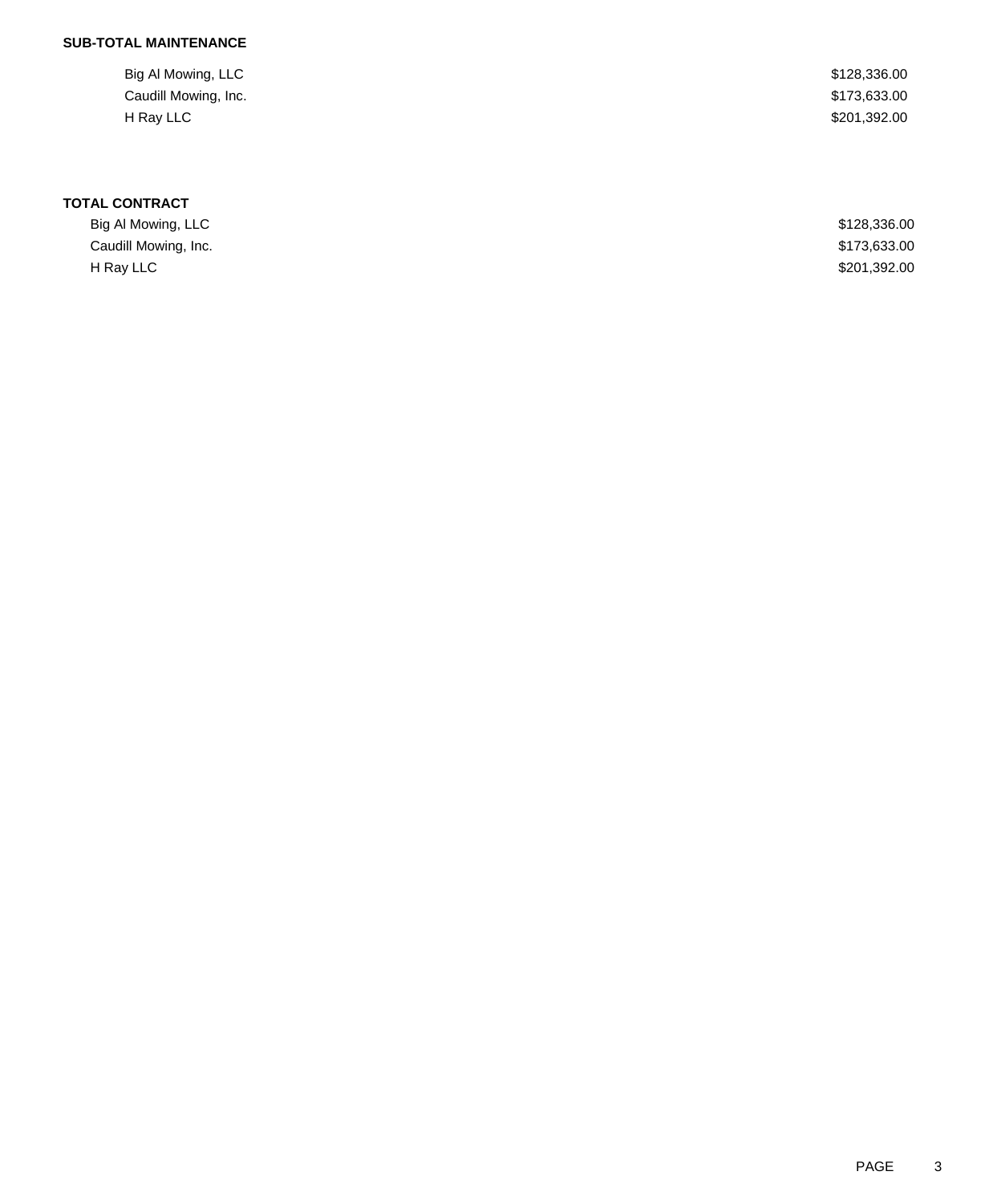**SUB-TOTAL MAINTENANCE**

| | |
|---|---|
| Big Al Mowing, LLC | $128,336.00 |
| Caudill Mowing, Inc. | $173,633.00 |
| H Ray LLC | $201,392.00 |

**TOTAL CONTRACT**

| | |
|---|---|
| Big Al Mowing, LLC | $128,336.00 |
| Caudill Mowing, Inc. | $173,633.00 |
| H Ray LLC | $201,392.00 |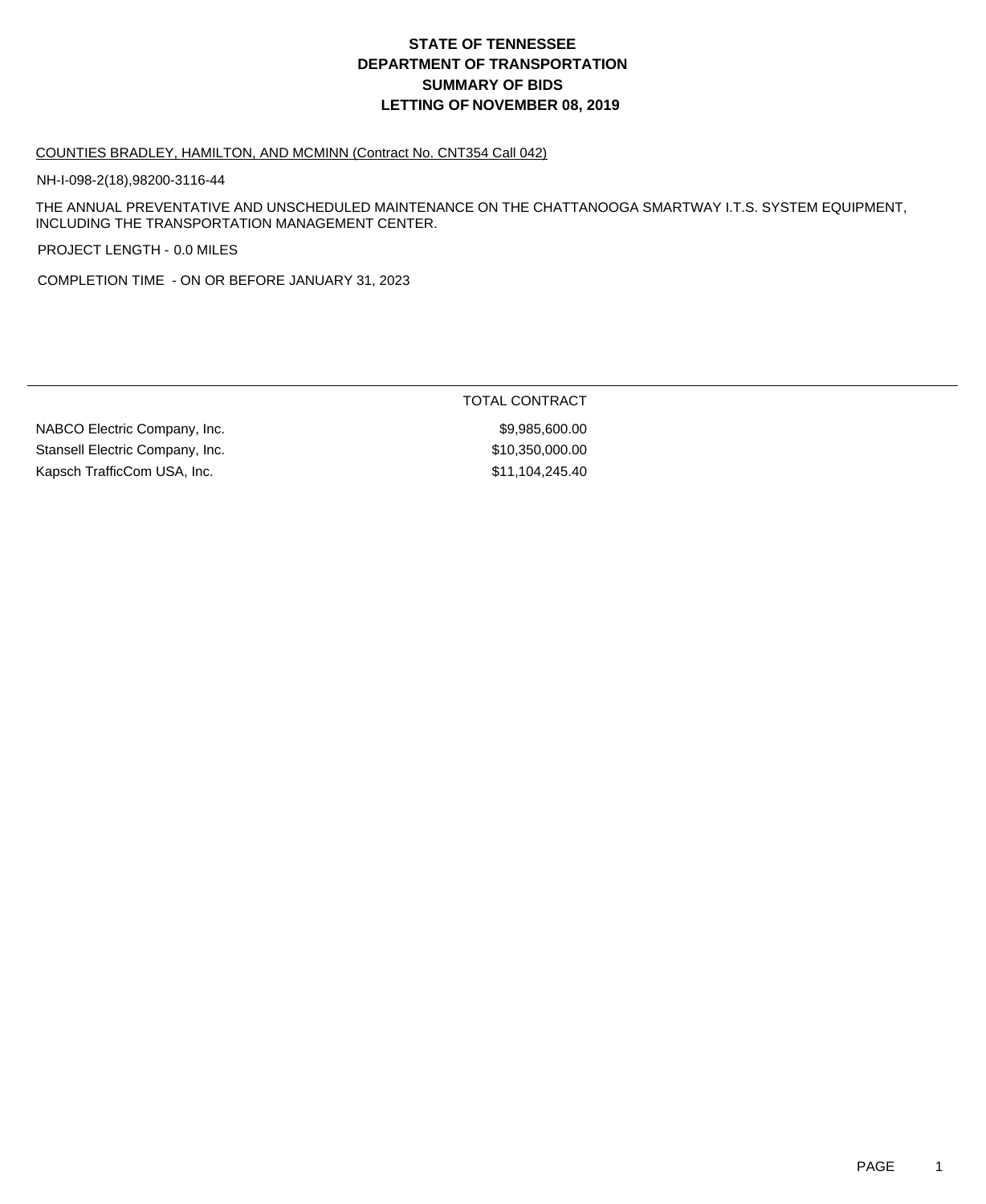# STATE OF TENNESSEE
# DEPARTMENT OF TRANSPORTATION
# SUMMARY OF BIDS
# LETTING OF NOVEMBER 08, 2019

COUNTIES BRADLEY, HAMILTON, AND MCMINN (Contract No. CNT354 Call 042)

NH-I-098-2(18),98200-3116-44

THE ANNUAL PREVENTATIVE AND UNSCHEDULED MAINTENANCE ON THE CHATTANOOGA SMARTWAY I.T.S. SYSTEM EQUIPMENT, INCLUDING THE TRANSPORTATION MANAGEMENT CENTER.

PROJECT LENGTH - 0.0 MILES

COMPLETION TIME - ON OR BEFORE JANUARY 31, 2023

| | TOTAL CONTRACT |
|---|---|
| NABCO Electric Company, Inc. | $9,985,600.00 |
| Stansell Electric Company, Inc. | $10,350,000.00 |
| Kapsch TrafficCom USA, Inc. | $11,104,245.40 |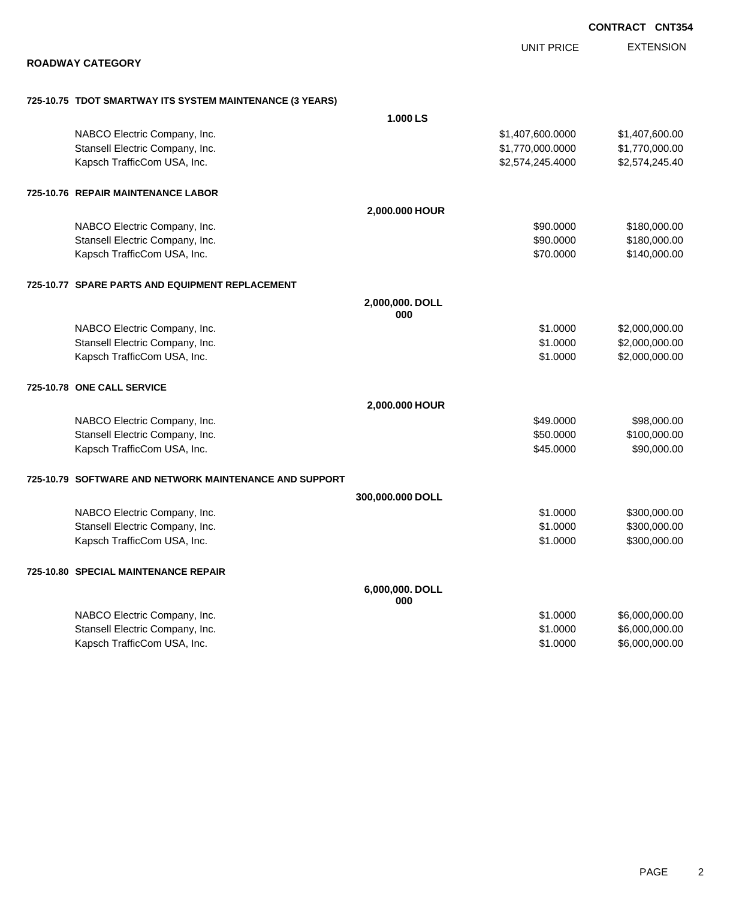**CONTRACT CNT354**

**ROADWAY CATEGORY**

| | | UNIT PRICE | EXTENSION |
|---|---|---|---|
| **725-10.75 TDOT SMARTWAY ITS SYSTEM MAINTENANCE (3 YEARS)** | | | |
| | **1.000 LS** | | |
| NABCO Electric Company, Inc. | | $1,407,600.0000 | $1,407,600.00 |
| Stansell Electric Company, Inc. | | $1,770,000.0000 | $1,770,000.00 |
| Kapsch TrafficCom USA, Inc. | | $2,574,245.4000 | $2,574,245.40 |
| **725-10.76 REPAIR MAINTENANCE LABOR** | | | |
| | **2,000.000 HOUR** | | |
| NABCO Electric Company, Inc. | | $90.0000 | $180,000.00 |
| Stansell Electric Company, Inc. | | $90.0000 | $180,000.00 |
| Kapsch TrafficCom USA, Inc. | | $70.0000 | $140,000.00 |
| **725-10.77 SPARE PARTS AND EQUIPMENT REPLACEMENT** | | | |
| | **2,000,000.000 DOLL** | | |
| NABCO Electric Company, Inc. | | $1.0000 | $2,000,000.00 |
| Stansell Electric Company, Inc. | | $1.0000 | $2,000,000.00 |
| Kapsch TrafficCom USA, Inc. | | $1.0000 | $2,000,000.00 |
| **725-10.78 ONE CALL SERVICE** | | | |
| | **2,000.000 HOUR** | | |
| NABCO Electric Company, Inc. | | $49.0000 | $98,000.00 |
| Stansell Electric Company, Inc. | | $50.0000 | $100,000.00 |
| Kapsch TrafficCom USA, Inc. | | $45.0000 | $90,000.00 |
| **725-10.79 SOFTWARE AND NETWORK MAINTENANCE AND SUPPORT** | | | |
| | **300,000.000 DOLL** | | |
| NABCO Electric Company, Inc. | | $1.0000 | $300,000.00 |
| Stansell Electric Company, Inc. | | $1.0000 | $300,000.00 |
| Kapsch TrafficCom USA, Inc. | | $1.0000 | $300,000.00 |
| **725-10.80 SPECIAL MAINTENANCE REPAIR** | | | |
| | **6,000,000.000 DOLL** | | |
| NABCO Electric Company, Inc. | | $1.0000 | $6,000,000.00 |
| Stansell Electric Company, Inc. | | $1.0000 | $6,000,000.00 |
| Kapsch TrafficCom USA, Inc. | | $1.0000 | $6,000,000.00 |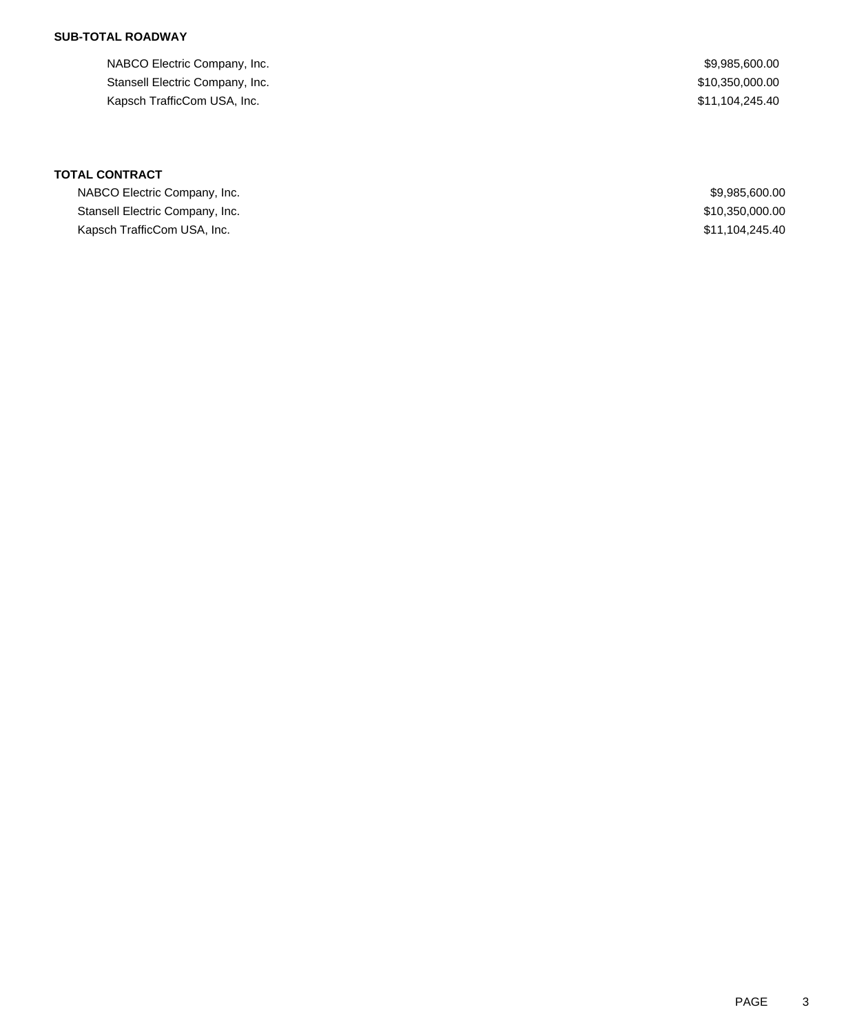**SUB-TOTAL ROADWAY**

| | |
|---|---|
| NABCO Electric Company, Inc. | $9,985,600.00 |
| Stansell Electric Company, Inc. | $10,350,000.00 |
| Kapsch TrafficCom USA, Inc. | $11,104,245.40 |

**TOTAL CONTRACT**

| | |
|---|---|
| NABCO Electric Company, Inc. | $9,985,600.00 |
| Stansell Electric Company, Inc. | $10,350,000.00 |
| Kapsch TrafficCom USA, Inc. | $11,104,245.40 |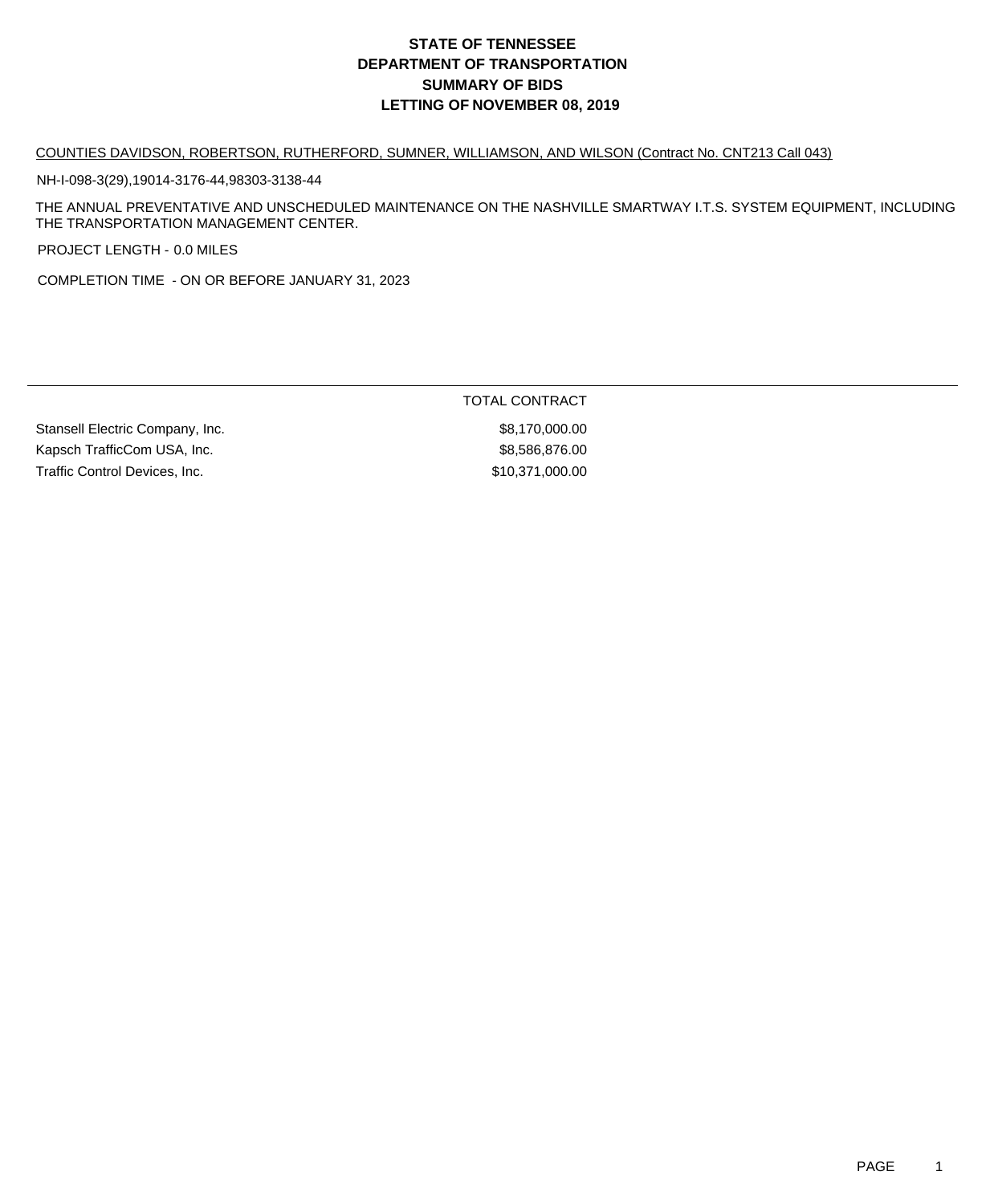# STATE OF TENNESSEE
# DEPARTMENT OF TRANSPORTATION
# SUMMARY OF BIDS
# LETTING OF NOVEMBER 08, 2019

COUNTIES DAVIDSON, ROBERTSON, RUTHERFORD, SUMNER, WILLIAMSON, AND WILSON (Contract No. CNT213 Call 043)

NH-I-098-3(29),19014-3176-44,98303-3138-44

THE ANNUAL PREVENTATIVE AND UNSCHEDULED MAINTENANCE ON THE NASHVILLE SMARTWAY I.T.S. SYSTEM EQUIPMENT, INCLUDING THE TRANSPORTATION MANAGEMENT CENTER.

PROJECT LENGTH - 0.0 MILES

COMPLETION TIME - ON OR BEFORE JANUARY 31, 2023

| | TOTAL CONTRACT |
|---|---|
| Stansell Electric Company, Inc. | $8,170,000.00 |
| Kapsch TrafficCom USA, Inc. | $8,586,876.00 |
| Traffic Control Devices, Inc. | $10,371,000.00 |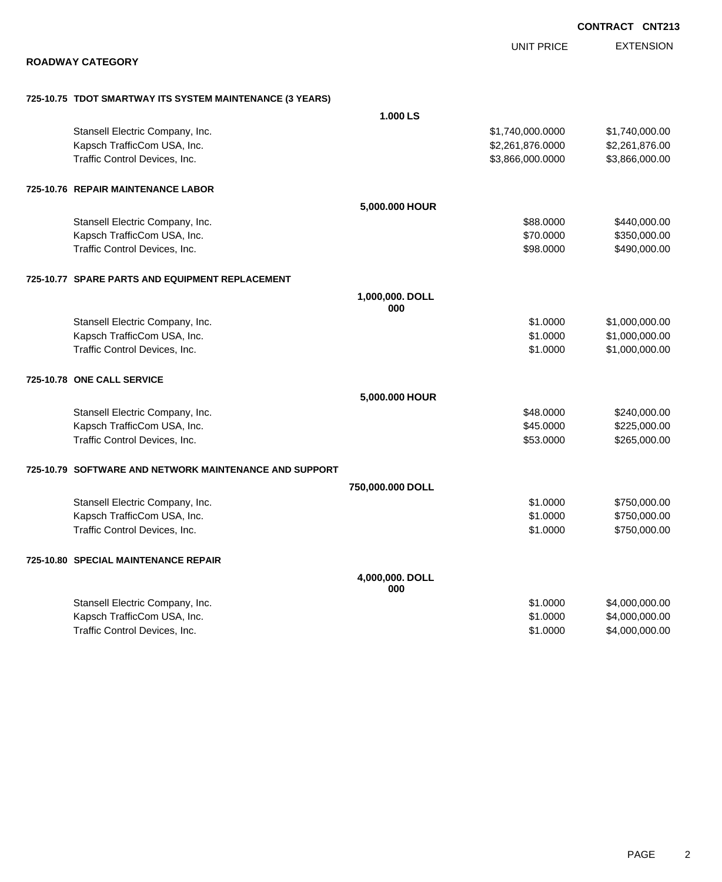**CONTRACT CNT213**

## ROADWAY CATEGORY

| | | UNIT PRICE | EXTENSION |
|---|---|---|---|
| **725-10.75 TDOT SMARTWAY ITS SYSTEM MAINTENANCE (3 YEARS)** | **1.000 LS** | | |
| Stansell Electric Company, Inc. | | $1,740,000.0000 | $1,740,000.00 |
| Kapsch TrafficCom USA, Inc. | | $2,261,876.0000 | $2,261,876.00 |
| Traffic Control Devices, Inc. | | $3,866,000.0000 | $3,866,000.00 |
| **725-10.76 REPAIR MAINTENANCE LABOR** | **5,000.000 HOUR** | | |
| Stansell Electric Company, Inc. | | $88.0000 | $440,000.00 |
| Kapsch TrafficCom USA, Inc. | | $70.0000 | $350,000.00 |
| Traffic Control Devices, Inc. | | $98.0000 | $490,000.00 |
| **725-10.77 SPARE PARTS AND EQUIPMENT REPLACEMENT** | **1,000,000.000 DOLL** | | |
| Stansell Electric Company, Inc. | | $1.0000 | $1,000,000.00 |
| Kapsch TrafficCom USA, Inc. | | $1.0000 | $1,000,000.00 |
| Traffic Control Devices, Inc. | | $1.0000 | $1,000,000.00 |
| **725-10.78 ONE CALL SERVICE** | **5,000.000 HOUR** | | |
| Stansell Electric Company, Inc. | | $48.0000 | $240,000.00 |
| Kapsch TrafficCom USA, Inc. | | $45.0000 | $225,000.00 |
| Traffic Control Devices, Inc. | | $53.0000 | $265,000.00 |
| **725-10.79 SOFTWARE AND NETWORK MAINTENANCE AND SUPPORT** | **750,000.000 DOLL** | | |
| Stansell Electric Company, Inc. | | $1.0000 | $750,000.00 |
| Kapsch TrafficCom USA, Inc. | | $1.0000 | $750,000.00 |
| Traffic Control Devices, Inc. | | $1.0000 | $750,000.00 |
| **725-10.80 SPECIAL MAINTENANCE REPAIR** | **4,000,000.000 DOLL** | | |
| Stansell Electric Company, Inc. | | $1.0000 | $4,000,000.00 |
| Kapsch TrafficCom USA, Inc. | | $1.0000 | $4,000,000.00 |
| Traffic Control Devices, Inc. | | $1.0000 | $4,000,000.00 |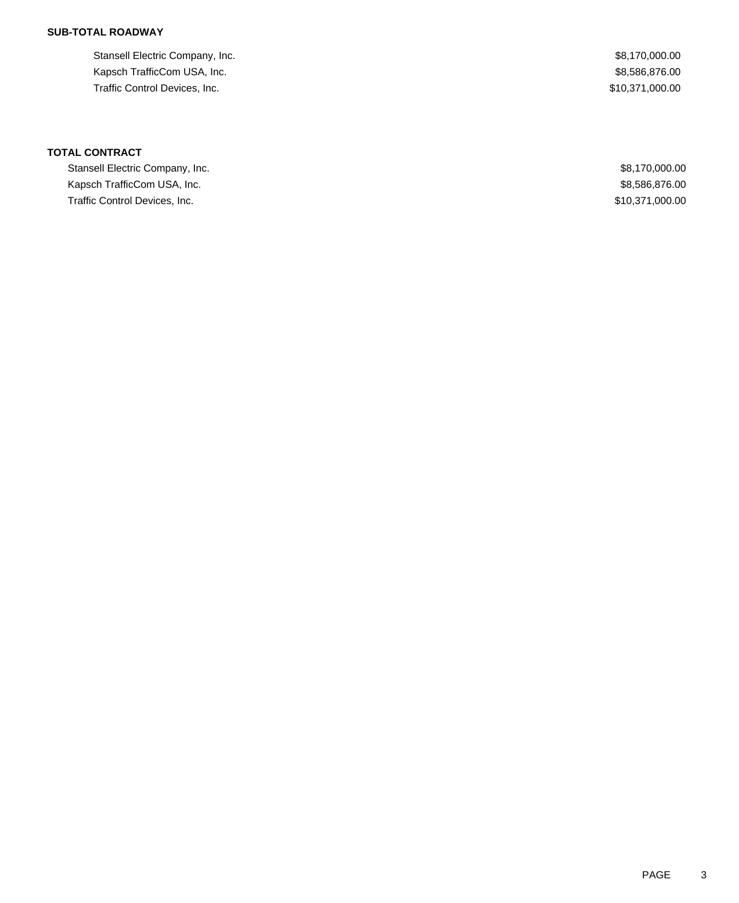**SUB-TOTAL ROADWAY**

| | |
|---|---|
| Stansell Electric Company, Inc. | $8,170,000.00 |
| Kapsch TrafficCom USA, Inc. | $8,586,876.00 |
| Traffic Control Devices, Inc. | $10,371,000.00 |

**TOTAL CONTRACT**

| | |
|---|---|
| Stansell Electric Company, Inc. | $8,170,000.00 |
| Kapsch TrafficCom USA, Inc. | $8,586,876.00 |
| Traffic Control Devices, Inc. | $10,371,000.00 |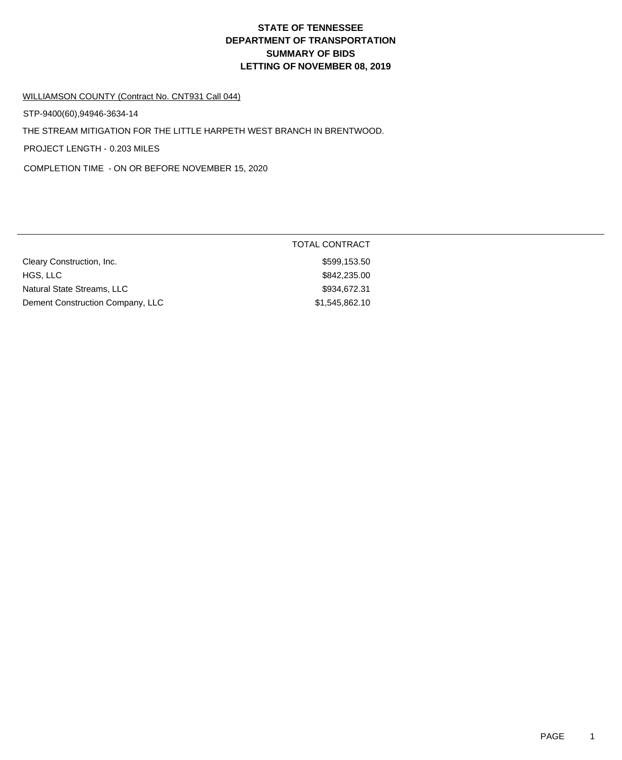# STATE OF TENNESSEE
# DEPARTMENT OF TRANSPORTATION
# SUMMARY OF BIDS
# LETTING OF NOVEMBER 08, 2019

WILLIAMSON COUNTY (Contract No. CNT931 Call 044)

STP-9400(60),94946-3634-14

THE STREAM MITIGATION FOR THE LITTLE HARPETH WEST BRANCH IN BRENTWOOD.

PROJECT LENGTH - 0.203 MILES

COMPLETION TIME - ON OR BEFORE NOVEMBER 15, 2020

| | TOTAL CONTRACT |
|---|---|
| Cleary Construction, Inc. | $599,153.50 |
| HGS, LLC | $842,235.00 |
| Natural State Streams, LLC | $934,672.31 |
| Dement Construction Company, LLC | $1,545,862.10 |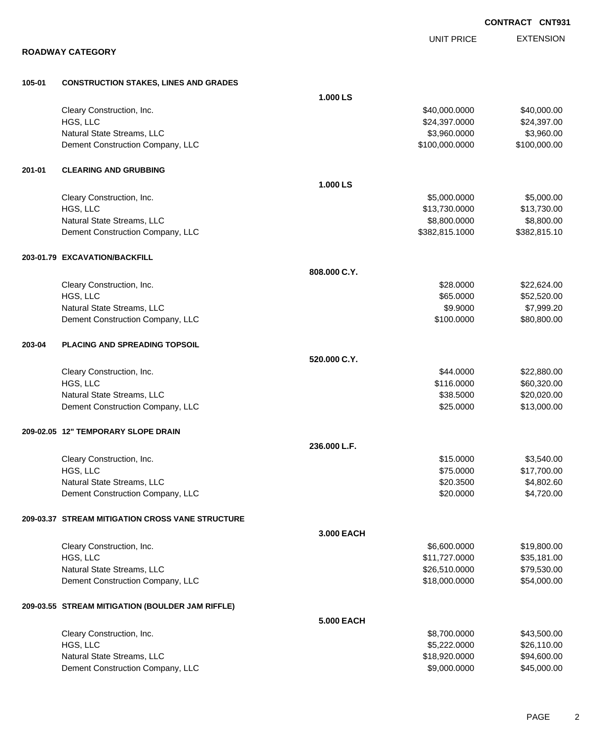**CONTRACT CNT931**

## ROADWAY CATEGORY

| | | | UNIT PRICE | EXTENSION |
|---|---|---|---|---|
| **105-01** | **CONSTRUCTION STAKES, LINES AND GRADES** | | | |
| | | **1.000 LS** | | |
| | Cleary Construction, Inc. | | $40,000.0000 | $40,000.00 |
| | HGS, LLC | | $24,397.0000 | $24,397.00 |
| | Natural State Streams, LLC | | $3,960.0000 | $3,960.00 |
| | Dement Construction Company, LLC | | $100,000.0000 | $100,000.00 |
| **201-01** | **CLEARING AND GRUBBING** | | | |
| | | **1.000 LS** | | |
| | Cleary Construction, Inc. | | $5,000.0000 | $5,000.00 |
| | HGS, LLC | | $13,730.0000 | $13,730.00 |
| | Natural State Streams, LLC | | $8,800.0000 | $8,800.00 |
| | Dement Construction Company, LLC | | $382,815.1000 | $382,815.10 |
| **203-01.79** | **EXCAVATION/BACKFILL** | | | |
| | | **808.000 C.Y.** | | |
| | Cleary Construction, Inc. | | $28.0000 | $22,624.00 |
| | HGS, LLC | | $65.0000 | $52,520.00 |
| | Natural State Streams, LLC | | $9.9000 | $7,999.20 |
| | Dement Construction Company, LLC | | $100.0000 | $80,800.00 |
| **203-04** | **PLACING AND SPREADING TOPSOIL** | | | |
| | | **520.000 C.Y.** | | |
| | Cleary Construction, Inc. | | $44.0000 | $22,880.00 |
| | HGS, LLC | | $116.0000 | $60,320.00 |
| | Natural State Streams, LLC | | $38.5000 | $20,020.00 |
| | Dement Construction Company, LLC | | $25.0000 | $13,000.00 |
| **209-02.05** | **12" TEMPORARY SLOPE DRAIN** | | | |
| | | **236.000 L.F.** | | |
| | Cleary Construction, Inc. | | $15.0000 | $3,540.00 |
| | HGS, LLC | | $75.0000 | $17,700.00 |
| | Natural State Streams, LLC | | $20.3500 | $4,802.60 |
| | Dement Construction Company, LLC | | $20.0000 | $4,720.00 |
| **209-03.37** | **STREAM MITIGATION CROSS VANE STRUCTURE** | | | |
| | | **3.000 EACH** | | |
| | Cleary Construction, Inc. | | $6,600.0000 | $19,800.00 |
| | HGS, LLC | | $11,727.0000 | $35,181.00 |
| | Natural State Streams, LLC | | $26,510.0000 | $79,530.00 |
| | Dement Construction Company, LLC | | $18,000.0000 | $54,000.00 |
| **209-03.55** | **STREAM MITIGATION (BOULDER JAM RIFFLE)** | | | |
| | | **5.000 EACH** | | |
| | Cleary Construction, Inc. | | $8,700.0000 | $43,500.00 |
| | HGS, LLC | | $5,222.0000 | $26,110.00 |
| | Natural State Streams, LLC | | $18,920.0000 | $94,600.00 |
| | Dement Construction Company, LLC | | $9,000.0000 | $45,000.00 |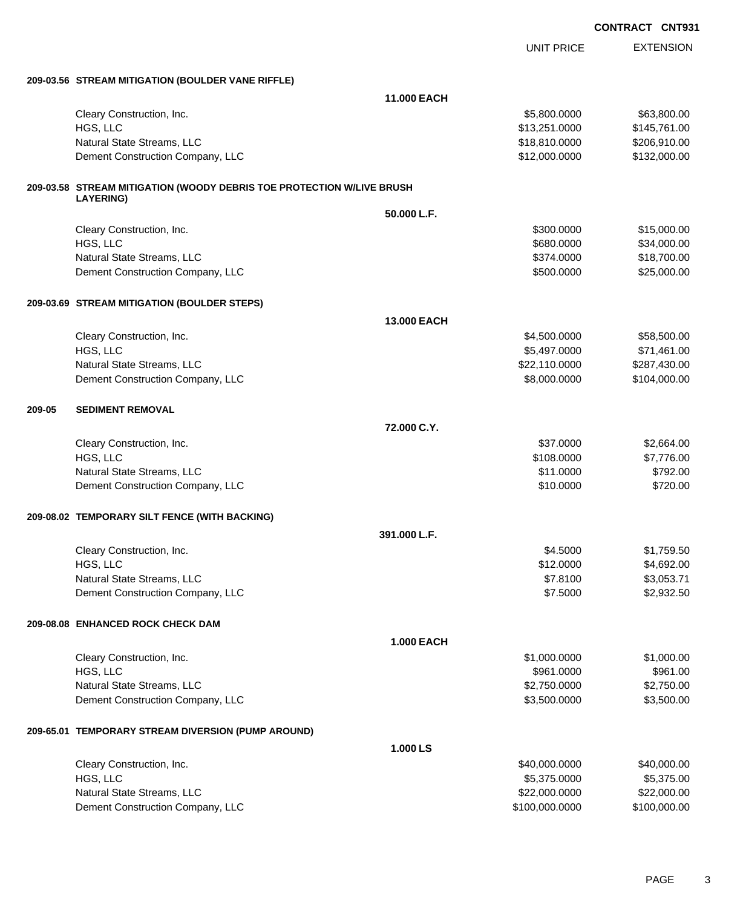CONTRACT CNT931

| | | UNIT PRICE | EXTENSION |
|---|---|---|---|
| **209-03.56 STREAM MITIGATION (BOULDER VANE RIFFLE)** | | | |
| | **11.000 EACH** | | |
| Cleary Construction, Inc. | | $5,800.0000 | $63,800.00 |
| HGS, LLC | | $13,251.0000 | $145,761.00 |
| Natural State Streams, LLC | | $18,810.0000 | $206,910.00 |
| Dement Construction Company, LLC | | $12,000.0000 | $132,000.00 |
| **209-03.58 STREAM MITIGATION (WOODY DEBRIS TOE PROTECTION W/LIVE BRUSH LAYERING)** | | | |
| | **50.000 L.F.** | | |
| Cleary Construction, Inc. | | $300.0000 | $15,000.00 |
| HGS, LLC | | $680.0000 | $34,000.00 |
| Natural State Streams, LLC | | $374.0000 | $18,700.00 |
| Dement Construction Company, LLC | | $500.0000 | $25,000.00 |
| **209-03.69 STREAM MITIGATION (BOULDER STEPS)** | | | |
| | **13.000 EACH** | | |
| Cleary Construction, Inc. | | $4,500.0000 | $58,500.00 |
| HGS, LLC | | $5,497.0000 | $71,461.00 |
| Natural State Streams, LLC | | $22,110.0000 | $287,430.00 |
| Dement Construction Company, LLC | | $8,000.0000 | $104,000.00 |
| **209-05 SEDIMENT REMOVAL** | | | |
| | **72.000 C.Y.** | | |
| Cleary Construction, Inc. | | $37.0000 | $2,664.00 |
| HGS, LLC | | $108.0000 | $7,776.00 |
| Natural State Streams, LLC | | $11.0000 | $792.00 |
| Dement Construction Company, LLC | | $10.0000 | $720.00 |
| **209-08.02 TEMPORARY SILT FENCE (WITH BACKING)** | | | |
| | **391.000 L.F.** | | |
| Cleary Construction, Inc. | | $4.5000 | $1,759.50 |
| HGS, LLC | | $12.0000 | $4,692.00 |
| Natural State Streams, LLC | | $7.8100 | $3,053.71 |
| Dement Construction Company, LLC | | $7.5000 | $2,932.50 |
| **209-08.08 ENHANCED ROCK CHECK DAM** | | | |
| | **1.000 EACH** | | |
| Cleary Construction, Inc. | | $1,000.0000 | $1,000.00 |
| HGS, LLC | | $961.0000 | $961.00 |
| Natural State Streams, LLC | | $2,750.0000 | $2,750.00 |
| Dement Construction Company, LLC | | $3,500.0000 | $3,500.00 |
| **209-65.01 TEMPORARY STREAM DIVERSION (PUMP AROUND)** | | | |
| | **1.000 LS** | | |
| Cleary Construction, Inc. | | $40,000.0000 | $40,000.00 |
| HGS, LLC | | $5,375.0000 | $5,375.00 |
| Natural State Streams, LLC | | $22,000.0000 | $22,000.00 |
| Dement Construction Company, LLC | | $100,000.0000 | $100,000.00 |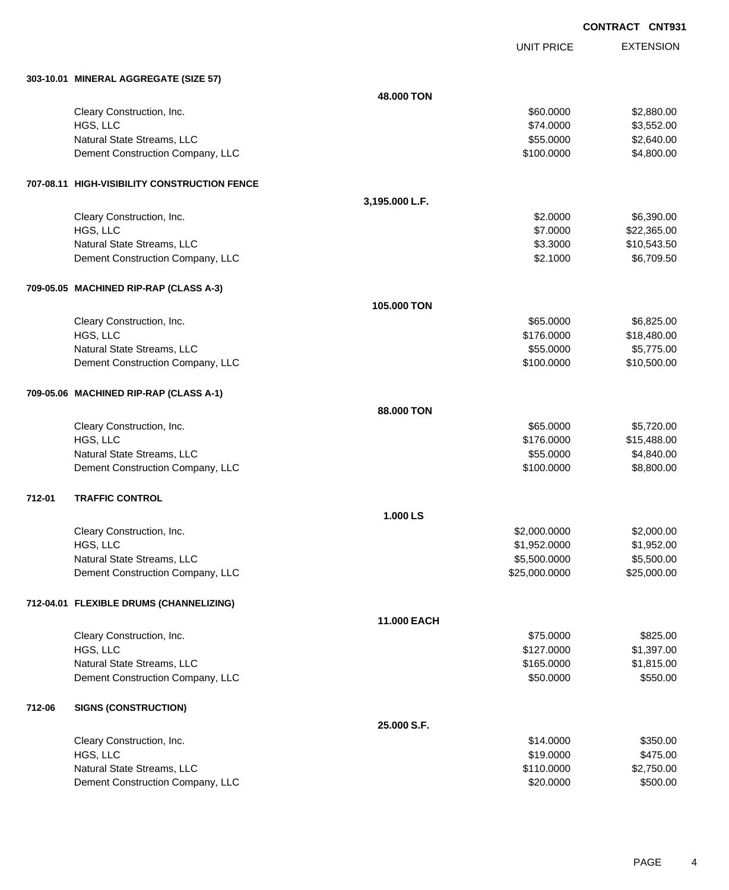**CONTRACT CNT931**

| | UNIT PRICE | EXTENSION |
|---|---|---|
| **303-10.01 MINERAL AGGREGATE (SIZE 57)** | | |
| **48.000 TON** | | |
| Cleary Construction, Inc. | $60.0000 | $2,880.00 |
| HGS, LLC | $74.0000 | $3,552.00 |
| Natural State Streams, LLC | $55.0000 | $2,640.00 |
| Dement Construction Company, LLC | $100.0000 | $4,800.00 |
| **707-08.11 HIGH-VISIBILITY CONSTRUCTION FENCE** | | |
| **3,195.000 L.F.** | | |
| Cleary Construction, Inc. | $2.0000 | $6,390.00 |
| HGS, LLC | $7.0000 | $22,365.00 |
| Natural State Streams, LLC | $3.3000 | $10,543.50 |
| Dement Construction Company, LLC | $2.1000 | $6,709.50 |
| **709-05.05 MACHINED RIP-RAP (CLASS A-3)** | | |
| **105.000 TON** | | |
| Cleary Construction, Inc. | $65.0000 | $6,825.00 |
| HGS, LLC | $176.0000 | $18,480.00 |
| Natural State Streams, LLC | $55.0000 | $5,775.00 |
| Dement Construction Company, LLC | $100.0000 | $10,500.00 |
| **709-05.06 MACHINED RIP-RAP (CLASS A-1)** | | |
| **88.000 TON** | | |
| Cleary Construction, Inc. | $65.0000 | $5,720.00 |
| HGS, LLC | $176.0000 | $15,488.00 |
| Natural State Streams, LLC | $55.0000 | $4,840.00 |
| Dement Construction Company, LLC | $100.0000 | $8,800.00 |
| **712-01 TRAFFIC CONTROL** | | |
| **1.000 LS** | | |
| Cleary Construction, Inc. | $2,000.0000 | $2,000.00 |
| HGS, LLC | $1,952.0000 | $1,952.00 |
| Natural State Streams, LLC | $5,500.0000 | $5,500.00 |
| Dement Construction Company, LLC | $25,000.0000 | $25,000.00 |
| **712-04.01 FLEXIBLE DRUMS (CHANNELIZING)** | | |
| **11.000 EACH** | | |
| Cleary Construction, Inc. | $75.0000 | $825.00 |
| HGS, LLC | $127.0000 | $1,397.00 |
| Natural State Streams, LLC | $165.0000 | $1,815.00 |
| Dement Construction Company, LLC | $50.0000 | $550.00 |
| **712-06 SIGNS (CONSTRUCTION)** | | |
| **25.000 S.F.** | | |
| Cleary Construction, Inc. | $14.0000 | $350.00 |
| HGS, LLC | $19.0000 | $475.00 |
| Natural State Streams, LLC | $110.0000 | $2,750.00 |
| Dement Construction Company, LLC | $20.0000 | $500.00 |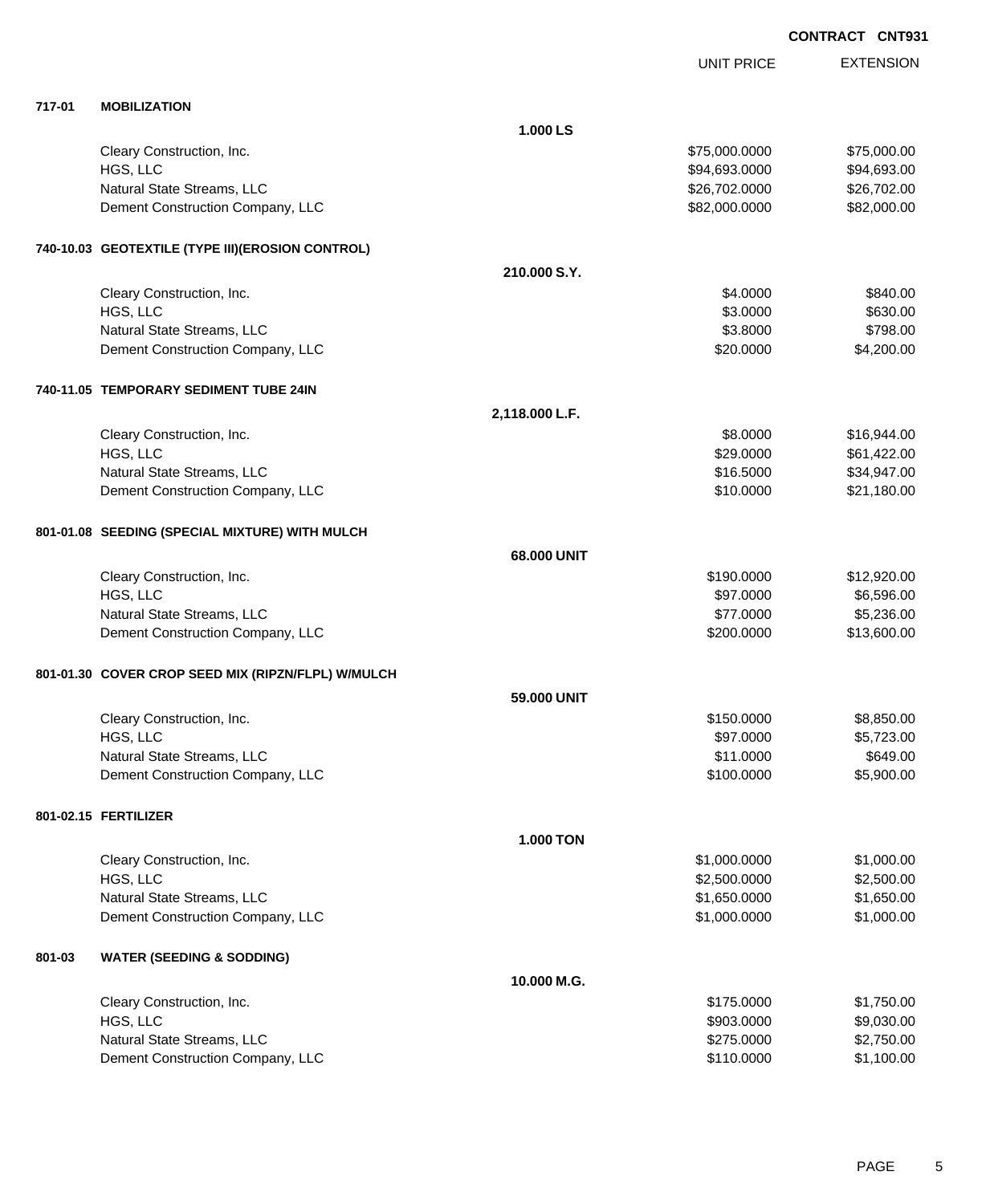**CONTRACT CNT931**

| | | UNIT PRICE | EXTENSION |
|---|---|---|---|
| **717-01** | **MOBILIZATION** | | |
| | **1.000 LS** | | |
| | Cleary Construction, Inc. | $75,000.0000 | $75,000.00 |
| | HGS, LLC | $94,693.0000 | $94,693.00 |
| | Natural State Streams, LLC | $26,702.0000 | $26,702.00 |
| | Dement Construction Company, LLC | $82,000.0000 | $82,000.00 |
| **740-10.03** | **GEOTEXTILE (TYPE III)(EROSION CONTROL)** | | |
| | **210.000 S.Y.** | | |
| | Cleary Construction, Inc. | $4.0000 | $840.00 |
| | HGS, LLC | $3.0000 | $630.00 |
| | Natural State Streams, LLC | $3.8000 | $798.00 |
| | Dement Construction Company, LLC | $20.0000 | $4,200.00 |
| **740-11.05** | **TEMPORARY SEDIMENT TUBE 24IN** | | |
| | **2,118.000 L.F.** | | |
| | Cleary Construction, Inc. | $8.0000 | $16,944.00 |
| | HGS, LLC | $29.0000 | $61,422.00 |
| | Natural State Streams, LLC | $16.5000 | $34,947.00 |
| | Dement Construction Company, LLC | $10.0000 | $21,180.00 |
| **801-01.08** | **SEEDING (SPECIAL MIXTURE) WITH MULCH** | | |
| | **68.000 UNIT** | | |
| | Cleary Construction, Inc. | $190.0000 | $12,920.00 |
| | HGS, LLC | $97.0000 | $6,596.00 |
| | Natural State Streams, LLC | $77.0000 | $5,236.00 |
| | Dement Construction Company, LLC | $200.0000 | $13,600.00 |
| **801-01.30** | **COVER CROP SEED MIX (RIPZN/FLPL) W/MULCH** | | |
| | **59.000 UNIT** | | |
| | Cleary Construction, Inc. | $150.0000 | $8,850.00 |
| | HGS, LLC | $97.0000 | $5,723.00 |
| | Natural State Streams, LLC | $11.0000 | $649.00 |
| | Dement Construction Company, LLC | $100.0000 | $5,900.00 |
| **801-02.15** | **FERTILIZER** | | |
| | **1.000 TON** | | |
| | Cleary Construction, Inc. | $1,000.0000 | $1,000.00 |
| | HGS, LLC | $2,500.0000 | $2,500.00 |
| | Natural State Streams, LLC | $1,650.0000 | $1,650.00 |
| | Dement Construction Company, LLC | $1,000.0000 | $1,000.00 |
| **801-03** | **WATER (SEEDING & SODDING)** | | |
| | **10.000 M.G.** | | |
| | Cleary Construction, Inc. | $175.0000 | $1,750.00 |
| | HGS, LLC | $903.0000 | $9,030.00 |
| | Natural State Streams, LLC | $275.0000 | $2,750.00 |
| | Dement Construction Company, LLC | $110.0000 | $1,100.00 |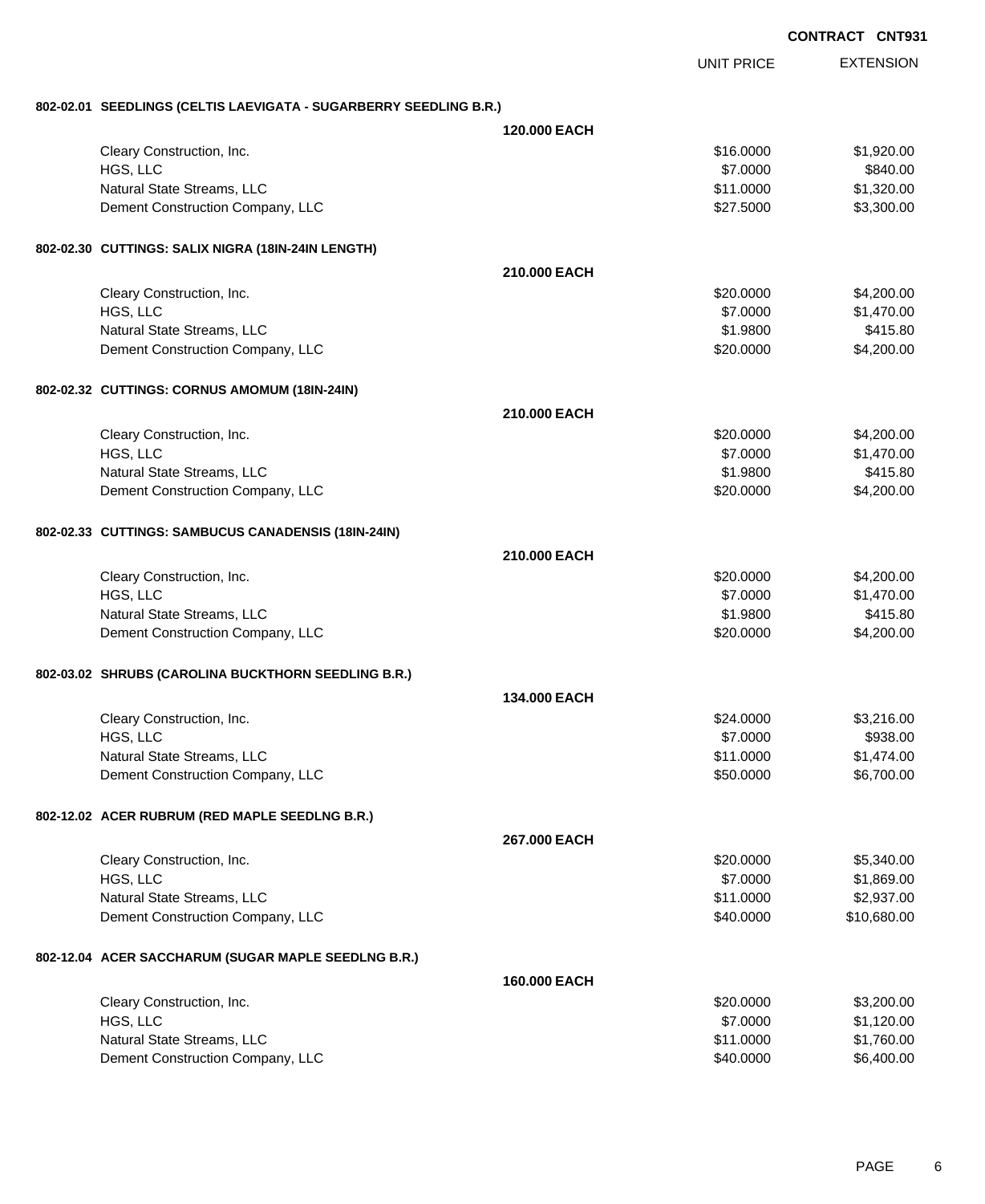**CONTRACT CNT931**

| | | UNIT PRICE | EXTENSION |
|---|---|---|---|
| **802-02.01 SEEDLINGS (CELTIS LAEVIGATA - SUGARBERRY SEEDLING B.R.)** | | | |
| | **120.000 EACH** | | |
| Cleary Construction, Inc. | | $16.0000 | $1,920.00 |
| HGS, LLC | | $7.0000 | $840.00 |
| Natural State Streams, LLC | | $11.0000 | $1,320.00 |
| Dement Construction Company, LLC | | $27.5000 | $3,300.00 |
| **802-02.30 CUTTINGS: SALIX NIGRA (18IN-24IN LENGTH)** | | | |
| | **210.000 EACH** | | |
| Cleary Construction, Inc. | | $20.0000 | $4,200.00 |
| HGS, LLC | | $7.0000 | $1,470.00 |
| Natural State Streams, LLC | | $1.9800 | $415.80 |
| Dement Construction Company, LLC | | $20.0000 | $4,200.00 |
| **802-02.32 CUTTINGS: CORNUS AMOMUM (18IN-24IN)** | | | |
| | **210.000 EACH** | | |
| Cleary Construction, Inc. | | $20.0000 | $4,200.00 |
| HGS, LLC | | $7.0000 | $1,470.00 |
| Natural State Streams, LLC | | $1.9800 | $415.80 |
| Dement Construction Company, LLC | | $20.0000 | $4,200.00 |
| **802-02.33 CUTTINGS: SAMBUCUS CANADENSIS (18IN-24IN)** | | | |
| | **210.000 EACH** | | |
| Cleary Construction, Inc. | | $20.0000 | $4,200.00 |
| HGS, LLC | | $7.0000 | $1,470.00 |
| Natural State Streams, LLC | | $1.9800 | $415.80 |
| Dement Construction Company, LLC | | $20.0000 | $4,200.00 |
| **802-03.02 SHRUBS (CAROLINA BUCKTHORN SEEDLING B.R.)** | | | |
| | **134.000 EACH** | | |
| Cleary Construction, Inc. | | $24.0000 | $3,216.00 |
| HGS, LLC | | $7.0000 | $938.00 |
| Natural State Streams, LLC | | $11.0000 | $1,474.00 |
| Dement Construction Company, LLC | | $50.0000 | $6,700.00 |
| **802-12.02 ACER RUBRUM (RED MAPLE SEEDLNG B.R.)** | | | |
| | **267.000 EACH** | | |
| Cleary Construction, Inc. | | $20.0000 | $5,340.00 |
| HGS, LLC | | $7.0000 | $1,869.00 |
| Natural State Streams, LLC | | $11.0000 | $2,937.00 |
| Dement Construction Company, LLC | | $40.0000 | $10,680.00 |
| **802-12.04 ACER SACCHARUM (SUGAR MAPLE SEEDLNG B.R.)** | | | |
| | **160.000 EACH** | | |
| Cleary Construction, Inc. | | $20.0000 | $3,200.00 |
| HGS, LLC | | $7.0000 | $1,120.00 |
| Natural State Streams, LLC | | $11.0000 | $1,760.00 |
| Dement Construction Company, LLC | | $40.0000 | $6,400.00 |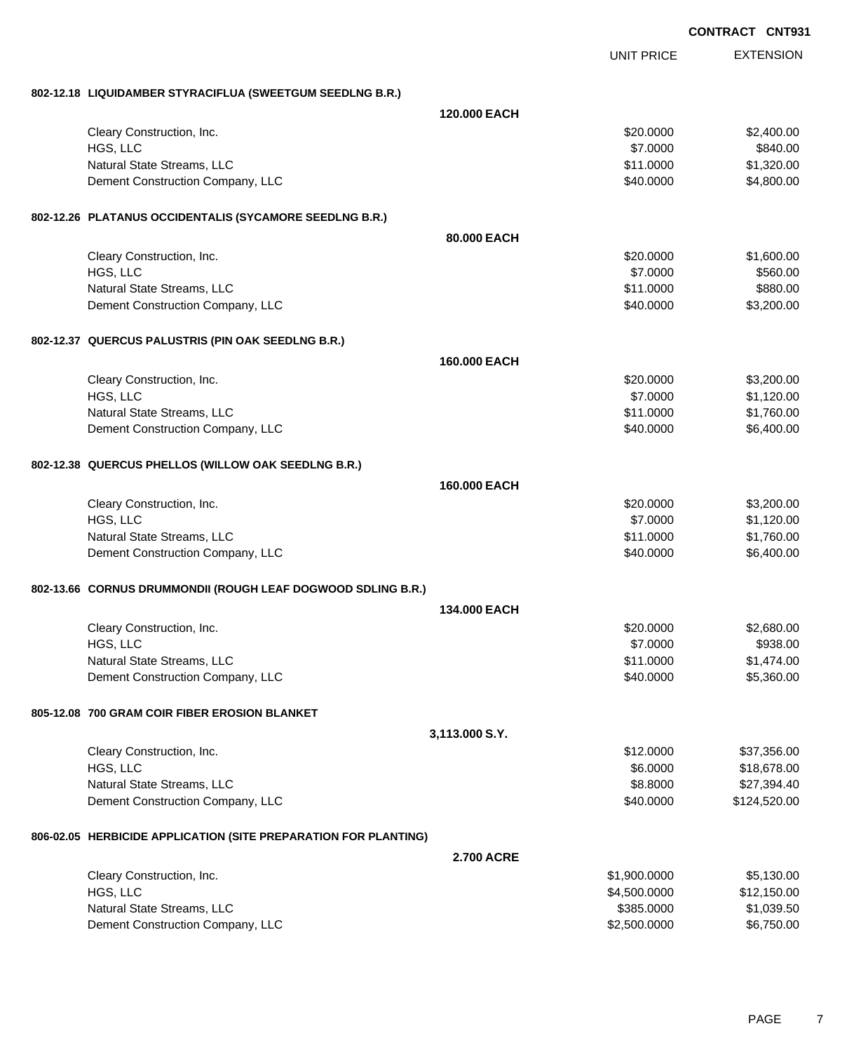**CONTRACT CNT931**

| | | UNIT PRICE | EXTENSION |
|---|---|---|---|
| **802-12.18 LIQUIDAMBER STYRACIFLUA (SWEETGUM SEEDLNG B.R.)** | | | |
| | **120.000 EACH** | | |
| Cleary Construction, Inc. | | $20.0000 | $2,400.00 |
| HGS, LLC | | $7.0000 | $840.00 |
| Natural State Streams, LLC | | $11.0000 | $1,320.00 |
| Dement Construction Company, LLC | | $40.0000 | $4,800.00 |
| **802-12.26 PLATANUS OCCIDENTALIS (SYCAMORE SEEDLNG B.R.)** | | | |
| | **80.000 EACH** | | |
| Cleary Construction, Inc. | | $20.0000 | $1,600.00 |
| HGS, LLC | | $7.0000 | $560.00 |
| Natural State Streams, LLC | | $11.0000 | $880.00 |
| Dement Construction Company, LLC | | $40.0000 | $3,200.00 |
| **802-12.37 QUERCUS PALUSTRIS (PIN OAK SEEDLNG B.R.)** | | | |
| | **160.000 EACH** | | |
| Cleary Construction, Inc. | | $20.0000 | $3,200.00 |
| HGS, LLC | | $7.0000 | $1,120.00 |
| Natural State Streams, LLC | | $11.0000 | $1,760.00 |
| Dement Construction Company, LLC | | $40.0000 | $6,400.00 |
| **802-12.38 QUERCUS PHELLOS (WILLOW OAK SEEDLNG B.R.)** | | | |
| | **160.000 EACH** | | |
| Cleary Construction, Inc. | | $20.0000 | $3,200.00 |
| HGS, LLC | | $7.0000 | $1,120.00 |
| Natural State Streams, LLC | | $11.0000 | $1,760.00 |
| Dement Construction Company, LLC | | $40.0000 | $6,400.00 |
| **802-13.66 CORNUS DRUMMONDII (ROUGH LEAF DOGWOOD SDLING B.R.)** | | | |
| | **134.000 EACH** | | |
| Cleary Construction, Inc. | | $20.0000 | $2,680.00 |
| HGS, LLC | | $7.0000 | $938.00 |
| Natural State Streams, LLC | | $11.0000 | $1,474.00 |
| Dement Construction Company, LLC | | $40.0000 | $5,360.00 |
| **805-12.08 700 GRAM COIR FIBER EROSION BLANKET** | | | |
| | **3,113.000 S.Y.** | | |
| Cleary Construction, Inc. | | $12.0000 | $37,356.00 |
| HGS, LLC | | $6.0000 | $18,678.00 |
| Natural State Streams, LLC | | $8.8000 | $27,394.40 |
| Dement Construction Company, LLC | | $40.0000 | $124,520.00 |
| **806-02.05 HERBICIDE APPLICATION (SITE PREPARATION FOR PLANTING)** | | | |
| | **2.700 ACRE** | | |
| Cleary Construction, Inc. | | $1,900.0000 | $5,130.00 |
| HGS, LLC | | $4,500.0000 | $12,150.00 |
| Natural State Streams, LLC | | $385.0000 | $1,039.50 |
| Dement Construction Company, LLC | | $2,500.0000 | $6,750.00 |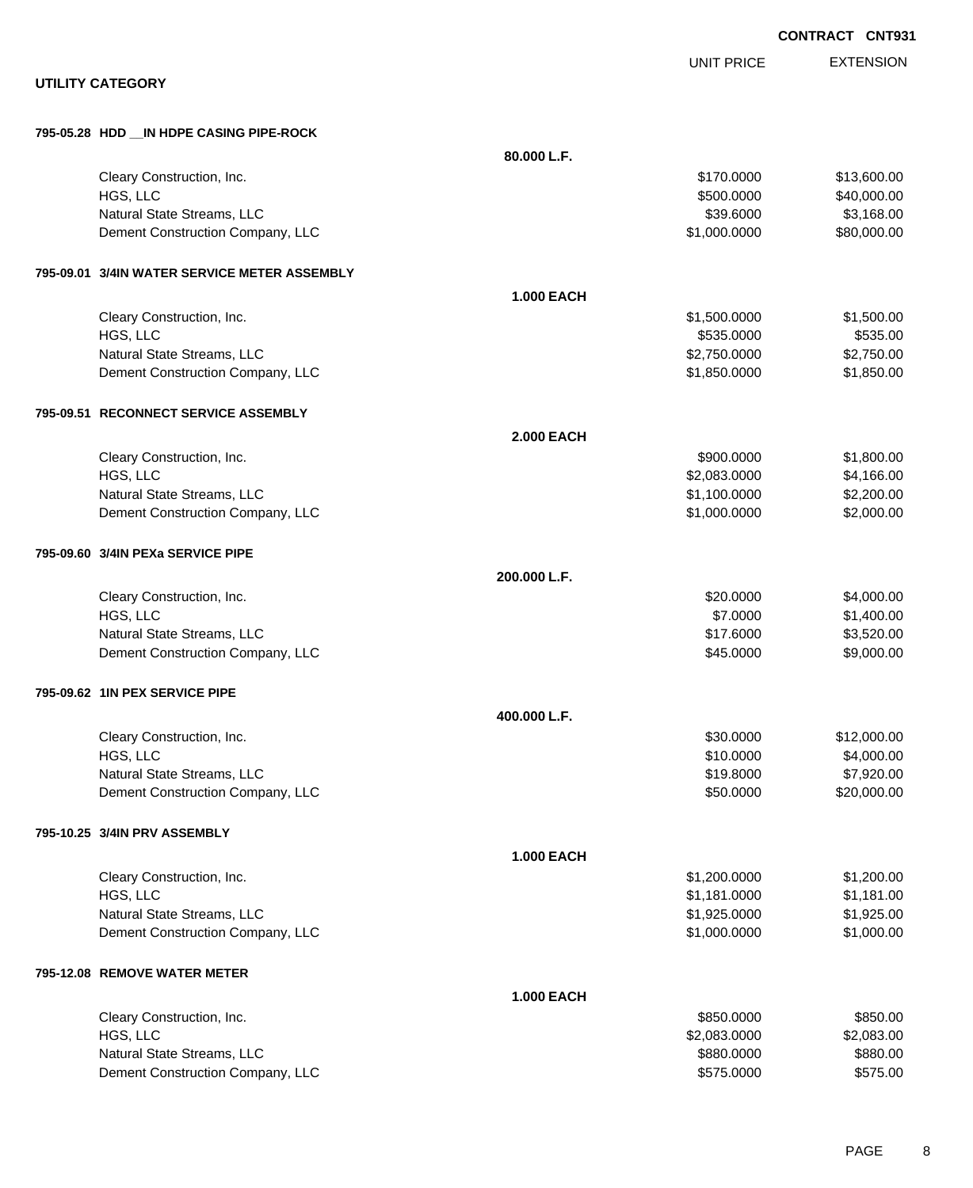**CONTRACT CNT931**

## UTILITY CATEGORY

| | | UNIT PRICE | EXTENSION |
|---|---|---|---|
| **795-05.28 HDD __IN HDPE CASING PIPE-ROCK** | | | |
| | **80.000 L.F.** | | |
| Cleary Construction, Inc. | | $170.0000 | $13,600.00 |
| HGS, LLC | | $500.0000 | $40,000.00 |
| Natural State Streams, LLC | | $39.6000 | $3,168.00 |
| Dement Construction Company, LLC | | $1,000.0000 | $80,000.00 |
| **795-09.01 3/4IN WATER SERVICE METER ASSEMBLY** | | | |
| | **1.000 EACH** | | |
| Cleary Construction, Inc. | | $1,500.0000 | $1,500.00 |
| HGS, LLC | | $535.0000 | $535.00 |
| Natural State Streams, LLC | | $2,750.0000 | $2,750.00 |
| Dement Construction Company, LLC | | $1,850.0000 | $1,850.00 |
| **795-09.51 RECONNECT SERVICE ASSEMBLY** | | | |
| | **2.000 EACH** | | |
| Cleary Construction, Inc. | | $900.0000 | $1,800.00 |
| HGS, LLC | | $2,083.0000 | $4,166.00 |
| Natural State Streams, LLC | | $1,100.0000 | $2,200.00 |
| Dement Construction Company, LLC | | $1,000.0000 | $2,000.00 |
| **795-09.60 3/4IN PEXa SERVICE PIPE** | | | |
| | **200.000 L.F.** | | |
| Cleary Construction, Inc. | | $20.0000 | $4,000.00 |
| HGS, LLC | | $7.0000 | $1,400.00 |
| Natural State Streams, LLC | | $17.6000 | $3,520.00 |
| Dement Construction Company, LLC | | $45.0000 | $9,000.00 |
| **795-09.62 1IN PEX SERVICE PIPE** | | | |
| | **400.000 L.F.** | | |
| Cleary Construction, Inc. | | $30.0000 | $12,000.00 |
| HGS, LLC | | $10.0000 | $4,000.00 |
| Natural State Streams, LLC | | $19.8000 | $7,920.00 |
| Dement Construction Company, LLC | | $50.0000 | $20,000.00 |
| **795-10.25 3/4IN PRV ASSEMBLY** | | | |
| | **1.000 EACH** | | |
| Cleary Construction, Inc. | | $1,200.0000 | $1,200.00 |
| HGS, LLC | | $1,181.0000 | $1,181.00 |
| Natural State Streams, LLC | | $1,925.0000 | $1,925.00 |
| Dement Construction Company, LLC | | $1,000.0000 | $1,000.00 |
| **795-12.08 REMOVE WATER METER** | | | |
| | **1.000 EACH** | | |
| Cleary Construction, Inc. | | $850.0000 | $850.00 |
| HGS, LLC | | $2,083.0000 | $2,083.00 |
| Natural State Streams, LLC | | $880.0000 | $880.00 |
| Dement Construction Company, LLC | | $575.0000 | $575.00 |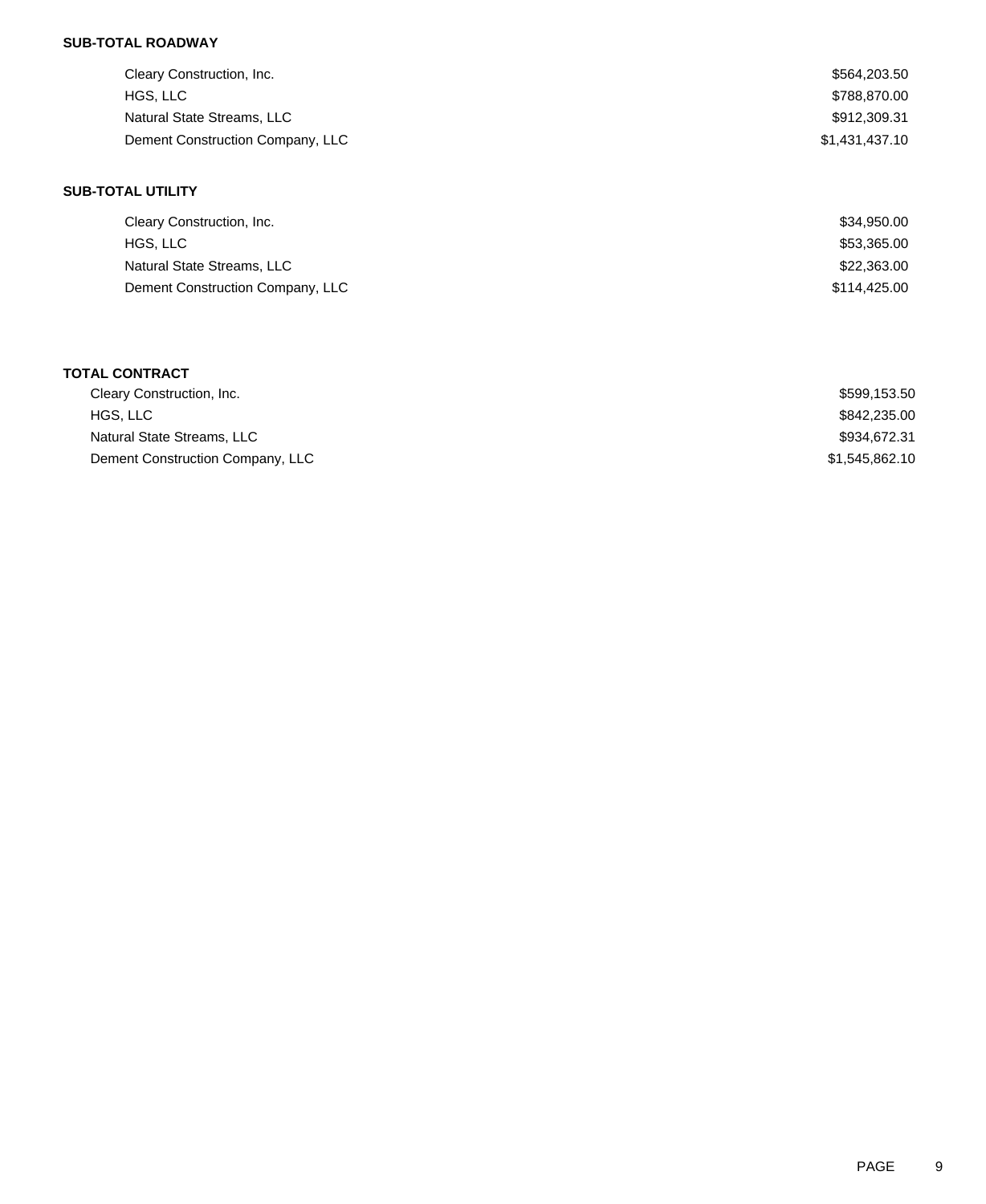**SUB-TOTAL ROADWAY**

| | |
|---|---|
| Cleary Construction, Inc. | $564,203.50 |
| HGS, LLC | $788,870.00 |
| Natural State Streams, LLC | $912,309.31 |
| Dement Construction Company, LLC | $1,431,437.10 |

**SUB-TOTAL UTILITY**

| | |
|---|---|
| Cleary Construction, Inc. | $34,950.00 |
| HGS, LLC | $53,365.00 |
| Natural State Streams, LLC | $22,363.00 |
| Dement Construction Company, LLC | $114,425.00 |

**TOTAL CONTRACT**

| | |
|---|---|
| Cleary Construction, Inc. | $599,153.50 |
| HGS, LLC | $842,235.00 |
| Natural State Streams, LLC | $934,672.31 |
| Dement Construction Company, LLC | $1,545,862.10 |